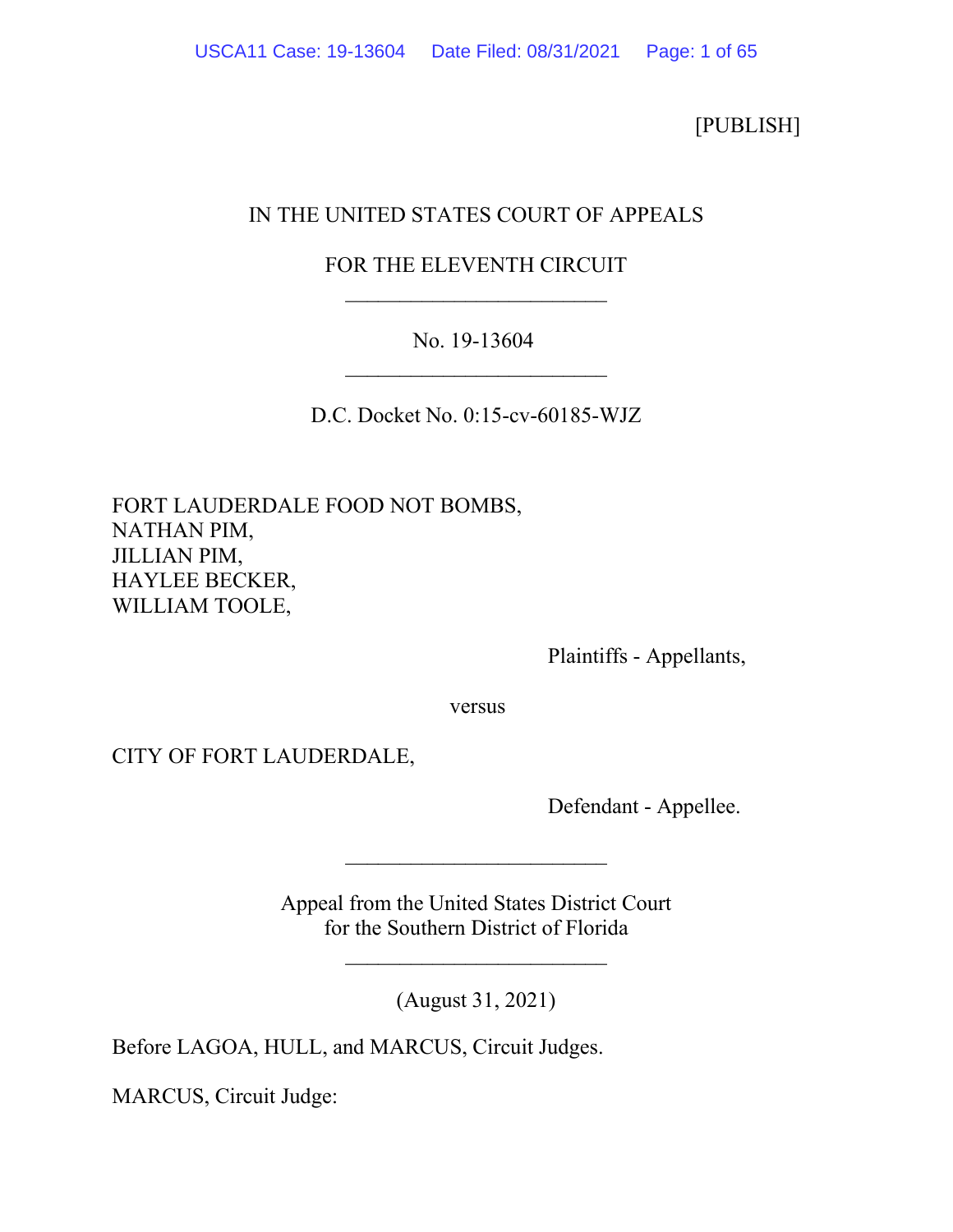[PUBLISH]

IN THE UNITED STATES COURT OF APPEALS

FOR THE ELEVENTH CIRCUIT

________________________

No. 19-13604

________________________

D.C. Docket No. 0:15-cv-60185-WJZ

FORT LAUDERDALE FOOD NOT BOMBS,
NATHAN PIM,
JILLIAN PIM,
HAYLEE BECKER,
WILLIAM TOOLE,

Plaintiffs - Appellants,

versus

CITY OF FORT LAUDERDALE,

Defendant - Appellee.

________________________

Appeal from the United States District Court
for the Southern District of Florida

________________________

(August 31, 2021)

Before LAGOA, HULL, and MARCUS, Circuit Judges.

MARCUS, Circuit Judge: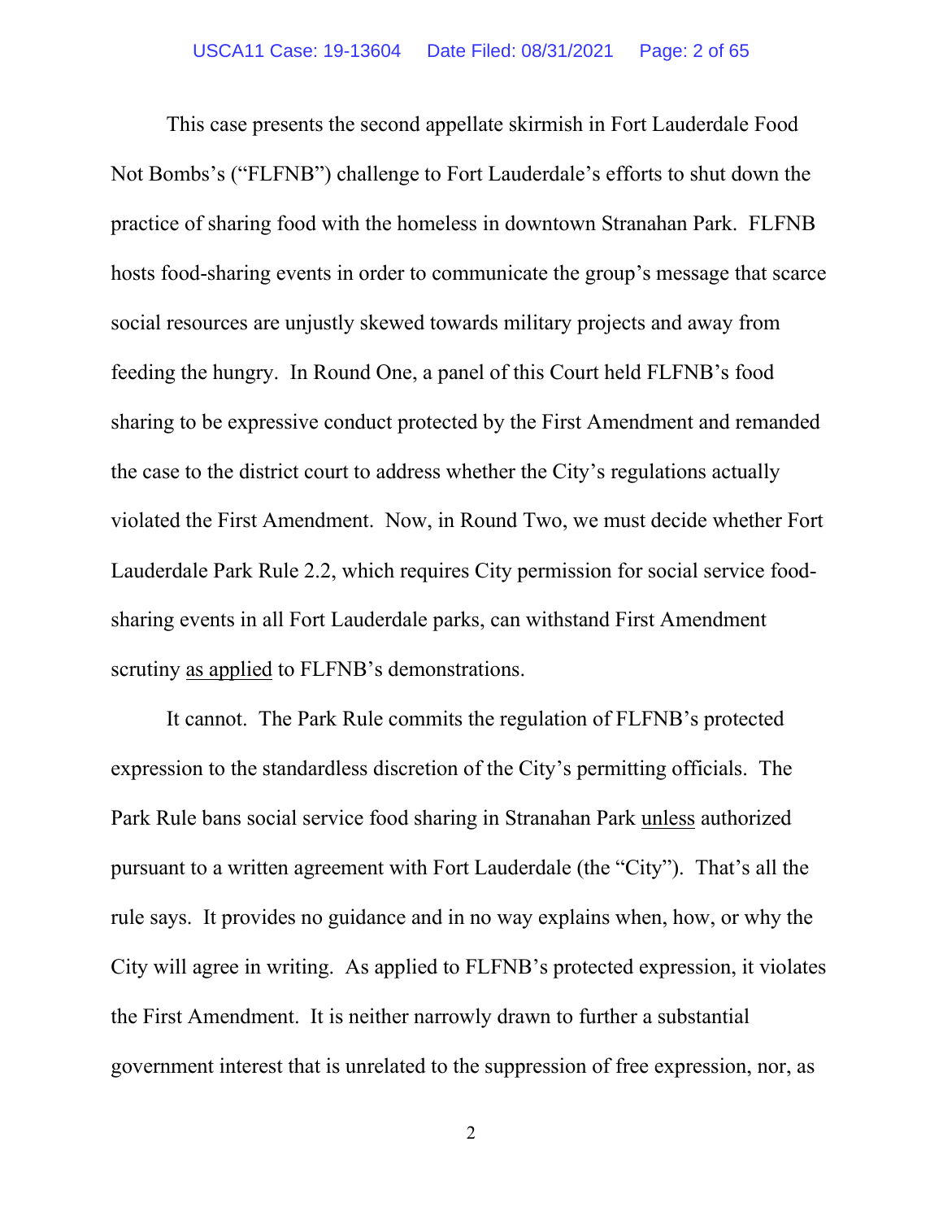This case presents the second appellate skirmish in Fort Lauderdale Food Not Bombs's ("FLFNB") challenge to Fort Lauderdale's efforts to shut down the practice of sharing food with the homeless in downtown Stranahan Park. FLFNB hosts food-sharing events in order to communicate the group's message that scarce social resources are unjustly skewed towards military projects and away from feeding the hungry. In Round One, a panel of this Court held FLFNB's food sharing to be expressive conduct protected by the First Amendment and remanded the case to the district court to address whether the City's regulations actually violated the First Amendment. Now, in Round Two, we must decide whether Fort Lauderdale Park Rule 2.2, which requires City permission for social service food-sharing events in all Fort Lauderdale parks, can withstand First Amendment scrutiny <u>as applied</u> to FLFNB's demonstrations.

It cannot. The Park Rule commits the regulation of FLFNB's protected expression to the standardless discretion of the City's permitting officials. The Park Rule bans social service food sharing in Stranahan Park <u>unless</u> authorized pursuant to a written agreement with Fort Lauderdale (the "City"). That's all the rule says. It provides no guidance and in no way explains when, how, or why the City will agree in writing. As applied to FLFNB's protected expression, it violates the First Amendment. It is neither narrowly drawn to further a substantial government interest that is unrelated to the suppression of free expression, nor, as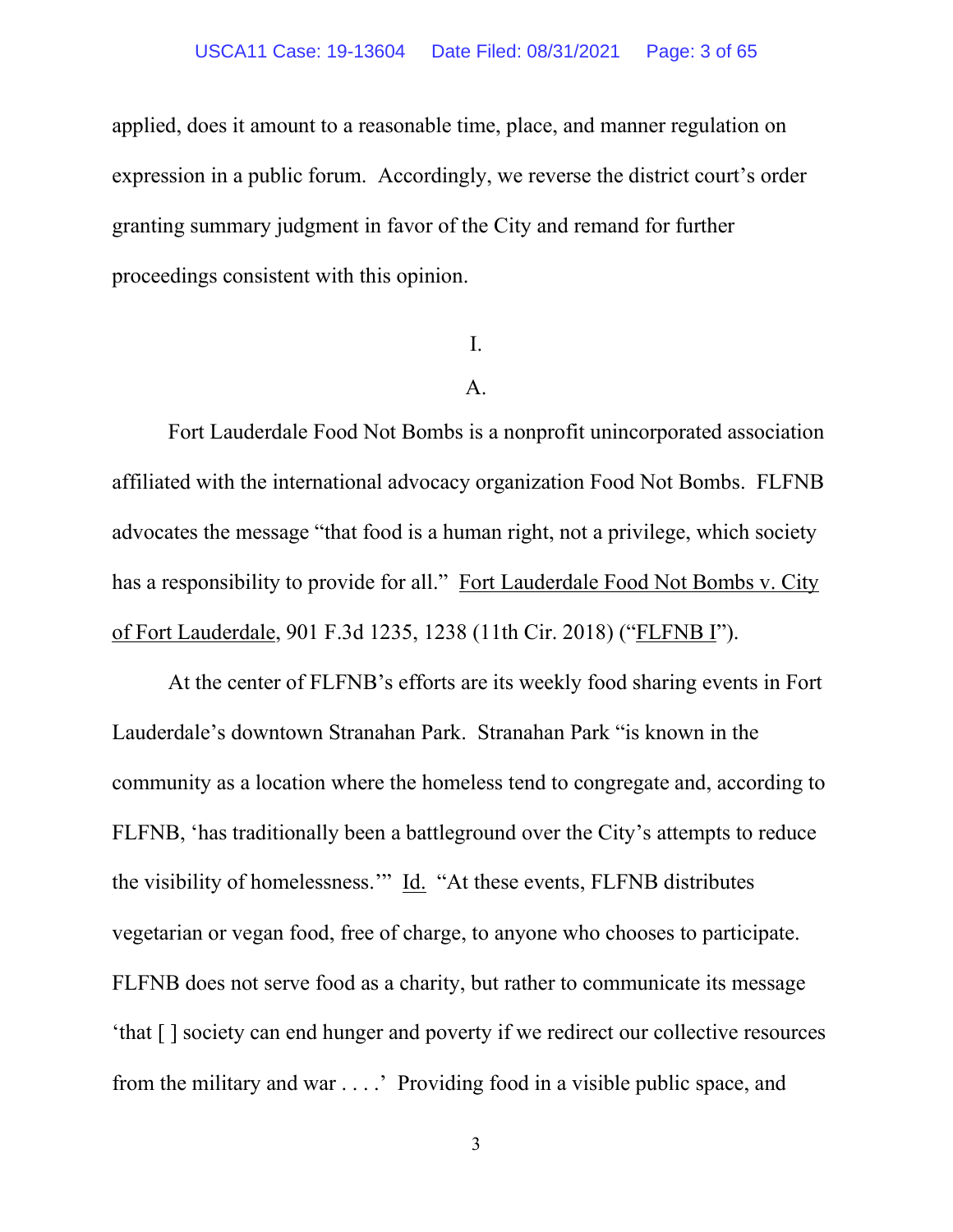applied, does it amount to a reasonable time, place, and manner regulation on expression in a public forum. Accordingly, we reverse the district court's order granting summary judgment in favor of the City and remand for further proceedings consistent with this opinion.

## I.

### A.

Fort Lauderdale Food Not Bombs is a nonprofit unincorporated association affiliated with the international advocacy organization Food Not Bombs. FLFNB advocates the message "that food is a human right, not a privilege, which society has a responsibility to provide for all." Fort Lauderdale Food Not Bombs v. City of Fort Lauderdale, 901 F.3d 1235, 1238 (11th Cir. 2018) ("FLFNB I").

At the center of FLFNB's efforts are its weekly food sharing events in Fort Lauderdale's downtown Stranahan Park. Stranahan Park "is known in the community as a location where the homeless tend to congregate and, according to FLFNB, 'has traditionally been a battleground over the City's attempts to reduce the visibility of homelessness.'" Id. "At these events, FLFNB distributes vegetarian or vegan food, free of charge, to anyone who chooses to participate. FLFNB does not serve food as a charity, but rather to communicate its message 'that [ ] society can end hunger and poverty if we redirect our collective resources from the military and war . . . .' Providing food in a visible public space, and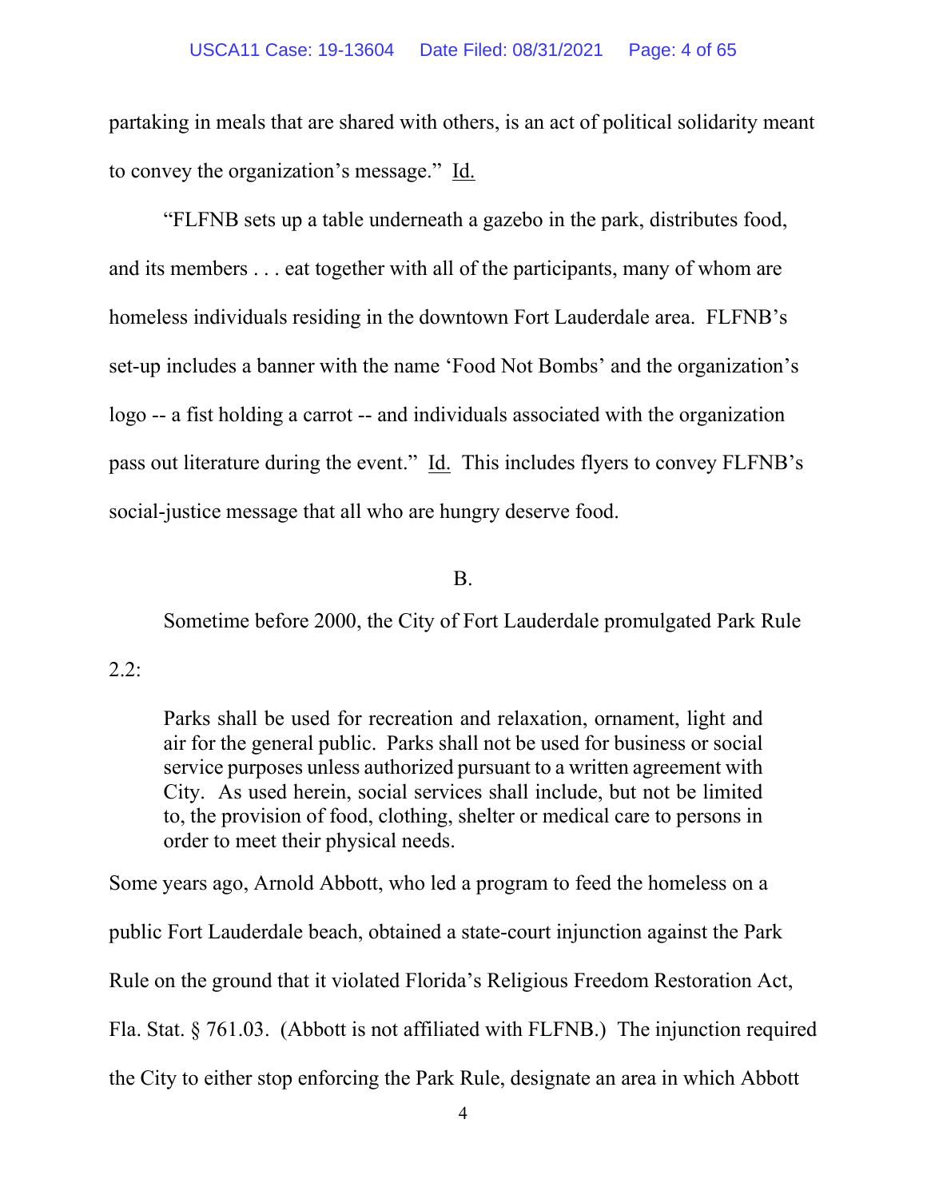partaking in meals that are shared with others, is an act of political solidarity meant to convey the organization's message." Id.

"FLFNB sets up a table underneath a gazebo in the park, distributes food, and its members . . . eat together with all of the participants, many of whom are homeless individuals residing in the downtown Fort Lauderdale area. FLFNB's set-up includes a banner with the name 'Food Not Bombs' and the organization's logo -- a fist holding a carrot -- and individuals associated with the organization pass out literature during the event." Id. This includes flyers to convey FLFNB's social-justice message that all who are hungry deserve food.

B.

Sometime before 2000, the City of Fort Lauderdale promulgated Park Rule 2.2:

> Parks shall be used for recreation and relaxation, ornament, light and air for the general public. Parks shall not be used for business or social service purposes unless authorized pursuant to a written agreement with City. As used herein, social services shall include, but not be limited to, the provision of food, clothing, shelter or medical care to persons in order to meet their physical needs.

Some years ago, Arnold Abbott, who led a program to feed the homeless on a public Fort Lauderdale beach, obtained a state-court injunction against the Park Rule on the ground that it violated Florida's Religious Freedom Restoration Act, Fla. Stat. § 761.03. (Abbott is not affiliated with FLFNB.) The injunction required the City to either stop enforcing the Park Rule, designate an area in which Abbott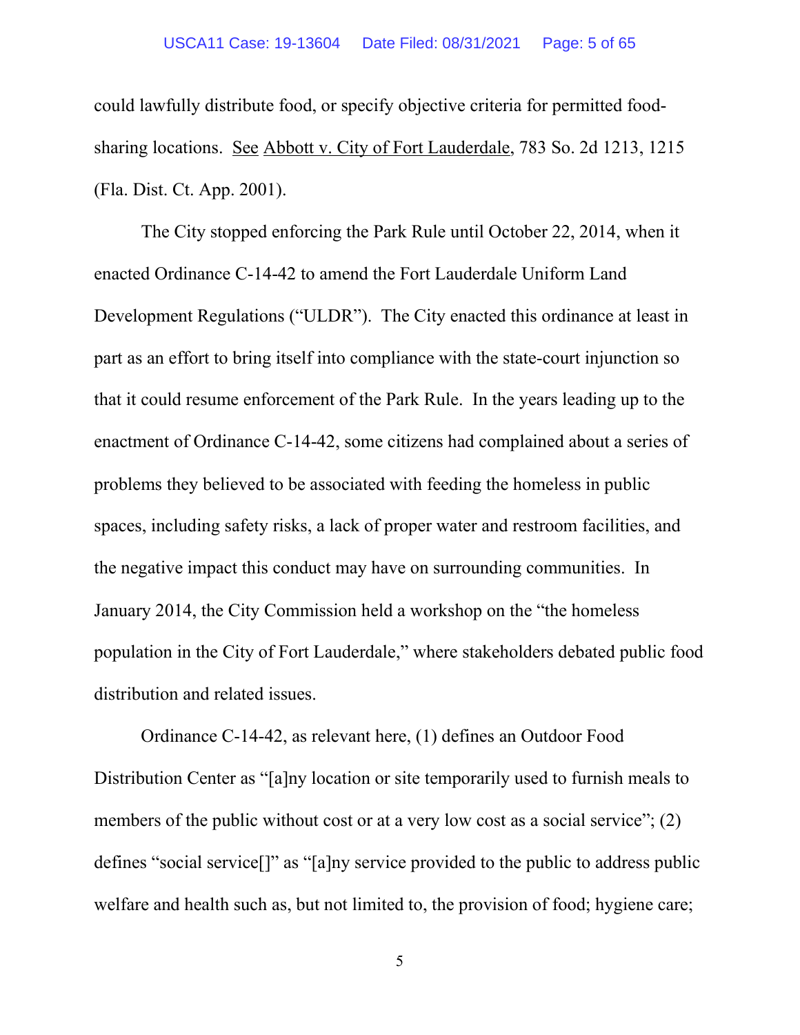could lawfully distribute food, or specify objective criteria for permitted food-sharing locations. See Abbott v. City of Fort Lauderdale, 783 So. 2d 1213, 1215 (Fla. Dist. Ct. App. 2001).

The City stopped enforcing the Park Rule until October 22, 2014, when it enacted Ordinance C-14-42 to amend the Fort Lauderdale Uniform Land Development Regulations ("ULDR"). The City enacted this ordinance at least in part as an effort to bring itself into compliance with the state-court injunction so that it could resume enforcement of the Park Rule. In the years leading up to the enactment of Ordinance C-14-42, some citizens had complained about a series of problems they believed to be associated with feeding the homeless in public spaces, including safety risks, a lack of proper water and restroom facilities, and the negative impact this conduct may have on surrounding communities. In January 2014, the City Commission held a workshop on the "the homeless population in the City of Fort Lauderdale," where stakeholders debated public food distribution and related issues.

Ordinance C-14-42, as relevant here, (1) defines an Outdoor Food Distribution Center as "[a]ny location or site temporarily used to furnish meals to members of the public without cost or at a very low cost as a social service"; (2) defines "social service[]" as "[a]ny service provided to the public to address public welfare and health such as, but not limited to, the provision of food; hygiene care;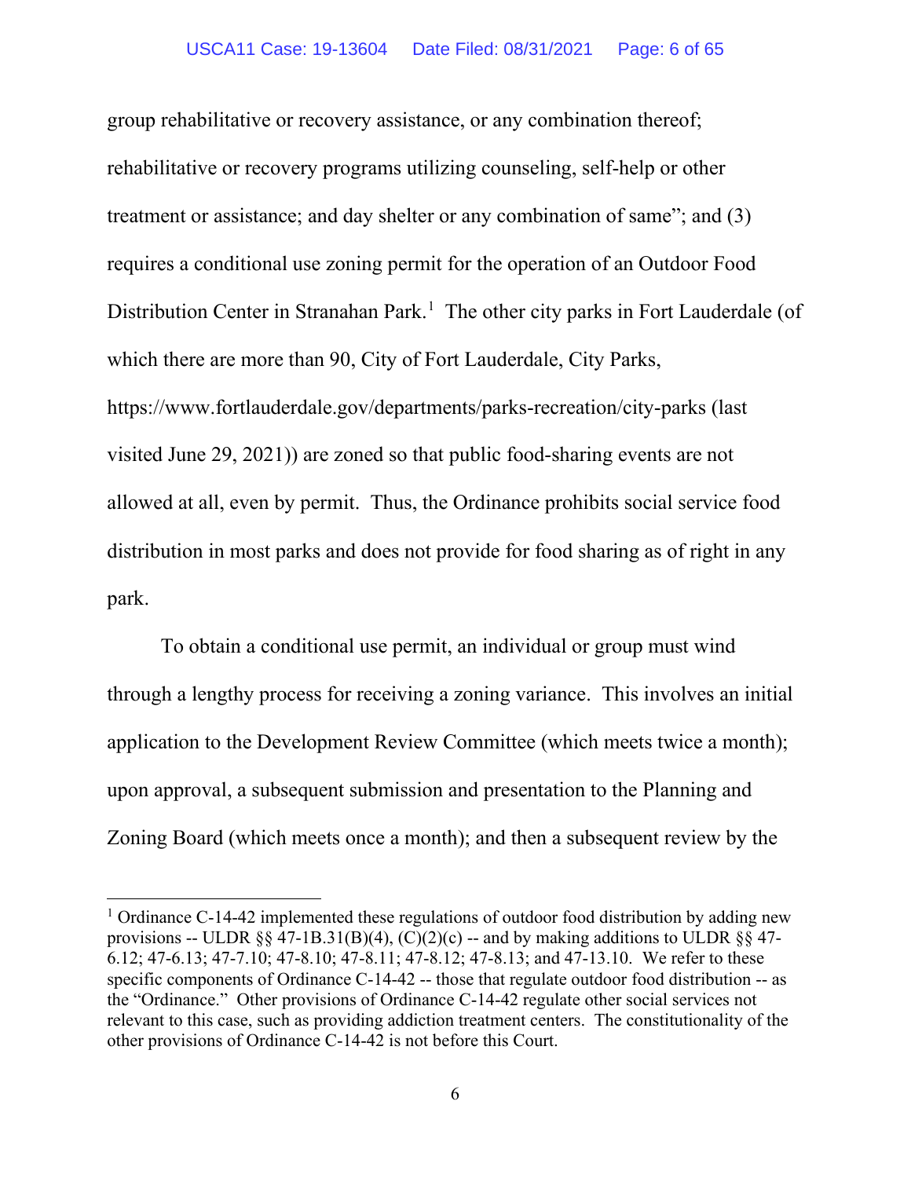group rehabilitative or recovery assistance, or any combination thereof; rehabilitative or recovery programs utilizing counseling, self-help or other treatment or assistance; and day shelter or any combination of same"; and (3) requires a conditional use zoning permit for the operation of an Outdoor Food Distribution Center in Stranahan Park.[1] The other city parks in Fort Lauderdale (of which there are more than 90, City of Fort Lauderdale, City Parks, https://www.fortlauderdale.gov/departments/parks-recreation/city-parks (last visited June 29, 2021)) are zoned so that public food-sharing events are not allowed at all, even by permit. Thus, the Ordinance prohibits social service food distribution in most parks and does not provide for food sharing as of right in any park.

To obtain a conditional use permit, an individual or group must wind through a lengthy process for receiving a zoning variance. This involves an initial application to the Development Review Committee (which meets twice a month); upon approval, a subsequent submission and presentation to the Planning and Zoning Board (which meets once a month); and then a subsequent review by the

---

[1] Ordinance C-14-42 implemented these regulations of outdoor food distribution by adding new provisions -- ULDR §§ 47-1B.31(B)(4), (C)(2)(c) -- and by making additions to ULDR §§ 47-6.12; 47-6.13; 47-7.10; 47-8.10; 47-8.11; 47-8.12; 47-8.13; and 47-13.10. We refer to these specific components of Ordinance C-14-42 -- those that regulate outdoor food distribution -- as the "Ordinance." Other provisions of Ordinance C-14-42 regulate other social services not relevant to this case, such as providing addiction treatment centers. The constitutionality of the other provisions of Ordinance C-14-42 is not before this Court.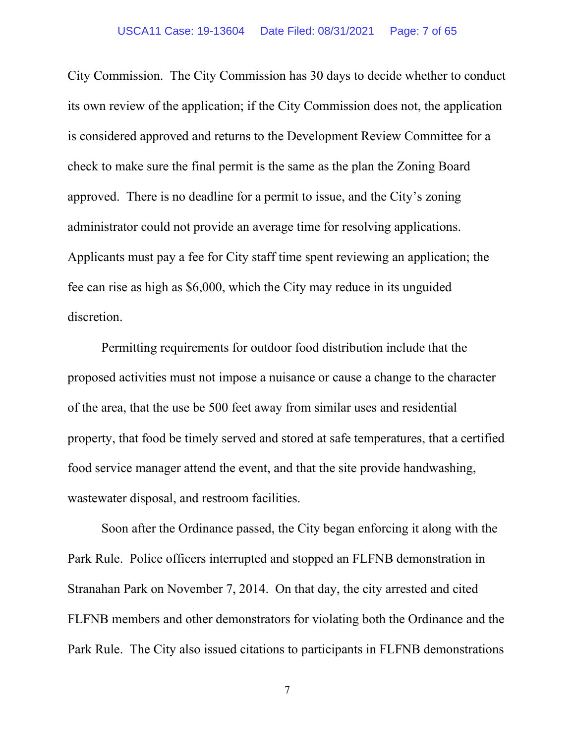City Commission. The City Commission has 30 days to decide whether to conduct its own review of the application; if the City Commission does not, the application is considered approved and returns to the Development Review Committee for a check to make sure the final permit is the same as the plan the Zoning Board approved. There is no deadline for a permit to issue, and the City's zoning administrator could not provide an average time for resolving applications. Applicants must pay a fee for City staff time spent reviewing an application; the fee can rise as high as $6,000, which the City may reduce in its unguided discretion.

Permitting requirements for outdoor food distribution include that the proposed activities must not impose a nuisance or cause a change to the character of the area, that the use be 500 feet away from similar uses and residential property, that food be timely served and stored at safe temperatures, that a certified food service manager attend the event, and that the site provide handwashing, wastewater disposal, and restroom facilities.

Soon after the Ordinance passed, the City began enforcing it along with the Park Rule. Police officers interrupted and stopped an FLFNB demonstration in Stranahan Park on November 7, 2014. On that day, the city arrested and cited FLFNB members and other demonstrators for violating both the Ordinance and the Park Rule. The City also issued citations to participants in FLFNB demonstrations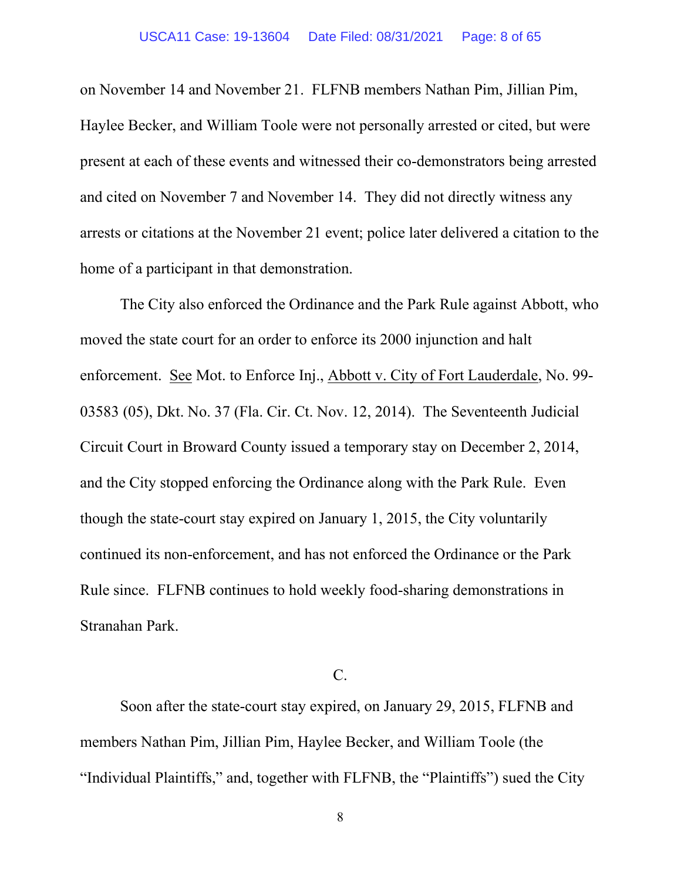on November 14 and November 21. FLFNB members Nathan Pim, Jillian Pim, Haylee Becker, and William Toole were not personally arrested or cited, but were present at each of these events and witnessed their co-demonstrators being arrested and cited on November 7 and November 14. They did not directly witness any arrests or citations at the November 21 event; police later delivered a citation to the home of a participant in that demonstration.

The City also enforced the Ordinance and the Park Rule against Abbott, who moved the state court for an order to enforce its 2000 injunction and halt enforcement. See Mot. to Enforce Inj., Abbott v. City of Fort Lauderdale, No. 99-03583 (05), Dkt. No. 37 (Fla. Cir. Ct. Nov. 12, 2014). The Seventeenth Judicial Circuit Court in Broward County issued a temporary stay on December 2, 2014, and the City stopped enforcing the Ordinance along with the Park Rule. Even though the state-court stay expired on January 1, 2015, the City voluntarily continued its non-enforcement, and has not enforced the Ordinance or the Park Rule since. FLFNB continues to hold weekly food-sharing demonstrations in Stranahan Park.

C.

Soon after the state-court stay expired, on January 29, 2015, FLFNB and members Nathan Pim, Jillian Pim, Haylee Becker, and William Toole (the "Individual Plaintiffs," and, together with FLFNB, the "Plaintiffs") sued the City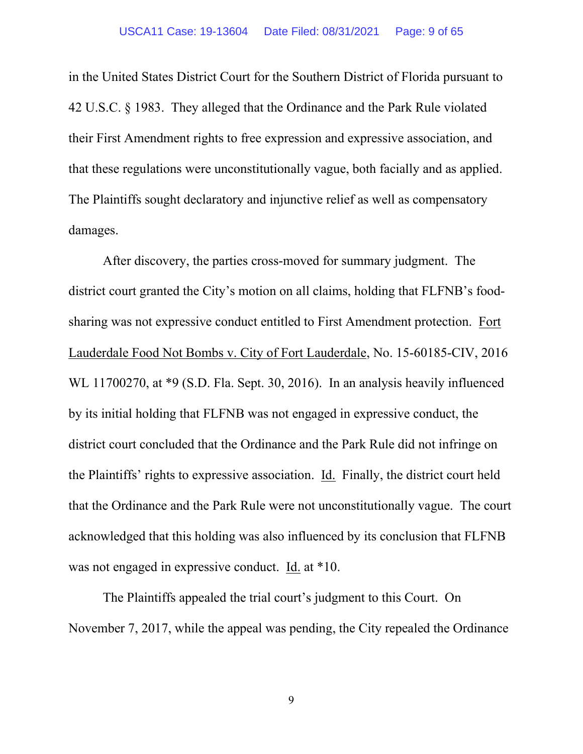in the United States District Court for the Southern District of Florida pursuant to 42 U.S.C. § 1983. They alleged that the Ordinance and the Park Rule violated their First Amendment rights to free expression and expressive association, and that these regulations were unconstitutionally vague, both facially and as applied. The Plaintiffs sought declaratory and injunctive relief as well as compensatory damages.

After discovery, the parties cross-moved for summary judgment. The district court granted the City's motion on all claims, holding that FLFNB's food-sharing was not expressive conduct entitled to First Amendment protection. Fort Lauderdale Food Not Bombs v. City of Fort Lauderdale, No. 15-60185-CIV, 2016 WL 11700270, at *9 (S.D. Fla. Sept. 30, 2016). In an analysis heavily influenced by its initial holding that FLFNB was not engaged in expressive conduct, the district court concluded that the Ordinance and the Park Rule did not infringe on the Plaintiffs' rights to expressive association. Id. Finally, the district court held that the Ordinance and the Park Rule were not unconstitutionally vague. The court acknowledged that this holding was also influenced by its conclusion that FLFNB was not engaged in expressive conduct. Id. at *10.

The Plaintiffs appealed the trial court's judgment to this Court. On November 7, 2017, while the appeal was pending, the City repealed the Ordinance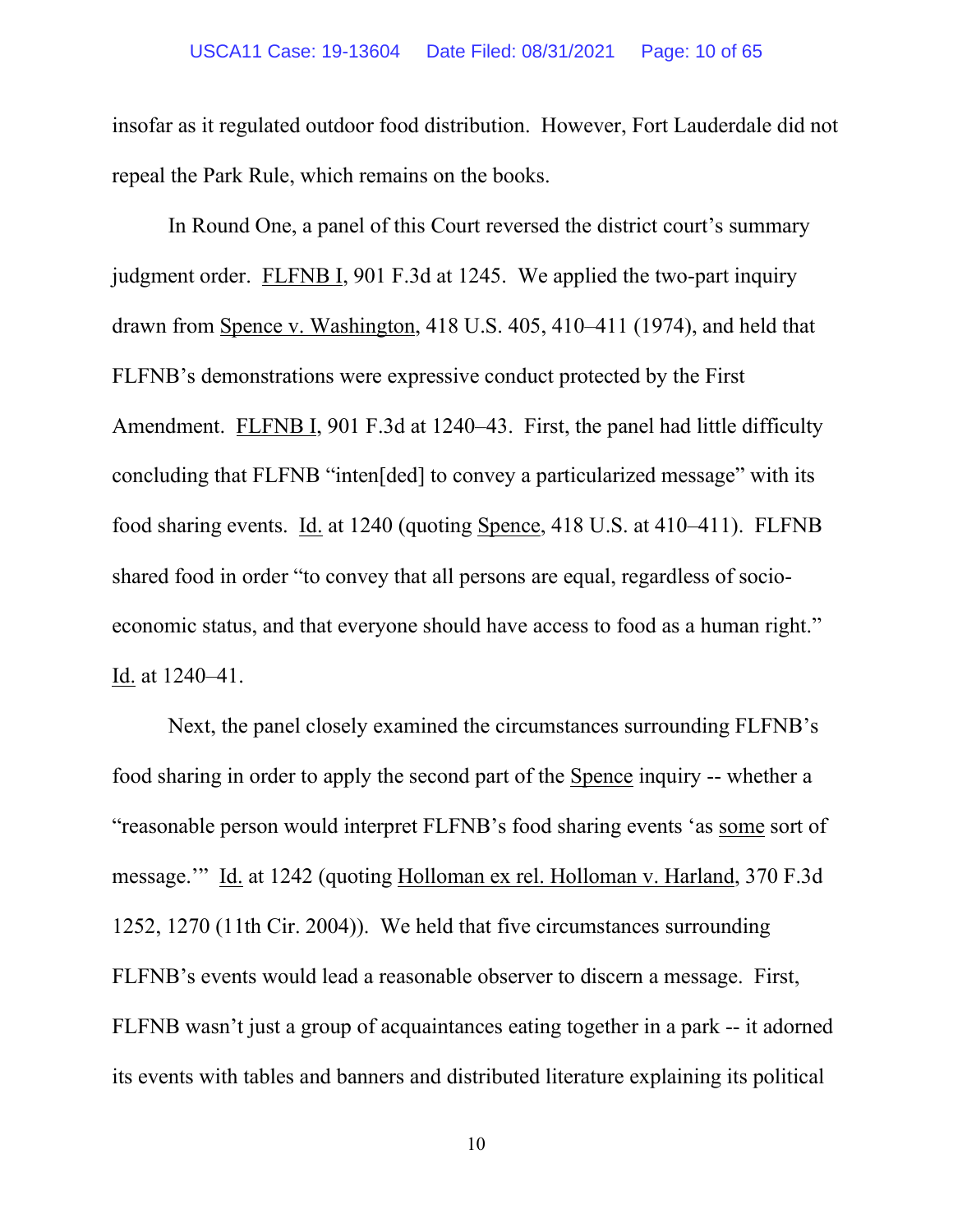insofar as it regulated outdoor food distribution. However, Fort Lauderdale did not repeal the Park Rule, which remains on the books.

In Round One, a panel of this Court reversed the district court's summary judgment order. FLFNB I, 901 F.3d at 1245. We applied the two-part inquiry drawn from Spence v. Washington, 418 U.S. 405, 410–411 (1974), and held that FLFNB's demonstrations were expressive conduct protected by the First Amendment. FLFNB I, 901 F.3d at 1240–43. First, the panel had little difficulty concluding that FLFNB "inten[ded] to convey a particularized message" with its food sharing events. Id. at 1240 (quoting Spence, 418 U.S. at 410–411). FLFNB shared food in order "to convey that all persons are equal, regardless of socio-economic status, and that everyone should have access to food as a human right." Id. at 1240–41.

Next, the panel closely examined the circumstances surrounding FLFNB's food sharing in order to apply the second part of the Spence inquiry -- whether a "reasonable person would interpret FLFNB's food sharing events 'as some sort of message.'" Id. at 1242 (quoting Holloman ex rel. Holloman v. Harland, 370 F.3d 1252, 1270 (11th Cir. 2004)). We held that five circumstances surrounding FLFNB's events would lead a reasonable observer to discern a message. First, FLFNB wasn't just a group of acquaintances eating together in a park -- it adorned its events with tables and banners and distributed literature explaining its political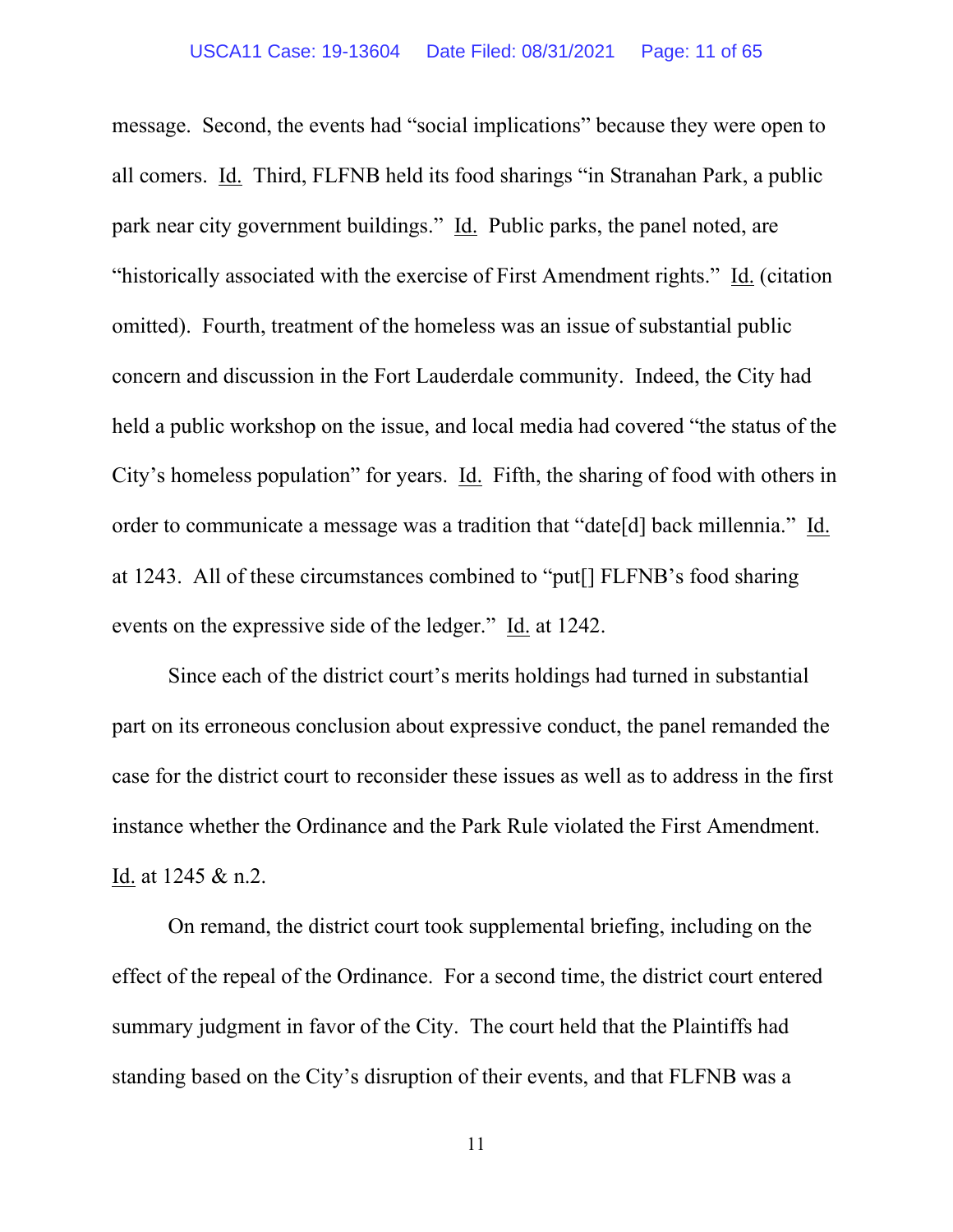message. Second, the events had "social implications" because they were open to all comers. Id. Third, FLFNB held its food sharings "in Stranahan Park, a public park near city government buildings." Id. Public parks, the panel noted, are "historically associated with the exercise of First Amendment rights." Id. (citation omitted). Fourth, treatment of the homeless was an issue of substantial public concern and discussion in the Fort Lauderdale community. Indeed, the City had held a public workshop on the issue, and local media had covered "the status of the City's homeless population" for years. Id. Fifth, the sharing of food with others in order to communicate a message was a tradition that "date[d] back millennia." Id. at 1243. All of these circumstances combined to "put[] FLFNB's food sharing events on the expressive side of the ledger." Id. at 1242.

Since each of the district court's merits holdings had turned in substantial part on its erroneous conclusion about expressive conduct, the panel remanded the case for the district court to reconsider these issues as well as to address in the first instance whether the Ordinance and the Park Rule violated the First Amendment. Id. at 1245 & n.2.

On remand, the district court took supplemental briefing, including on the effect of the repeal of the Ordinance. For a second time, the district court entered summary judgment in favor of the City. The court held that the Plaintiffs had standing based on the City's disruption of their events, and that FLFNB was a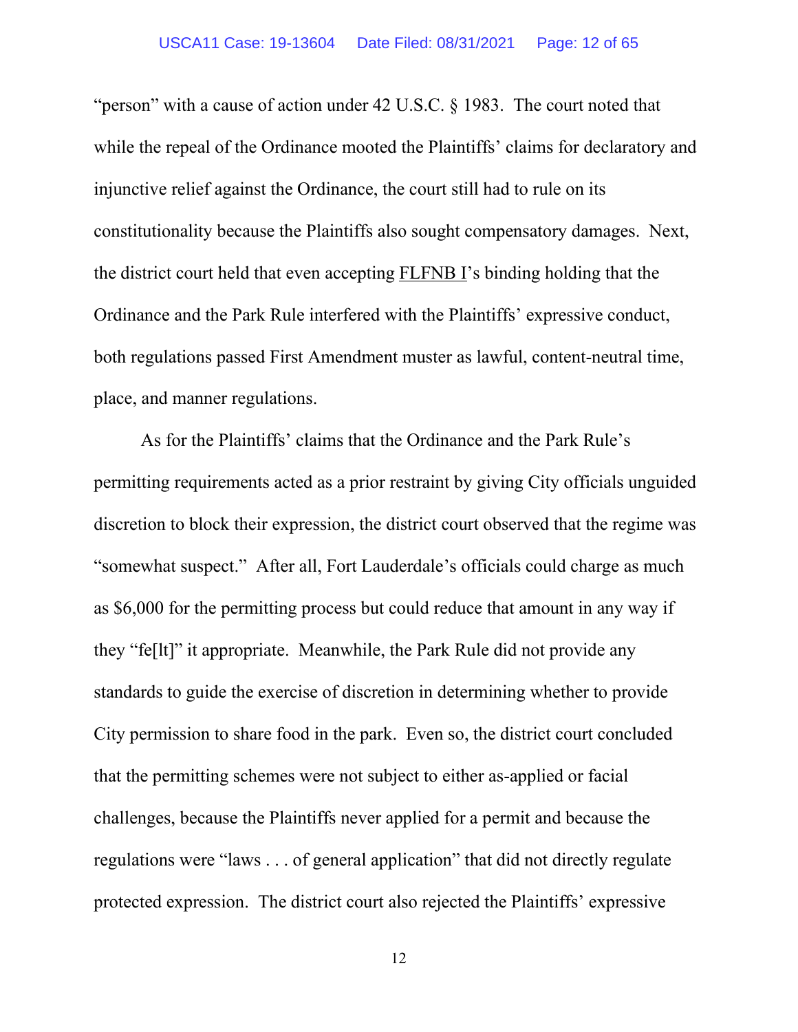"person" with a cause of action under 42 U.S.C. § 1983. The court noted that while the repeal of the Ordinance mooted the Plaintiffs' claims for declaratory and injunctive relief against the Ordinance, the court still had to rule on its constitutionality because the Plaintiffs also sought compensatory damages. Next, the district court held that even accepting <u>FLFNB I</u>'s binding holding that the Ordinance and the Park Rule interfered with the Plaintiffs' expressive conduct, both regulations passed First Amendment muster as lawful, content-neutral time, place, and manner regulations.

As for the Plaintiffs' claims that the Ordinance and the Park Rule's permitting requirements acted as a prior restraint by giving City officials unguided discretion to block their expression, the district court observed that the regime was "somewhat suspect." After all, Fort Lauderdale's officials could charge as much as $6,000 for the permitting process but could reduce that amount in any way if they "fe[lt]" it appropriate. Meanwhile, the Park Rule did not provide any standards to guide the exercise of discretion in determining whether to provide City permission to share food in the park. Even so, the district court concluded that the permitting schemes were not subject to either as-applied or facial challenges, because the Plaintiffs never applied for a permit and because the regulations were "laws . . . of general application" that did not directly regulate protected expression. The district court also rejected the Plaintiffs' expressive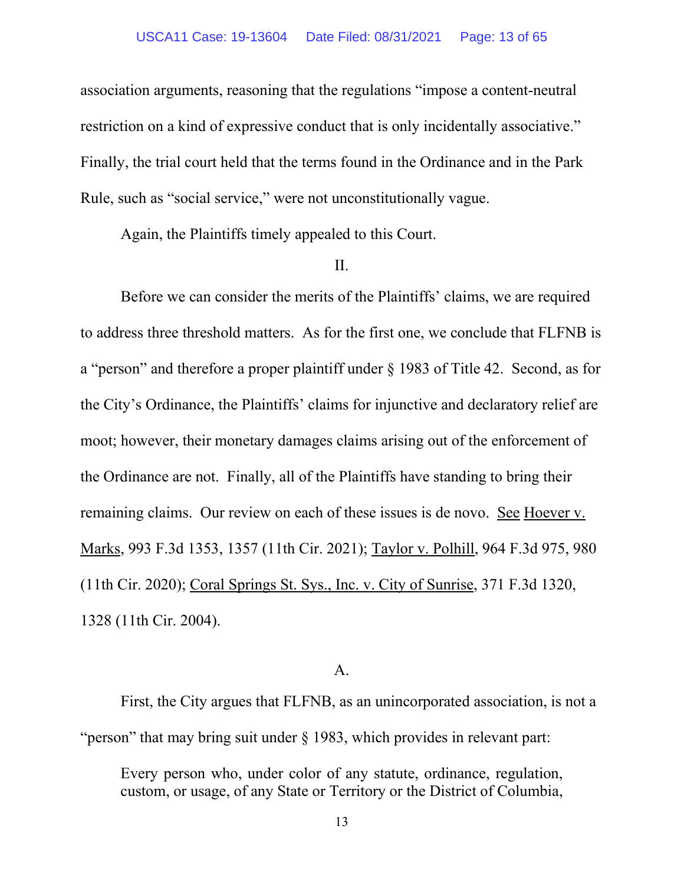association arguments, reasoning that the regulations "impose a content-neutral restriction on a kind of expressive conduct that is only incidentally associative." Finally, the trial court held that the terms found in the Ordinance and in the Park Rule, such as "social service," were not unconstitutionally vague.

Again, the Plaintiffs timely appealed to this Court.

## II.

Before we can consider the merits of the Plaintiffs' claims, we are required to address three threshold matters. As for the first one, we conclude that FLFNB is a "person" and therefore a proper plaintiff under § 1983 of Title 42. Second, as for the City's Ordinance, the Plaintiffs' claims for injunctive and declaratory relief are moot; however, their monetary damages claims arising out of the enforcement of the Ordinance are not. Finally, all of the Plaintiffs have standing to bring their remaining claims. Our review on each of these issues is de novo. See Hoever v. Marks, 993 F.3d 1353, 1357 (11th Cir. 2021); Taylor v. Polhill, 964 F.3d 975, 980 (11th Cir. 2020); Coral Springs St. Sys., Inc. v. City of Sunrise, 371 F.3d 1320, 1328 (11th Cir. 2004).

### A.

First, the City argues that FLFNB, as an unincorporated association, is not a "person" that may bring suit under § 1983, which provides in relevant part:

> Every person who, under color of any statute, ordinance, regulation, custom, or usage, of any State or Territory or the District of Columbia,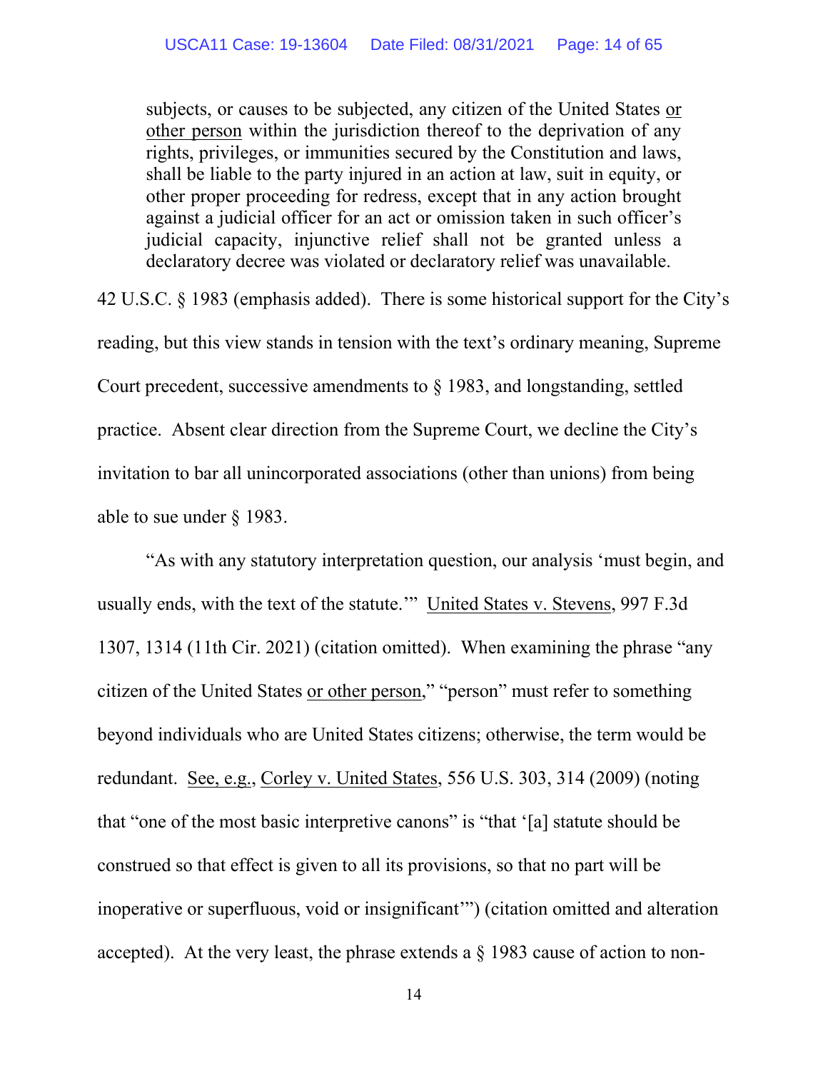> subjects, or causes to be subjected, any citizen of the United States <u>or other person</u> within the jurisdiction thereof to the deprivation of any rights, privileges, or immunities secured by the Constitution and laws, shall be liable to the party injured in an action at law, suit in equity, or other proper proceeding for redress, except that in any action brought against a judicial officer for an act or omission taken in such officer's judicial capacity, injunctive relief shall not be granted unless a declaratory decree was violated or declaratory relief was unavailable.

42 U.S.C. § 1983 (emphasis added). There is some historical support for the City's reading, but this view stands in tension with the text's ordinary meaning, Supreme Court precedent, successive amendments to § 1983, and longstanding, settled practice. Absent clear direction from the Supreme Court, we decline the City's invitation to bar all unincorporated associations (other than unions) from being able to sue under § 1983.

"As with any statutory interpretation question, our analysis 'must begin, and usually ends, with the text of the statute.'" <u>United States v. Stevens</u>, 997 F.3d 1307, 1314 (11th Cir. 2021) (citation omitted). When examining the phrase "any citizen of the United States <u>or other person</u>," "person" must refer to something beyond individuals who are United States citizens; otherwise, the term would be redundant. <u>See, e.g.</u>, <u>Corley v. United States</u>, 556 U.S. 303, 314 (2009) (noting that "one of the most basic interpretive canons" is "that '[a] statute should be construed so that effect is given to all its provisions, so that no part will be inoperative or superfluous, void or insignificant'") (citation omitted and alteration accepted). At the very least, the phrase extends a § 1983 cause of action to non-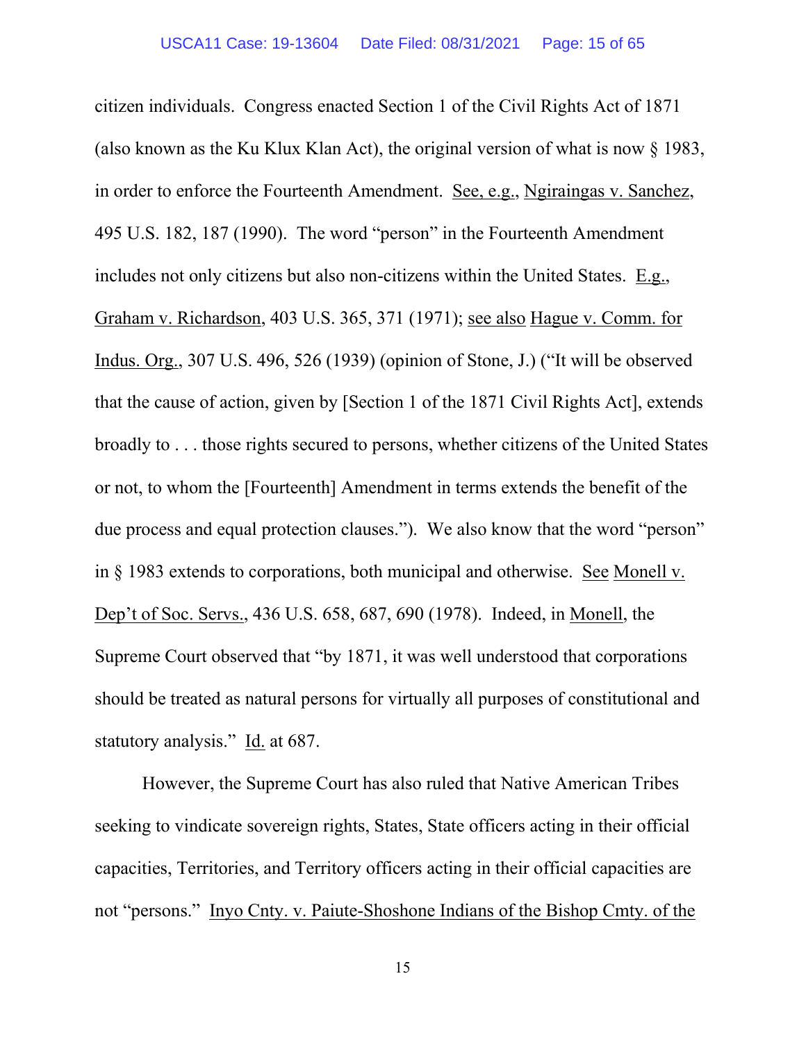citizen individuals. Congress enacted Section 1 of the Civil Rights Act of 1871 (also known as the Ku Klux Klan Act), the original version of what is now § 1983, in order to enforce the Fourteenth Amendment. See, e.g., Ngiraingas v. Sanchez, 495 U.S. 182, 187 (1990). The word "person" in the Fourteenth Amendment includes not only citizens but also non-citizens within the United States. E.g., Graham v. Richardson, 403 U.S. 365, 371 (1971); see also Hague v. Comm. for Indus. Org., 307 U.S. 496, 526 (1939) (opinion of Stone, J.) ("It will be observed that the cause of action, given by [Section 1 of the 1871 Civil Rights Act], extends broadly to . . . those rights secured to persons, whether citizens of the United States or not, to whom the [Fourteenth] Amendment in terms extends the benefit of the due process and equal protection clauses."). We also know that the word "person" in § 1983 extends to corporations, both municipal and otherwise. See Monell v. Dep't of Soc. Servs., 436 U.S. 658, 687, 690 (1978). Indeed, in Monell, the Supreme Court observed that "by 1871, it was well understood that corporations should be treated as natural persons for virtually all purposes of constitutional and statutory analysis." Id. at 687.

However, the Supreme Court has also ruled that Native American Tribes seeking to vindicate sovereign rights, States, State officers acting in their official capacities, Territories, and Territory officers acting in their official capacities are not "persons." Inyo Cnty. v. Paiute-Shoshone Indians of the Bishop Cmty. of the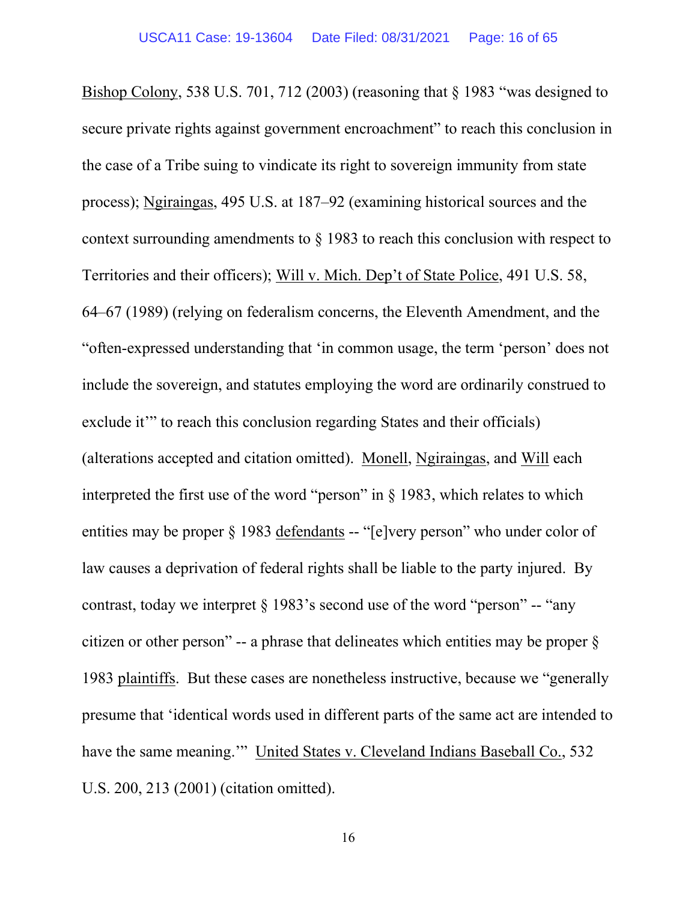Bishop Colony, 538 U.S. 701, 712 (2003) (reasoning that § 1983 "was designed to secure private rights against government encroachment" to reach this conclusion in the case of a Tribe suing to vindicate its right to sovereign immunity from state process); Ngiraingas, 495 U.S. at 187–92 (examining historical sources and the context surrounding amendments to § 1983 to reach this conclusion with respect to Territories and their officers); Will v. Mich. Dep't of State Police, 491 U.S. 58, 64–67 (1989) (relying on federalism concerns, the Eleventh Amendment, and the "often-expressed understanding that 'in common usage, the term 'person' does not include the sovereign, and statutes employing the word are ordinarily construed to exclude it'" to reach this conclusion regarding States and their officials) (alterations accepted and citation omitted). Monell, Ngiraingas, and Will each interpreted the first use of the word "person" in § 1983, which relates to which entities may be proper § 1983 defendants -- "[e]very person" who under color of law causes a deprivation of federal rights shall be liable to the party injured. By contrast, today we interpret § 1983's second use of the word "person" -- "any citizen or other person" -- a phrase that delineates which entities may be proper § 1983 plaintiffs. But these cases are nonetheless instructive, because we "generally presume that 'identical words used in different parts of the same act are intended to have the same meaning.'" United States v. Cleveland Indians Baseball Co., 532 U.S. 200, 213 (2001) (citation omitted).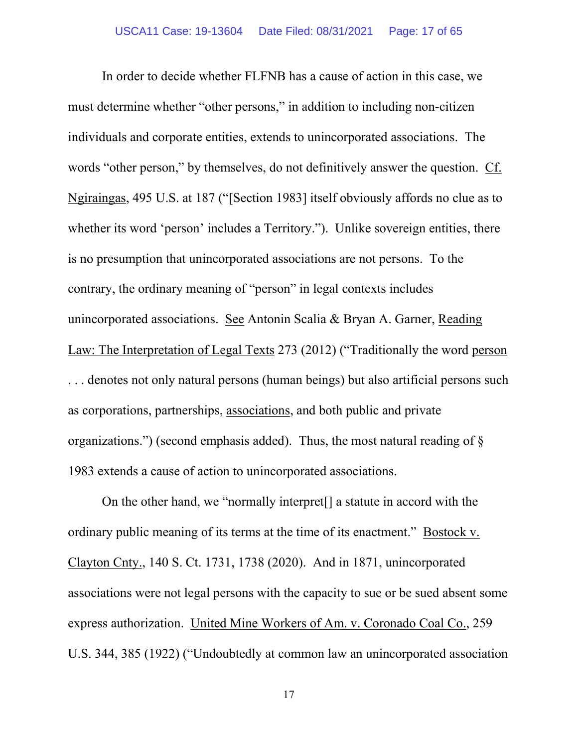In order to decide whether FLFNB has a cause of action in this case, we must determine whether "other persons," in addition to including non-citizen individuals and corporate entities, extends to unincorporated associations. The words "other person," by themselves, do not definitively answer the question. Cf. Ngiraingas, 495 U.S. at 187 ("[Section 1983] itself obviously affords no clue as to whether its word 'person' includes a Territory."). Unlike sovereign entities, there is no presumption that unincorporated associations are not persons. To the contrary, the ordinary meaning of "person" in legal contexts includes unincorporated associations. See Antonin Scalia & Bryan A. Garner, Reading Law: The Interpretation of Legal Texts 273 (2012) ("Traditionally the word person . . . denotes not only natural persons (human beings) but also artificial persons such as corporations, partnerships, associations, and both public and private organizations.") (second emphasis added). Thus, the most natural reading of § 1983 extends a cause of action to unincorporated associations.

On the other hand, we "normally interpret[] a statute in accord with the ordinary public meaning of its terms at the time of its enactment." Bostock v. Clayton Cnty., 140 S. Ct. 1731, 1738 (2020). And in 1871, unincorporated associations were not legal persons with the capacity to sue or be sued absent some express authorization. United Mine Workers of Am. v. Coronado Coal Co., 259 U.S. 344, 385 (1922) ("Undoubtedly at common law an unincorporated association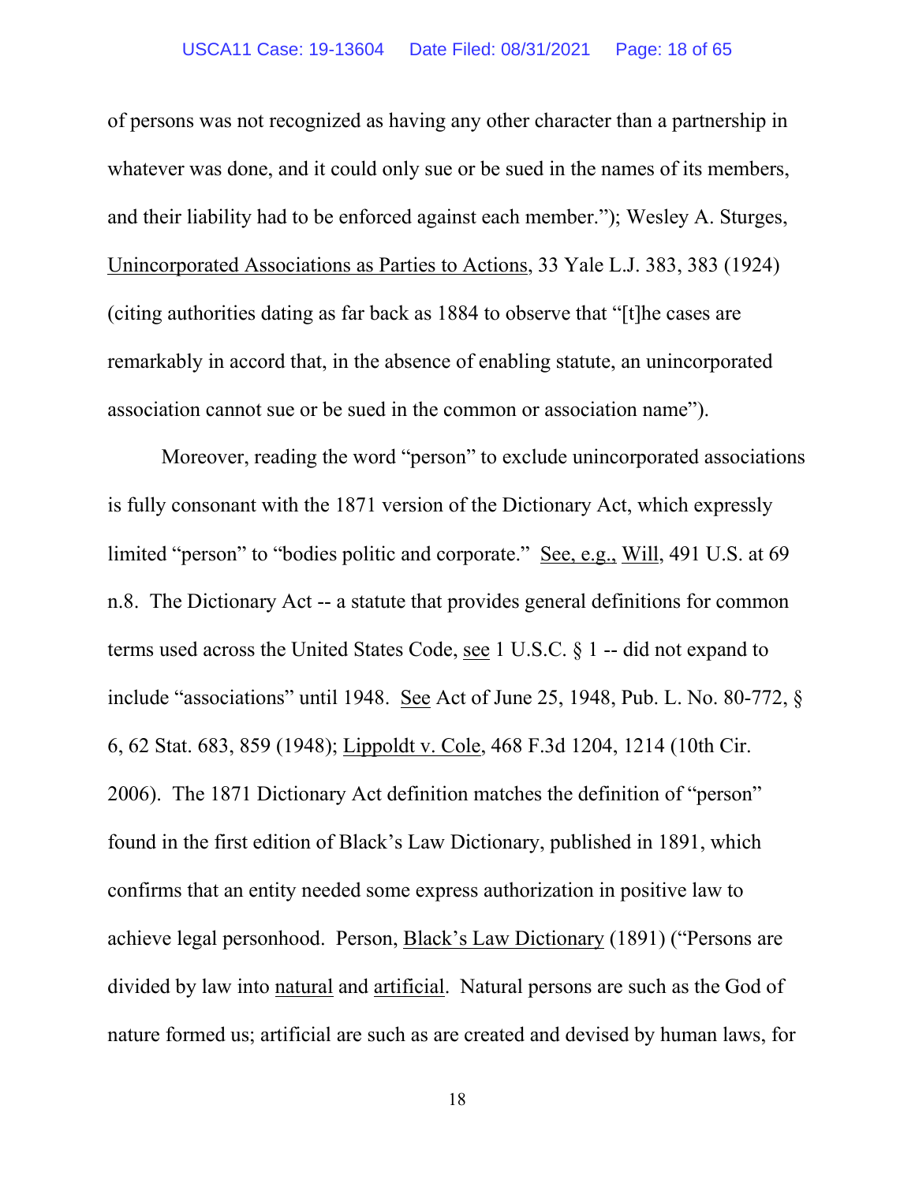of persons was not recognized as having any other character than a partnership in whatever was done, and it could only sue or be sued in the names of its members, and their liability had to be enforced against each member."); Wesley A. Sturges, Unincorporated Associations as Parties to Actions, 33 Yale L.J. 383, 383 (1924) (citing authorities dating as far back as 1884 to observe that "[t]he cases are remarkably in accord that, in the absence of enabling statute, an unincorporated association cannot sue or be sued in the common or association name").

Moreover, reading the word "person" to exclude unincorporated associations is fully consonant with the 1871 version of the Dictionary Act, which expressly limited "person" to "bodies politic and corporate." See, e.g., Will, 491 U.S. at 69 n.8. The Dictionary Act -- a statute that provides general definitions for common terms used across the United States Code, see 1 U.S.C. § 1 -- did not expand to include "associations" until 1948. See Act of June 25, 1948, Pub. L. No. 80-772, § 6, 62 Stat. 683, 859 (1948); Lippoldt v. Cole, 468 F.3d 1204, 1214 (10th Cir. 2006). The 1871 Dictionary Act definition matches the definition of "person" found in the first edition of Black's Law Dictionary, published in 1891, which confirms that an entity needed some express authorization in positive law to achieve legal personhood. Person, Black's Law Dictionary (1891) ("Persons are divided by law into natural and artificial. Natural persons are such as the God of nature formed us; artificial are such as are created and devised by human laws, for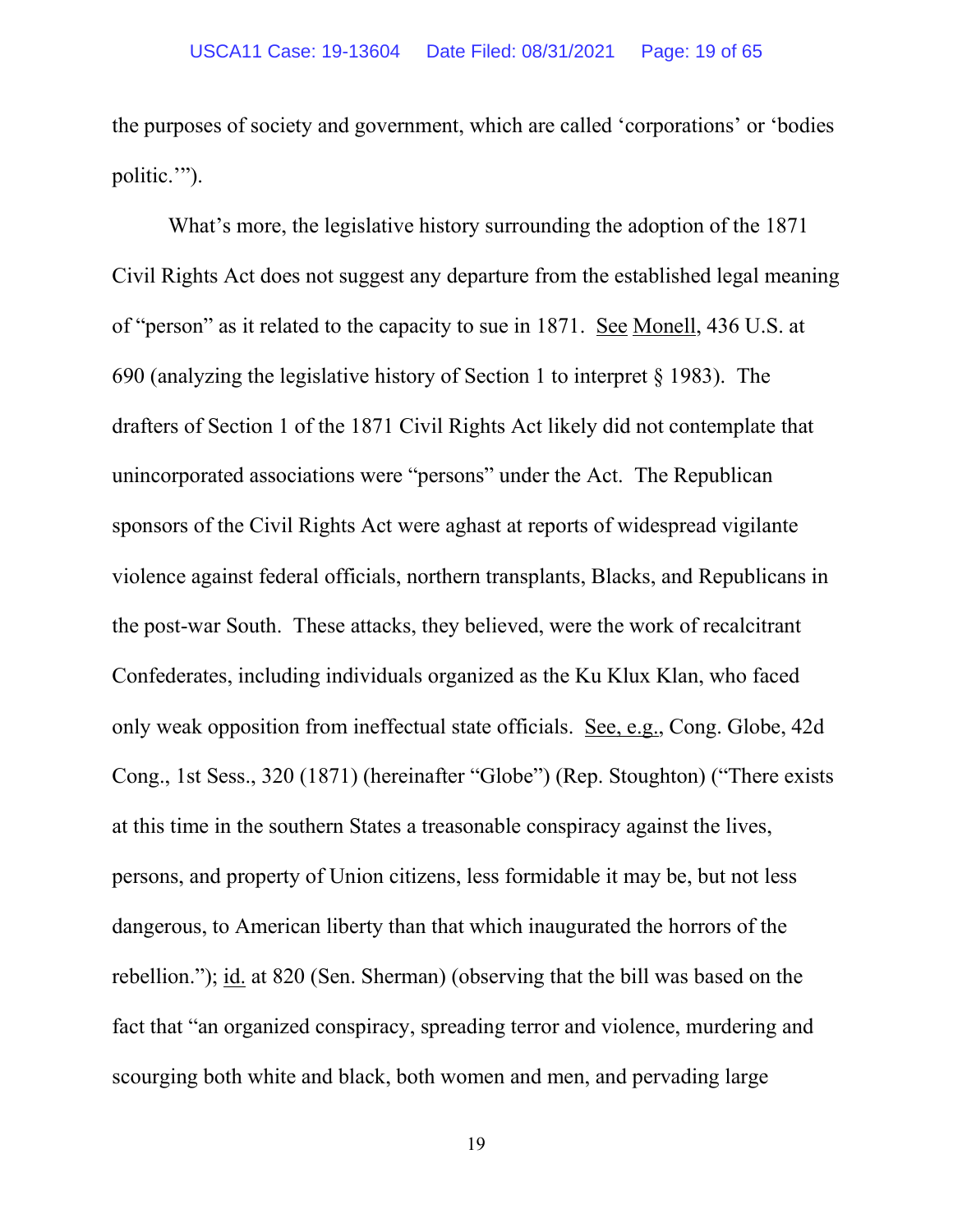the purposes of society and government, which are called 'corporations' or 'bodies politic.'").

What's more, the legislative history surrounding the adoption of the 1871 Civil Rights Act does not suggest any departure from the established legal meaning of "person" as it related to the capacity to sue in 1871. See Monell, 436 U.S. at 690 (analyzing the legislative history of Section 1 to interpret § 1983). The drafters of Section 1 of the 1871 Civil Rights Act likely did not contemplate that unincorporated associations were "persons" under the Act. The Republican sponsors of the Civil Rights Act were aghast at reports of widespread vigilante violence against federal officials, northern transplants, Blacks, and Republicans in the post-war South. These attacks, they believed, were the work of recalcitrant Confederates, including individuals organized as the Ku Klux Klan, who faced only weak opposition from ineffectual state officials. See, e.g., Cong. Globe, 42d Cong., 1st Sess., 320 (1871) (hereinafter "Globe") (Rep. Stoughton) ("There exists at this time in the southern States a treasonable conspiracy against the lives, persons, and property of Union citizens, less formidable it may be, but not less dangerous, to American liberty than that which inaugurated the horrors of the rebellion."); id. at 820 (Sen. Sherman) (observing that the bill was based on the fact that "an organized conspiracy, spreading terror and violence, murdering and scourging both white and black, both women and men, and pervading large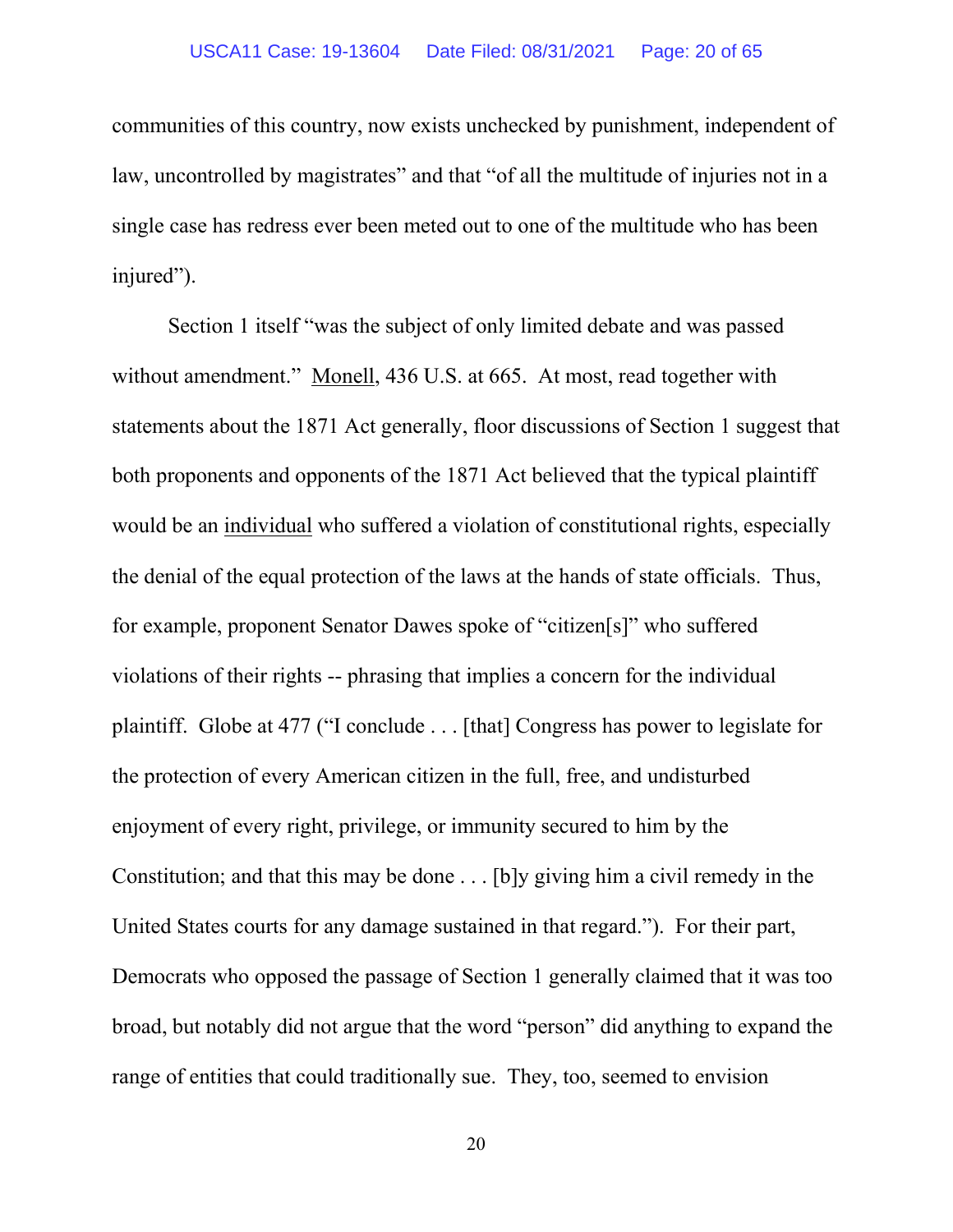communities of this country, now exists unchecked by punishment, independent of law, uncontrolled by magistrates" and that "of all the multitude of injuries not in a single case has redress ever been meted out to one of the multitude who has been injured").

Section 1 itself "was the subject of only limited debate and was passed without amendment." Monell, 436 U.S. at 665. At most, read together with statements about the 1871 Act generally, floor discussions of Section 1 suggest that both proponents and opponents of the 1871 Act believed that the typical plaintiff would be an individual who suffered a violation of constitutional rights, especially the denial of the equal protection of the laws at the hands of state officials. Thus, for example, proponent Senator Dawes spoke of "citizen[s]" who suffered violations of their rights -- phrasing that implies a concern for the individual plaintiff. Globe at 477 ("I conclude . . . [that] Congress has power to legislate for the protection of every American citizen in the full, free, and undisturbed enjoyment of every right, privilege, or immunity secured to him by the Constitution; and that this may be done . . . [b]y giving him a civil remedy in the United States courts for any damage sustained in that regard."). For their part, Democrats who opposed the passage of Section 1 generally claimed that it was too broad, but notably did not argue that the word "person" did anything to expand the range of entities that could traditionally sue. They, too, seemed to envision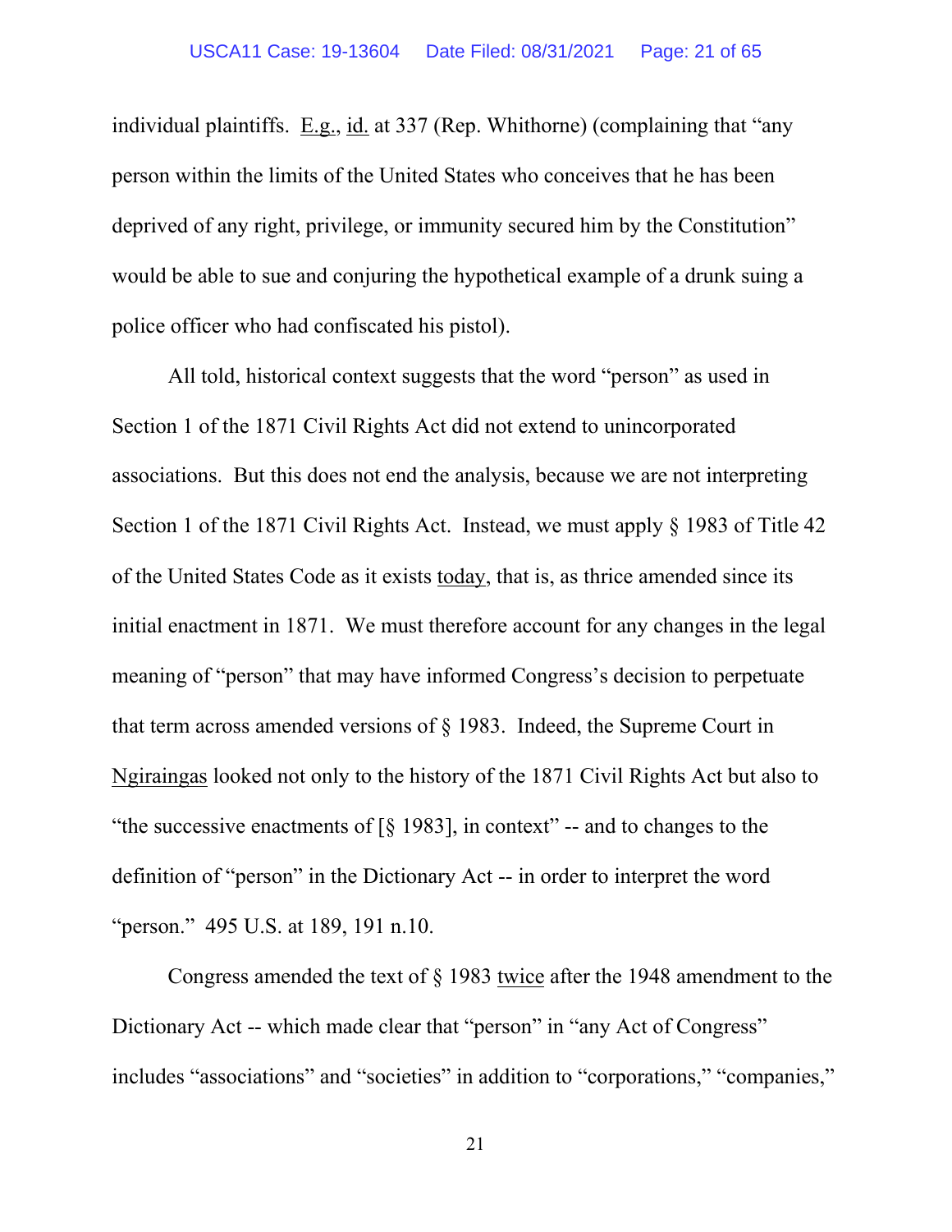individual plaintiffs. E.g., id. at 337 (Rep. Whithorne) (complaining that "any person within the limits of the United States who conceives that he has been deprived of any right, privilege, or immunity secured him by the Constitution" would be able to sue and conjuring the hypothetical example of a drunk suing a police officer who had confiscated his pistol).

All told, historical context suggests that the word "person" as used in Section 1 of the 1871 Civil Rights Act did not extend to unincorporated associations. But this does not end the analysis, because we are not interpreting Section 1 of the 1871 Civil Rights Act. Instead, we must apply § 1983 of Title 42 of the United States Code as it exists today, that is, as thrice amended since its initial enactment in 1871. We must therefore account for any changes in the legal meaning of "person" that may have informed Congress's decision to perpetuate that term across amended versions of § 1983. Indeed, the Supreme Court in Ngiraingas looked not only to the history of the 1871 Civil Rights Act but also to "the successive enactments of [§ 1983], in context" -- and to changes to the definition of "person" in the Dictionary Act -- in order to interpret the word "person." 495 U.S. at 189, 191 n.10.

Congress amended the text of § 1983 twice after the 1948 amendment to the Dictionary Act -- which made clear that "person" in "any Act of Congress" includes "associations" and "societies" in addition to "corporations," "companies,"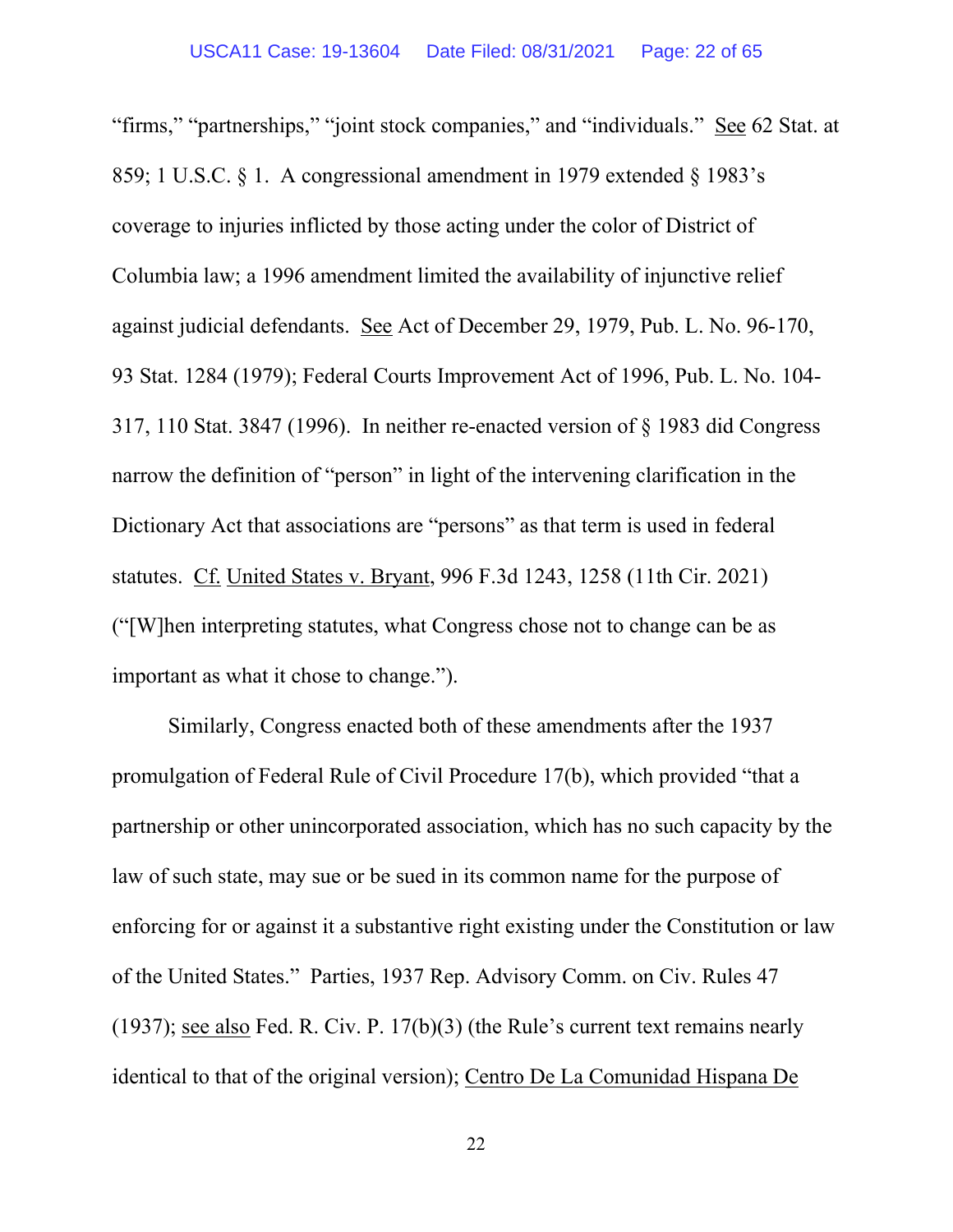"firms," "partnerships," "joint stock companies," and "individuals." See 62 Stat. at 859; 1 U.S.C. § 1. A congressional amendment in 1979 extended § 1983's coverage to injuries inflicted by those acting under the color of District of Columbia law; a 1996 amendment limited the availability of injunctive relief against judicial defendants. See Act of December 29, 1979, Pub. L. No. 96-170, 93 Stat. 1284 (1979); Federal Courts Improvement Act of 1996, Pub. L. No. 104-317, 110 Stat. 3847 (1996). In neither re-enacted version of § 1983 did Congress narrow the definition of "person" in light of the intervening clarification in the Dictionary Act that associations are "persons" as that term is used in federal statutes. Cf. United States v. Bryant, 996 F.3d 1243, 1258 (11th Cir. 2021) ("[W]hen interpreting statutes, what Congress chose not to change can be as important as what it chose to change.").

Similarly, Congress enacted both of these amendments after the 1937 promulgation of Federal Rule of Civil Procedure 17(b), which provided "that a partnership or other unincorporated association, which has no such capacity by the law of such state, may sue or be sued in its common name for the purpose of enforcing for or against it a substantive right existing under the Constitution or law of the United States." Parties, 1937 Rep. Advisory Comm. on Civ. Rules 47 (1937); see also Fed. R. Civ. P. 17(b)(3) (the Rule's current text remains nearly identical to that of the original version); Centro De La Comunidad Hispana De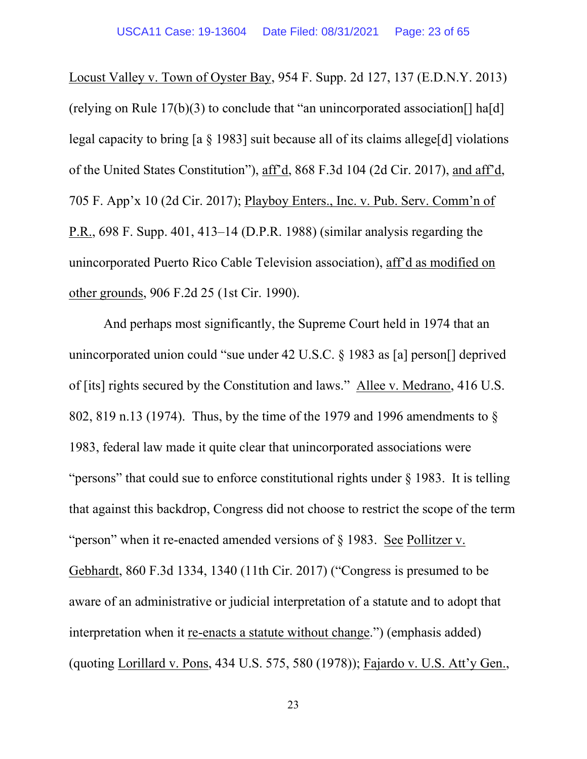Locust Valley v. Town of Oyster Bay, 954 F. Supp. 2d 127, 137 (E.D.N.Y. 2013) (relying on Rule 17(b)(3) to conclude that "an unincorporated association[] ha[d] legal capacity to bring [a § 1983] suit because all of its claims allege[d] violations of the United States Constitution"), aff'd, 868 F.3d 104 (2d Cir. 2017), and aff'd, 705 F. App'x 10 (2d Cir. 2017); Playboy Enters., Inc. v. Pub. Serv. Comm'n of P.R., 698 F. Supp. 401, 413–14 (D.P.R. 1988) (similar analysis regarding the unincorporated Puerto Rico Cable Television association), aff'd as modified on other grounds, 906 F.2d 25 (1st Cir. 1990).

And perhaps most significantly, the Supreme Court held in 1974 that an unincorporated union could "sue under 42 U.S.C. § 1983 as [a] person[] deprived of [its] rights secured by the Constitution and laws." Allee v. Medrano, 416 U.S. 802, 819 n.13 (1974). Thus, by the time of the 1979 and 1996 amendments to § 1983, federal law made it quite clear that unincorporated associations were "persons" that could sue to enforce constitutional rights under § 1983. It is telling that against this backdrop, Congress did not choose to restrict the scope of the term "person" when it re-enacted amended versions of § 1983. See Pollitzer v. Gebhardt, 860 F.3d 1334, 1340 (11th Cir. 2017) ("Congress is presumed to be aware of an administrative or judicial interpretation of a statute and to adopt that interpretation when it re-enacts a statute without change.") (emphasis added) (quoting Lorillard v. Pons, 434 U.S. 575, 580 (1978)); Fajardo v. U.S. Att'y Gen.,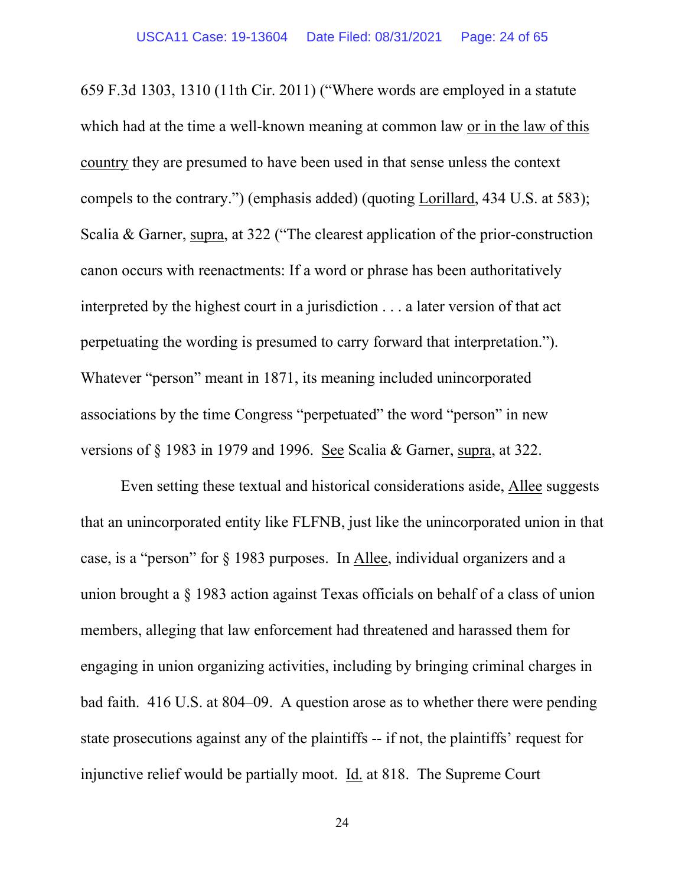659 F.3d 1303, 1310 (11th Cir. 2011) ("Where words are employed in a statute which had at the time a well-known meaning at common law <u>or in the law of this country</u> they are presumed to have been used in that sense unless the context compels to the contrary.") (emphasis added) (quoting <u>Lorillard</u>, 434 U.S. at 583); Scalia & Garner, <u>supra</u>, at 322 ("The clearest application of the prior-construction canon occurs with reenactments: If a word or phrase has been authoritatively interpreted by the highest court in a jurisdiction . . . a later version of that act perpetuating the wording is presumed to carry forward that interpretation."). Whatever "person" meant in 1871, its meaning included unincorporated associations by the time Congress "perpetuated" the word "person" in new versions of § 1983 in 1979 and 1996. <u>See</u> Scalia & Garner, <u>supra</u>, at 322.

Even setting these textual and historical considerations aside, <u>Allee</u> suggests that an unincorporated entity like FLFNB, just like the unincorporated union in that case, is a "person" for § 1983 purposes. In <u>Allee</u>, individual organizers and a union brought a § 1983 action against Texas officials on behalf of a class of union members, alleging that law enforcement had threatened and harassed them for engaging in union organizing activities, including by bringing criminal charges in bad faith. 416 U.S. at 804–09. A question arose as to whether there were pending state prosecutions against any of the plaintiffs -- if not, the plaintiffs' request for injunctive relief would be partially moot. <u>Id.</u> at 818. The Supreme Court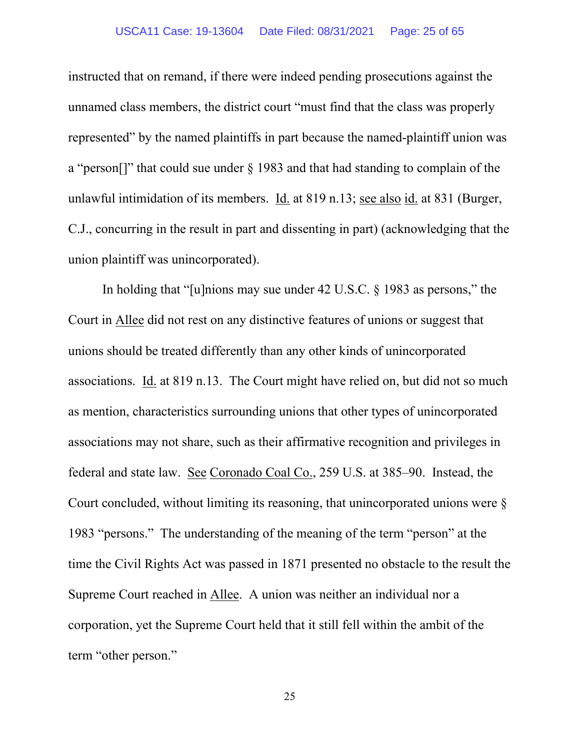instructed that on remand, if there were indeed pending prosecutions against the unnamed class members, the district court "must find that the class was properly represented" by the named plaintiffs in part because the named-plaintiff union was a "person[]" that could sue under § 1983 and that had standing to complain of the unlawful intimidation of its members. Id. at 819 n.13; see also id. at 831 (Burger, C.J., concurring in the result in part and dissenting in part) (acknowledging that the union plaintiff was unincorporated).

In holding that "[u]nions may sue under 42 U.S.C. § 1983 as persons," the Court in Allee did not rest on any distinctive features of unions or suggest that unions should be treated differently than any other kinds of unincorporated associations. Id. at 819 n.13. The Court might have relied on, but did not so much as mention, characteristics surrounding unions that other types of unincorporated associations may not share, such as their affirmative recognition and privileges in federal and state law. See Coronado Coal Co., 259 U.S. at 385–90. Instead, the Court concluded, without limiting its reasoning, that unincorporated unions were § 1983 "persons." The understanding of the meaning of the term "person" at the time the Civil Rights Act was passed in 1871 presented no obstacle to the result the Supreme Court reached in Allee. A union was neither an individual nor a corporation, yet the Supreme Court held that it still fell within the ambit of the term "other person."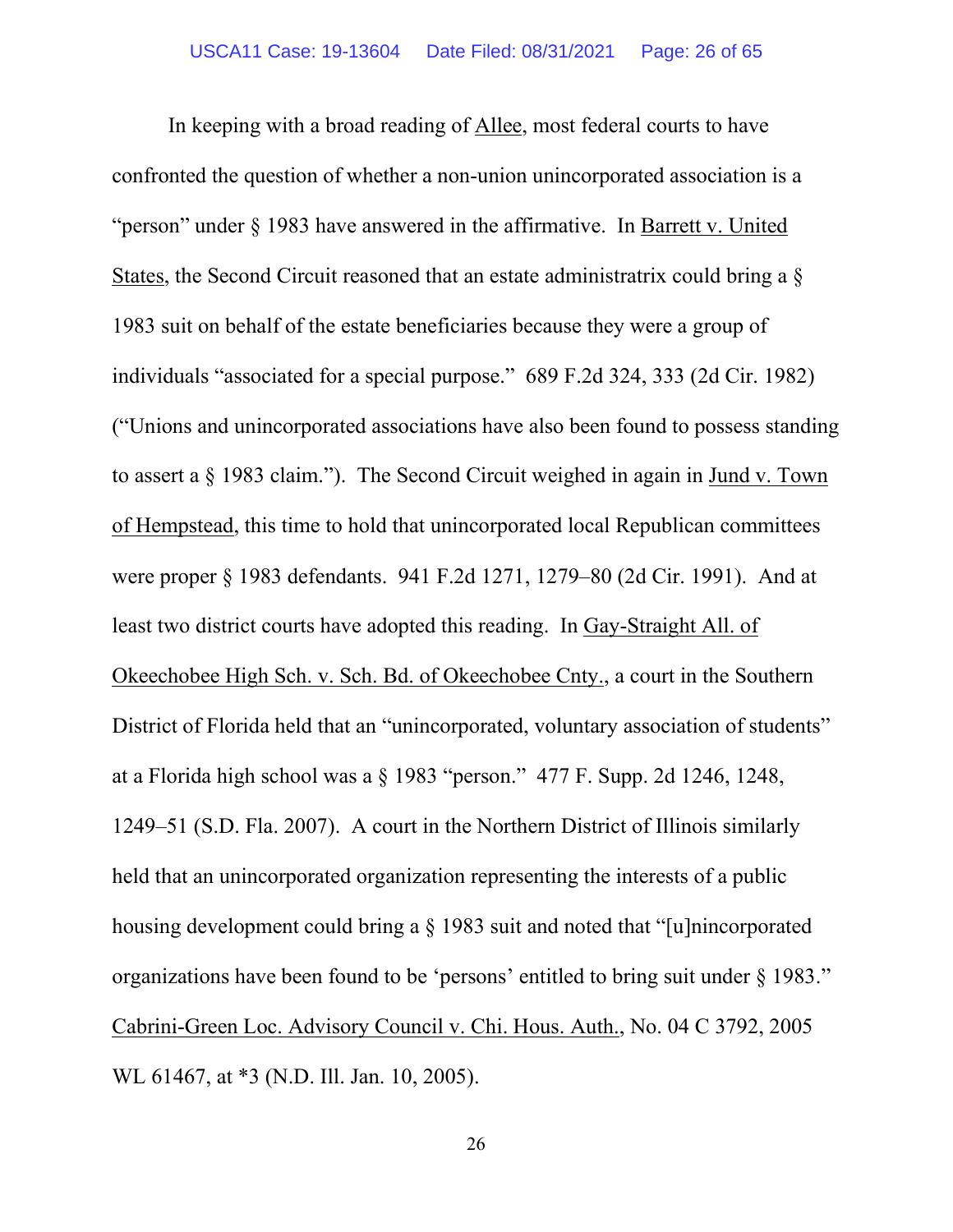In keeping with a broad reading of Allee, most federal courts to have confronted the question of whether a non-union unincorporated association is a "person" under § 1983 have answered in the affirmative. In Barrett v. United States, the Second Circuit reasoned that an estate administratrix could bring a § 1983 suit on behalf of the estate beneficiaries because they were a group of individuals "associated for a special purpose." 689 F.2d 324, 333 (2d Cir. 1982) ("Unions and unincorporated associations have also been found to possess standing to assert a § 1983 claim."). The Second Circuit weighed in again in Jund v. Town of Hempstead, this time to hold that unincorporated local Republican committees were proper § 1983 defendants. 941 F.2d 1271, 1279–80 (2d Cir. 1991). And at least two district courts have adopted this reading. In Gay-Straight All. of Okeechobee High Sch. v. Sch. Bd. of Okeechobee Cnty., a court in the Southern District of Florida held that an "unincorporated, voluntary association of students" at a Florida high school was a § 1983 "person." 477 F. Supp. 2d 1246, 1248, 1249–51 (S.D. Fla. 2007). A court in the Northern District of Illinois similarly held that an unincorporated organization representing the interests of a public housing development could bring a § 1983 suit and noted that "[u]nincorporated organizations have been found to be 'persons' entitled to bring suit under § 1983." Cabrini-Green Loc. Advisory Council v. Chi. Hous. Auth., No. 04 C 3792, 2005 WL 61467, at *3 (N.D. Ill. Jan. 10, 2005).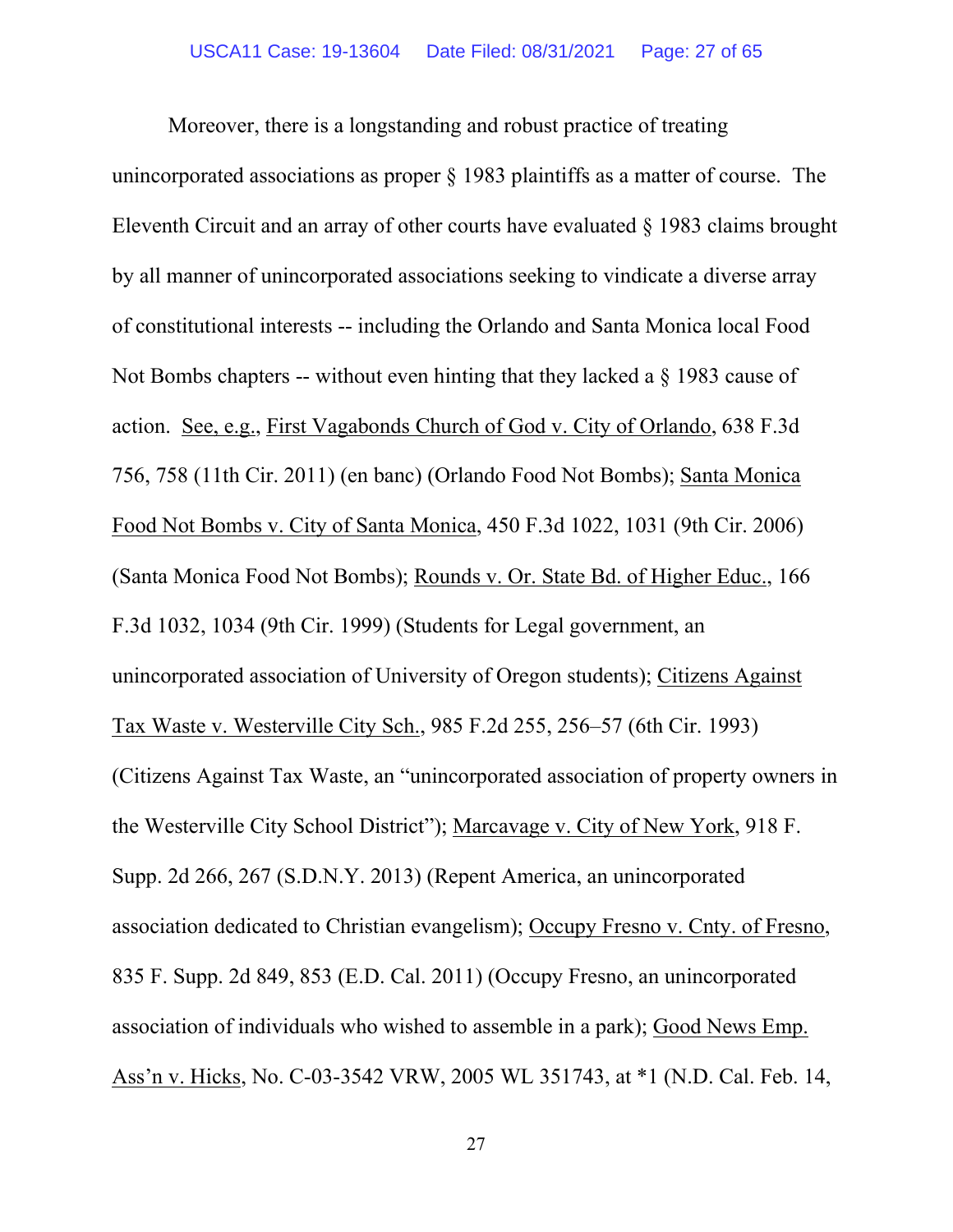Moreover, there is a longstanding and robust practice of treating unincorporated associations as proper § 1983 plaintiffs as a matter of course. The Eleventh Circuit and an array of other courts have evaluated § 1983 claims brought by all manner of unincorporated associations seeking to vindicate a diverse array of constitutional interests -- including the Orlando and Santa Monica local Food Not Bombs chapters -- without even hinting that they lacked a § 1983 cause of action. See, e.g., First Vagabonds Church of God v. City of Orlando, 638 F.3d 756, 758 (11th Cir. 2011) (en banc) (Orlando Food Not Bombs); Santa Monica Food Not Bombs v. City of Santa Monica, 450 F.3d 1022, 1031 (9th Cir. 2006) (Santa Monica Food Not Bombs); Rounds v. Or. State Bd. of Higher Educ., 166 F.3d 1032, 1034 (9th Cir. 1999) (Students for Legal government, an unincorporated association of University of Oregon students); Citizens Against Tax Waste v. Westerville City Sch., 985 F.2d 255, 256–57 (6th Cir. 1993) (Citizens Against Tax Waste, an "unincorporated association of property owners in the Westerville City School District"); Marcavage v. City of New York, 918 F. Supp. 2d 266, 267 (S.D.N.Y. 2013) (Repent America, an unincorporated association dedicated to Christian evangelism); Occupy Fresno v. Cnty. of Fresno, 835 F. Supp. 2d 849, 853 (E.D. Cal. 2011) (Occupy Fresno, an unincorporated association of individuals who wished to assemble in a park); Good News Emp. Ass'n v. Hicks, No. C-03-3542 VRW, 2005 WL 351743, at *1 (N.D. Cal. Feb. 14,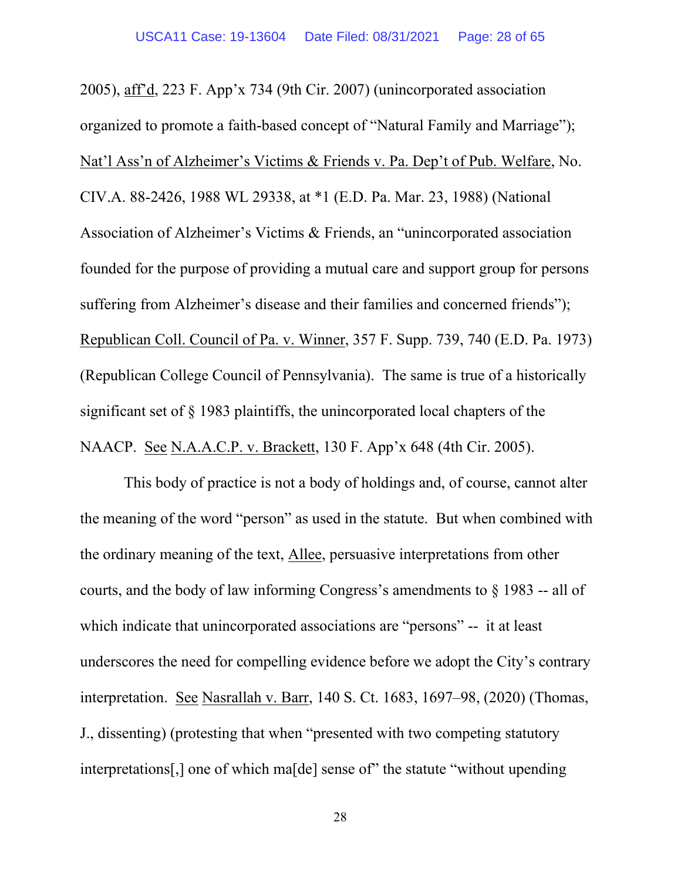2005), aff'd, 223 F. App'x 734 (9th Cir. 2007) (unincorporated association organized to promote a faith-based concept of "Natural Family and Marriage"); Nat'l Ass'n of Alzheimer's Victims & Friends v. Pa. Dep't of Pub. Welfare, No. CIV.A. 88-2426, 1988 WL 29338, at *1 (E.D. Pa. Mar. 23, 1988) (National Association of Alzheimer's Victims & Friends, an "unincorporated association founded for the purpose of providing a mutual care and support group for persons suffering from Alzheimer's disease and their families and concerned friends"); Republican Coll. Council of Pa. v. Winner, 357 F. Supp. 739, 740 (E.D. Pa. 1973) (Republican College Council of Pennsylvania). The same is true of a historically significant set of § 1983 plaintiffs, the unincorporated local chapters of the NAACP. See N.A.A.C.P. v. Brackett, 130 F. App'x 648 (4th Cir. 2005).

This body of practice is not a body of holdings and, of course, cannot alter the meaning of the word "person" as used in the statute. But when combined with the ordinary meaning of the text, Allee, persuasive interpretations from other courts, and the body of law informing Congress's amendments to § 1983 -- all of which indicate that unincorporated associations are "persons" -- it at least underscores the need for compelling evidence before we adopt the City's contrary interpretation. See Nasrallah v. Barr, 140 S. Ct. 1683, 1697–98, (2020) (Thomas, J., dissenting) (protesting that when "presented with two competing statutory interpretations[,] one of which ma[de] sense of" the statute "without upending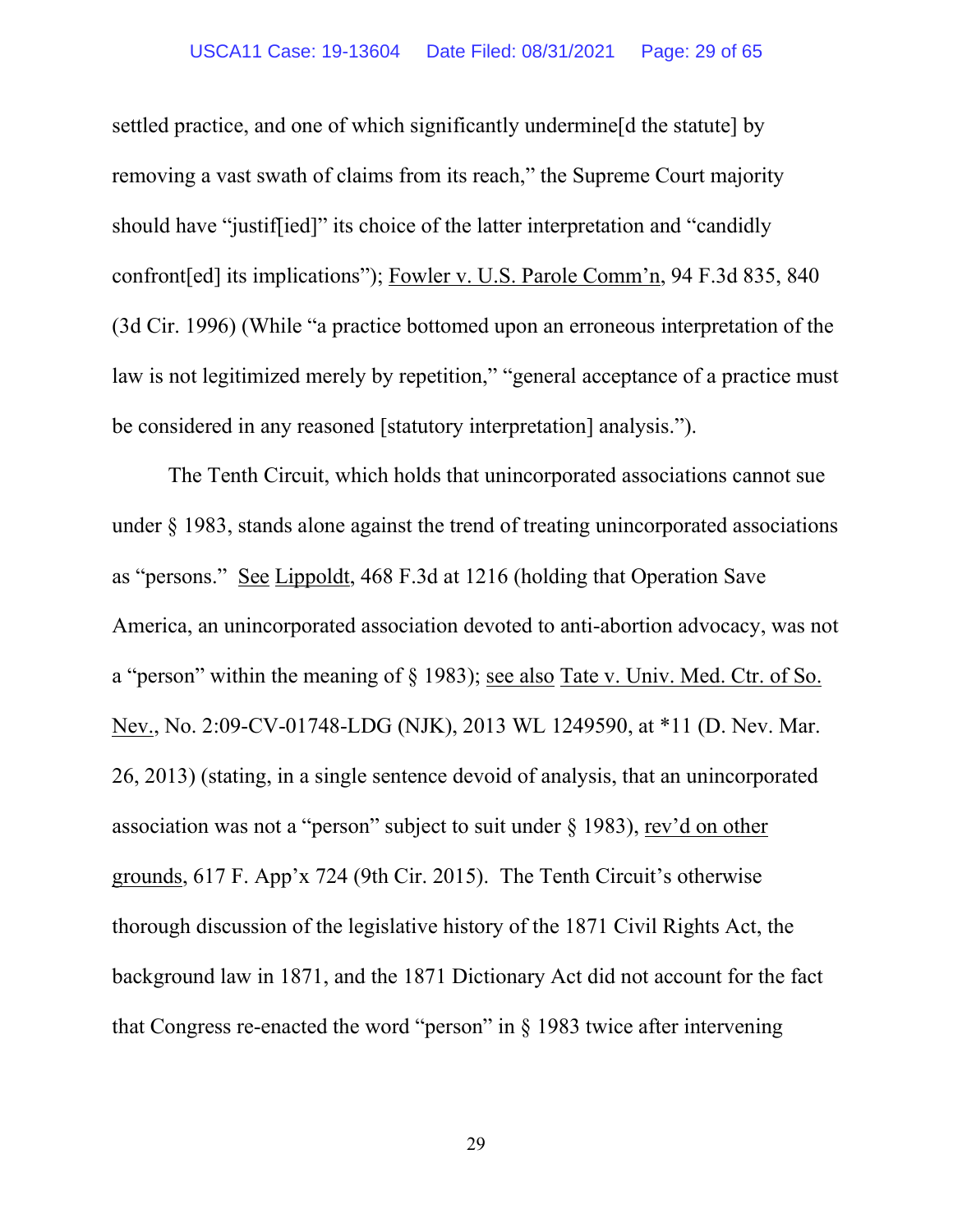settled practice, and one of which significantly undermine[d the statute] by removing a vast swath of claims from its reach," the Supreme Court majority should have "justif[ied]" its choice of the latter interpretation and "candidly confront[ed] its implications"); Fowler v. U.S. Parole Comm'n, 94 F.3d 835, 840 (3d Cir. 1996) (While "a practice bottomed upon an erroneous interpretation of the law is not legitimized merely by repetition," "general acceptance of a practice must be considered in any reasoned [statutory interpretation] analysis.").

The Tenth Circuit, which holds that unincorporated associations cannot sue under § 1983, stands alone against the trend of treating unincorporated associations as "persons." See Lippoldt, 468 F.3d at 1216 (holding that Operation Save America, an unincorporated association devoted to anti-abortion advocacy, was not a "person" within the meaning of § 1983); see also Tate v. Univ. Med. Ctr. of So. Nev., No. 2:09-CV-01748-LDG (NJK), 2013 WL 1249590, at *11 (D. Nev. Mar. 26, 2013) (stating, in a single sentence devoid of analysis, that an unincorporated association was not a "person" subject to suit under § 1983), rev'd on other grounds, 617 F. App'x 724 (9th Cir. 2015). The Tenth Circuit's otherwise thorough discussion of the legislative history of the 1871 Civil Rights Act, the background law in 1871, and the 1871 Dictionary Act did not account for the fact that Congress re-enacted the word "person" in § 1983 twice after intervening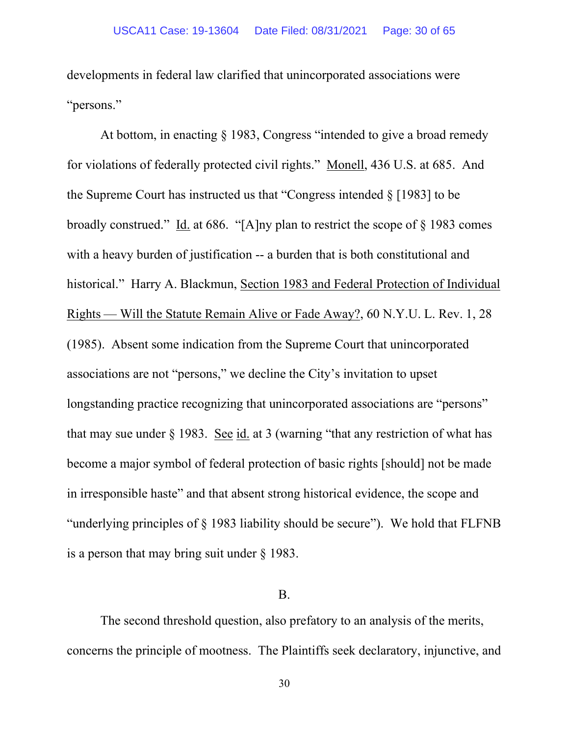developments in federal law clarified that unincorporated associations were "persons."

At bottom, in enacting § 1983, Congress "intended to give a broad remedy for violations of federally protected civil rights." Monell, 436 U.S. at 685. And the Supreme Court has instructed us that "Congress intended § [1983] to be broadly construed." Id. at 686. "[A]ny plan to restrict the scope of § 1983 comes with a heavy burden of justification -- a burden that is both constitutional and historical." Harry A. Blackmun, Section 1983 and Federal Protection of Individual Rights — Will the Statute Remain Alive or Fade Away?, 60 N.Y.U. L. Rev. 1, 28 (1985). Absent some indication from the Supreme Court that unincorporated associations are not "persons," we decline the City's invitation to upset longstanding practice recognizing that unincorporated associations are "persons" that may sue under § 1983. See id. at 3 (warning "that any restriction of what has become a major symbol of federal protection of basic rights [should] not be made in irresponsible haste" and that absent strong historical evidence, the scope and "underlying principles of § 1983 liability should be secure"). We hold that FLFNB is a person that may bring suit under § 1983.

B.

The second threshold question, also prefatory to an analysis of the merits, concerns the principle of mootness. The Plaintiffs seek declaratory, injunctive, and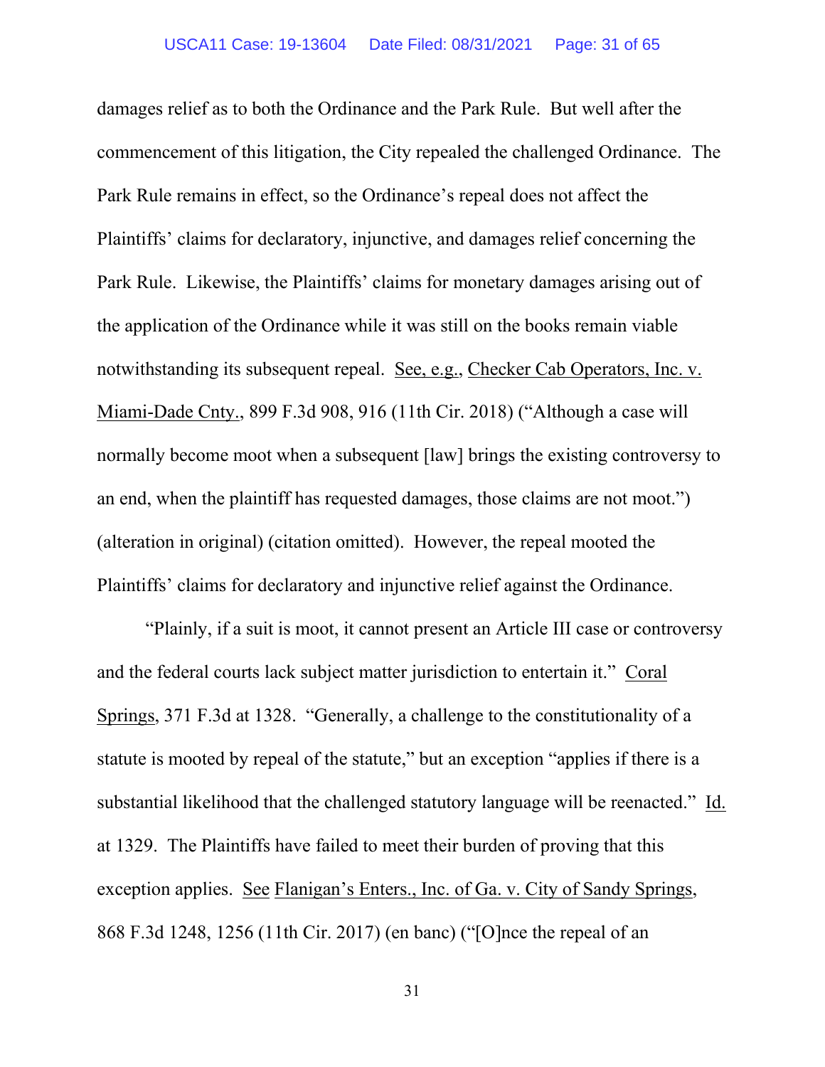damages relief as to both the Ordinance and the Park Rule. But well after the commencement of this litigation, the City repealed the challenged Ordinance. The Park Rule remains in effect, so the Ordinance's repeal does not affect the Plaintiffs' claims for declaratory, injunctive, and damages relief concerning the Park Rule. Likewise, the Plaintiffs' claims for monetary damages arising out of the application of the Ordinance while it was still on the books remain viable notwithstanding its subsequent repeal. See, e.g., Checker Cab Operators, Inc. v. Miami-Dade Cnty., 899 F.3d 908, 916 (11th Cir. 2018) ("Although a case will normally become moot when a subsequent [law] brings the existing controversy to an end, when the plaintiff has requested damages, those claims are not moot.") (alteration in original) (citation omitted). However, the repeal mooted the Plaintiffs' claims for declaratory and injunctive relief against the Ordinance.

"Plainly, if a suit is moot, it cannot present an Article III case or controversy and the federal courts lack subject matter jurisdiction to entertain it." Coral Springs, 371 F.3d at 1328. "Generally, a challenge to the constitutionality of a statute is mooted by repeal of the statute," but an exception "applies if there is a substantial likelihood that the challenged statutory language will be reenacted." Id. at 1329. The Plaintiffs have failed to meet their burden of proving that this exception applies. See Flanigan's Enters., Inc. of Ga. v. City of Sandy Springs, 868 F.3d 1248, 1256 (11th Cir. 2017) (en banc) ("[O]nce the repeal of an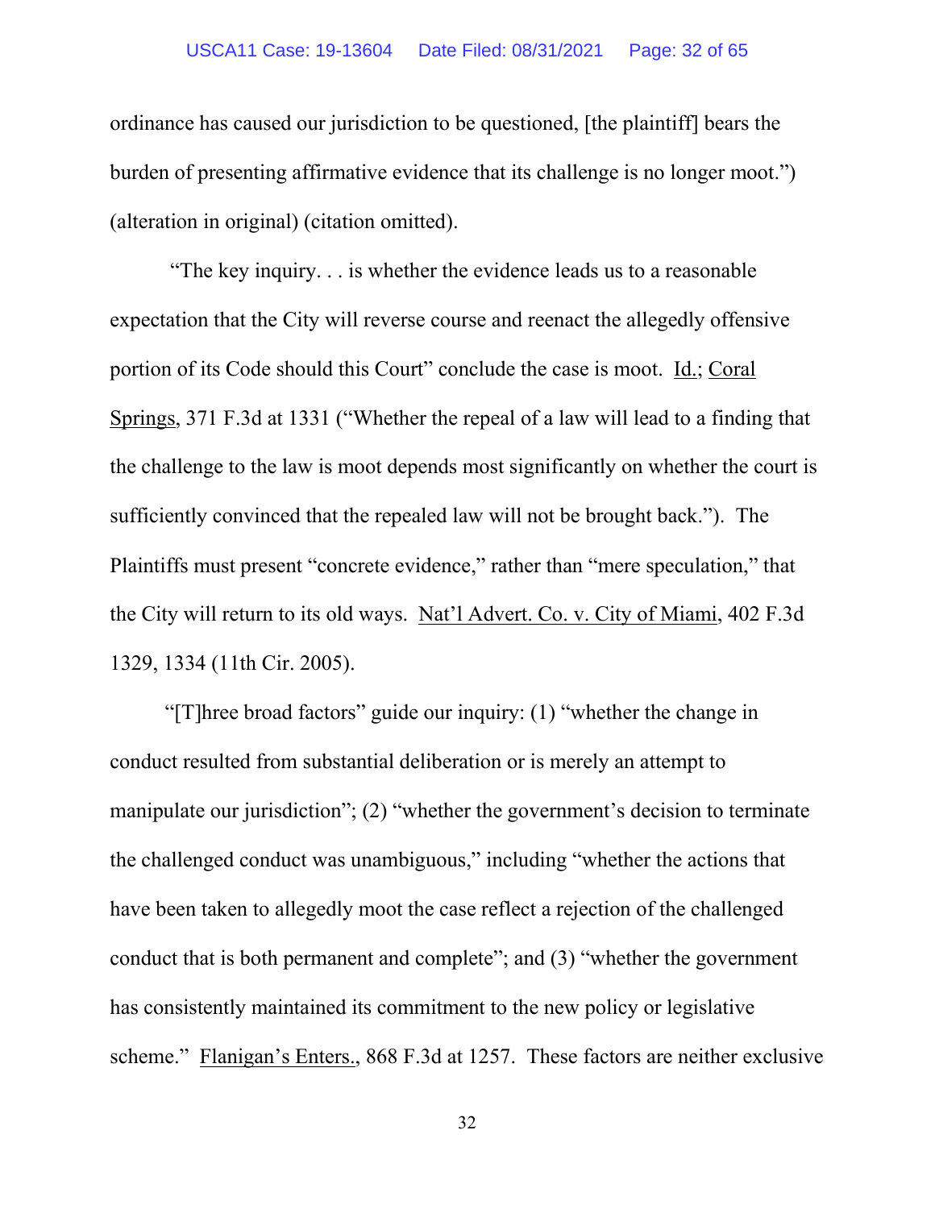ordinance has caused our jurisdiction to be questioned, [the plaintiff] bears the burden of presenting affirmative evidence that its challenge is no longer moot.") (alteration in original) (citation omitted).

"The key inquiry. . . is whether the evidence leads us to a reasonable expectation that the City will reverse course and reenact the allegedly offensive portion of its Code should this Court" conclude the case is moot. Id.; Coral Springs, 371 F.3d at 1331 ("Whether the repeal of a law will lead to a finding that the challenge to the law is moot depends most significantly on whether the court is sufficiently convinced that the repealed law will not be brought back."). The Plaintiffs must present "concrete evidence," rather than "mere speculation," that the City will return to its old ways. Nat'l Advert. Co. v. City of Miami, 402 F.3d 1329, 1334 (11th Cir. 2005).

"[T]hree broad factors" guide our inquiry: (1) "whether the change in conduct resulted from substantial deliberation or is merely an attempt to manipulate our jurisdiction"; (2) "whether the government's decision to terminate the challenged conduct was unambiguous," including "whether the actions that have been taken to allegedly moot the case reflect a rejection of the challenged conduct that is both permanent and complete"; and (3) "whether the government has consistently maintained its commitment to the new policy or legislative scheme." Flanigan's Enters., 868 F.3d at 1257. These factors are neither exclusive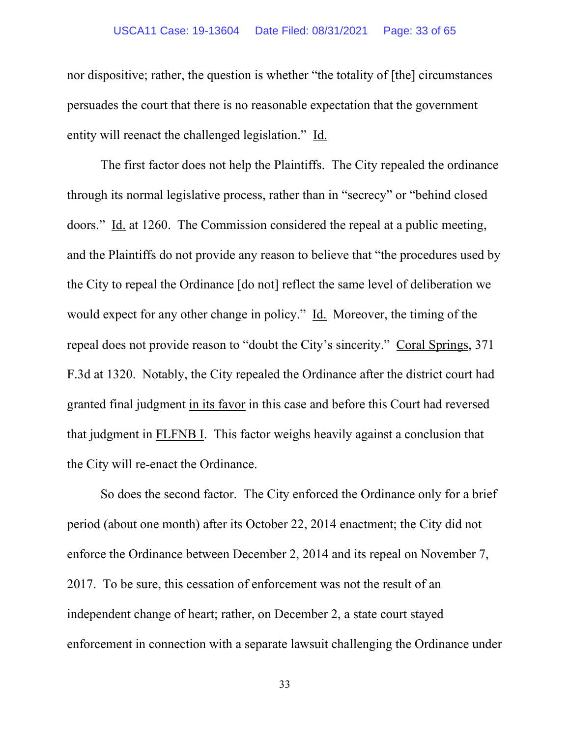nor dispositive; rather, the question is whether "the totality of [the] circumstances persuades the court that there is no reasonable expectation that the government entity will reenact the challenged legislation." Id.

The first factor does not help the Plaintiffs. The City repealed the ordinance through its normal legislative process, rather than in "secrecy" or "behind closed doors." Id. at 1260. The Commission considered the repeal at a public meeting, and the Plaintiffs do not provide any reason to believe that "the procedures used by the City to repeal the Ordinance [do not] reflect the same level of deliberation we would expect for any other change in policy." Id. Moreover, the timing of the repeal does not provide reason to "doubt the City's sincerity." Coral Springs, 371 F.3d at 1320. Notably, the City repealed the Ordinance after the district court had granted final judgment in its favor in this case and before this Court had reversed that judgment in FLFNB I. This factor weighs heavily against a conclusion that the City will re-enact the Ordinance.

So does the second factor. The City enforced the Ordinance only for a brief period (about one month) after its October 22, 2014 enactment; the City did not enforce the Ordinance between December 2, 2014 and its repeal on November 7, 2017. To be sure, this cessation of enforcement was not the result of an independent change of heart; rather, on December 2, a state court stayed enforcement in connection with a separate lawsuit challenging the Ordinance under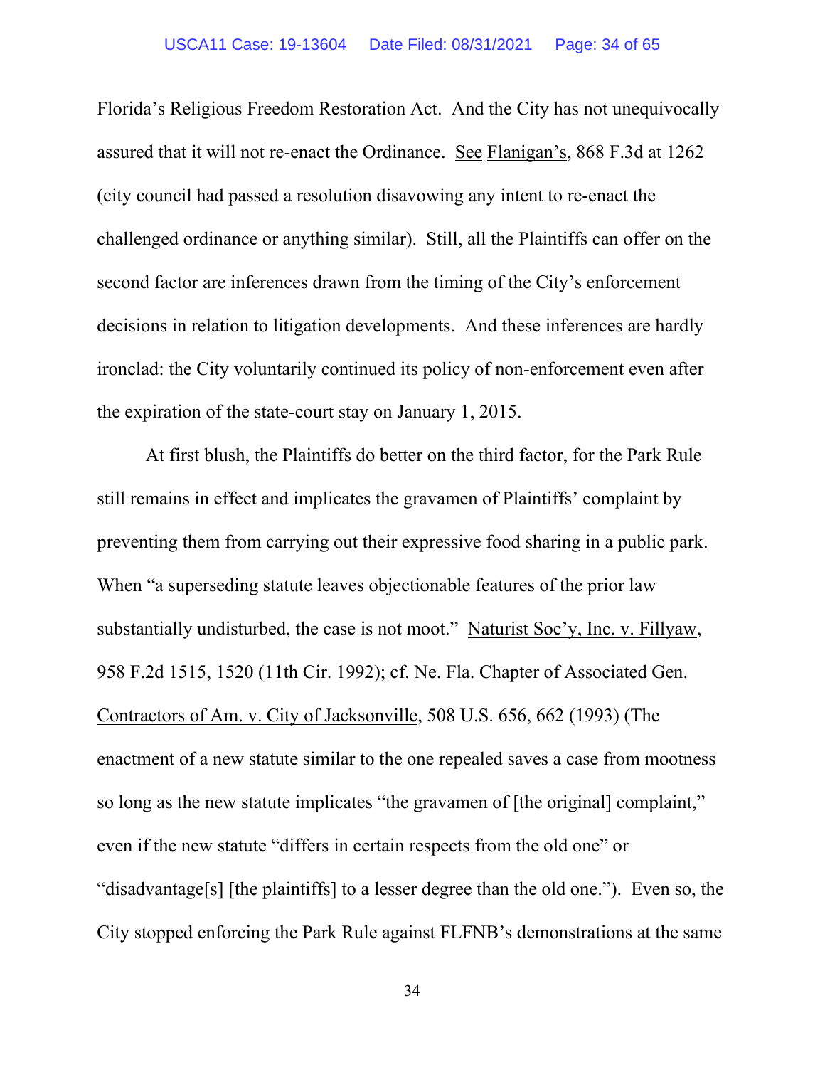Florida's Religious Freedom Restoration Act. And the City has not unequivocally assured that it will not re-enact the Ordinance. See Flanigan's, 868 F.3d at 1262 (city council had passed a resolution disavowing any intent to re-enact the challenged ordinance or anything similar). Still, all the Plaintiffs can offer on the second factor are inferences drawn from the timing of the City's enforcement decisions in relation to litigation developments. And these inferences are hardly ironclad: the City voluntarily continued its policy of non-enforcement even after the expiration of the state-court stay on January 1, 2015.

At first blush, the Plaintiffs do better on the third factor, for the Park Rule still remains in effect and implicates the gravamen of Plaintiffs' complaint by preventing them from carrying out their expressive food sharing in a public park. When "a superseding statute leaves objectionable features of the prior law substantially undisturbed, the case is not moot." Naturist Soc'y, Inc. v. Fillyaw, 958 F.2d 1515, 1520 (11th Cir. 1992); cf. Ne. Fla. Chapter of Associated Gen. Contractors of Am. v. City of Jacksonville, 508 U.S. 656, 662 (1993) (The enactment of a new statute similar to the one repealed saves a case from mootness so long as the new statute implicates "the gravamen of [the original] complaint," even if the new statute "differs in certain respects from the old one" or "disadvantage[s] [the plaintiffs] to a lesser degree than the old one."). Even so, the City stopped enforcing the Park Rule against FLFNB's demonstrations at the same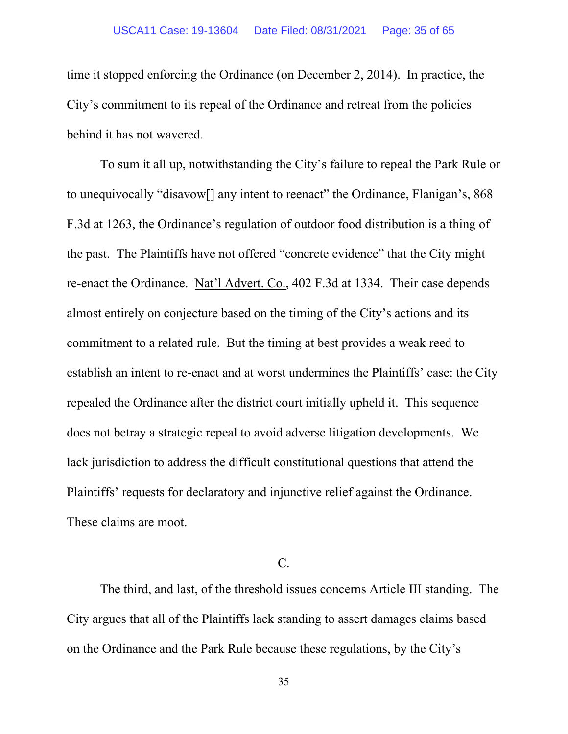time it stopped enforcing the Ordinance (on December 2, 2014). In practice, the City's commitment to its repeal of the Ordinance and retreat from the policies behind it has not wavered.

To sum it all up, notwithstanding the City's failure to repeal the Park Rule or to unequivocally "disavow[] any intent to reenact" the Ordinance, Flanigan's, 868 F.3d at 1263, the Ordinance's regulation of outdoor food distribution is a thing of the past. The Plaintiffs have not offered "concrete evidence" that the City might re-enact the Ordinance. Nat'l Advert. Co., 402 F.3d at 1334. Their case depends almost entirely on conjecture based on the timing of the City's actions and its commitment to a related rule. But the timing at best provides a weak reed to establish an intent to re-enact and at worst undermines the Plaintiffs' case: the City repealed the Ordinance after the district court initially upheld it. This sequence does not betray a strategic repeal to avoid adverse litigation developments. We lack jurisdiction to address the difficult constitutional questions that attend the Plaintiffs' requests for declaratory and injunctive relief against the Ordinance. These claims are moot.

C.

The third, and last, of the threshold issues concerns Article III standing. The City argues that all of the Plaintiffs lack standing to assert damages claims based on the Ordinance and the Park Rule because these regulations, by the City's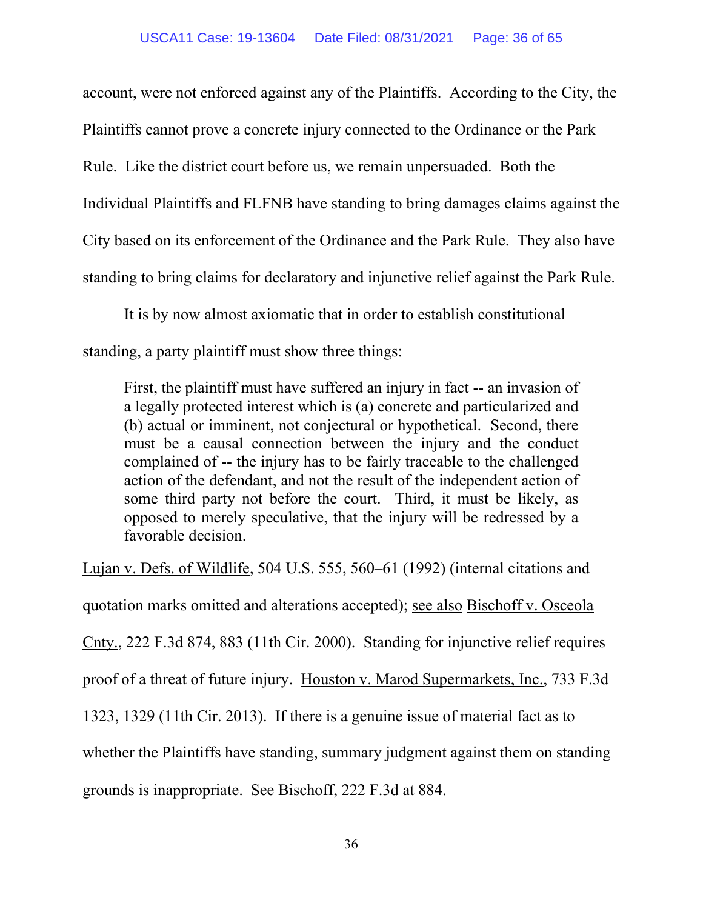account, were not enforced against any of the Plaintiffs. According to the City, the Plaintiffs cannot prove a concrete injury connected to the Ordinance or the Park Rule. Like the district court before us, we remain unpersuaded. Both the Individual Plaintiffs and FLFNB have standing to bring damages claims against the City based on its enforcement of the Ordinance and the Park Rule. They also have standing to bring claims for declaratory and injunctive relief against the Park Rule.

It is by now almost axiomatic that in order to establish constitutional standing, a party plaintiff must show three things:

> First, the plaintiff must have suffered an injury in fact -- an invasion of a legally protected interest which is (a) concrete and particularized and (b) actual or imminent, not conjectural or hypothetical. Second, there must be a causal connection between the injury and the conduct complained of -- the injury has to be fairly traceable to the challenged action of the defendant, and not the result of the independent action of some third party not before the court. Third, it must be likely, as opposed to merely speculative, that the injury will be redressed by a favorable decision.

Lujan v. Defs. of Wildlife, 504 U.S. 555, 560–61 (1992) (internal citations and quotation marks omitted and alterations accepted); see also Bischoff v. Osceola Cnty., 222 F.3d 874, 883 (11th Cir. 2000). Standing for injunctive relief requires proof of a threat of future injury. Houston v. Marod Supermarkets, Inc., 733 F.3d 1323, 1329 (11th Cir. 2013). If there is a genuine issue of material fact as to whether the Plaintiffs have standing, summary judgment against them on standing grounds is inappropriate. See Bischoff, 222 F.3d at 884.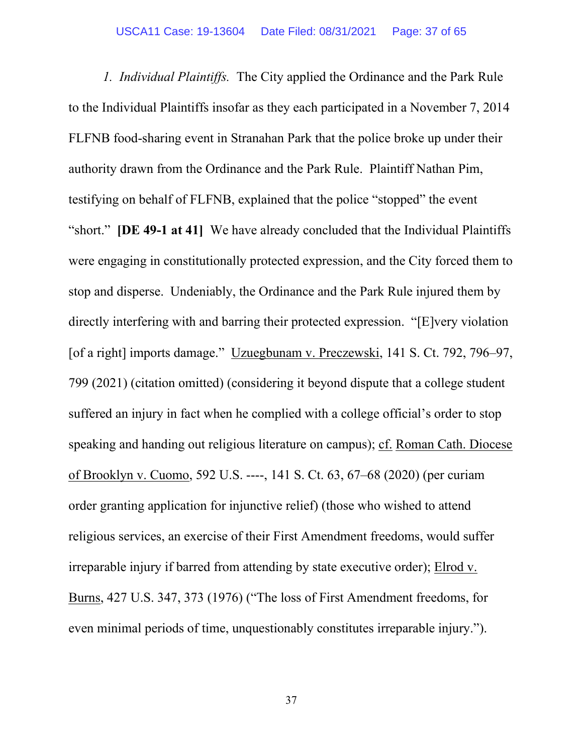*1. Individual Plaintiffs.* The City applied the Ordinance and the Park Rule to the Individual Plaintiffs insofar as they each participated in a November 7, 2014 FLFNB food-sharing event in Stranahan Park that the police broke up under their authority drawn from the Ordinance and the Park Rule. Plaintiff Nathan Pim, testifying on behalf of FLFNB, explained that the police "stopped" the event "short." **[DE 49-1 at 41]** We have already concluded that the Individual Plaintiffs were engaging in constitutionally protected expression, and the City forced them to stop and disperse. Undeniably, the Ordinance and the Park Rule injured them by directly interfering with and barring their protected expression. "[E]very violation [of a right] imports damage." Uzuegbunam v. Preczewski, 141 S. Ct. 792, 796–97, 799 (2021) (citation omitted) (considering it beyond dispute that a college student suffered an injury in fact when he complied with a college official's order to stop speaking and handing out religious literature on campus); cf. Roman Cath. Diocese of Brooklyn v. Cuomo, 592 U.S. ----, 141 S. Ct. 63, 67–68 (2020) (per curiam order granting application for injunctive relief) (those who wished to attend religious services, an exercise of their First Amendment freedoms, would suffer irreparable injury if barred from attending by state executive order); Elrod v. Burns, 427 U.S. 347, 373 (1976) ("The loss of First Amendment freedoms, for even minimal periods of time, unquestionably constitutes irreparable injury.").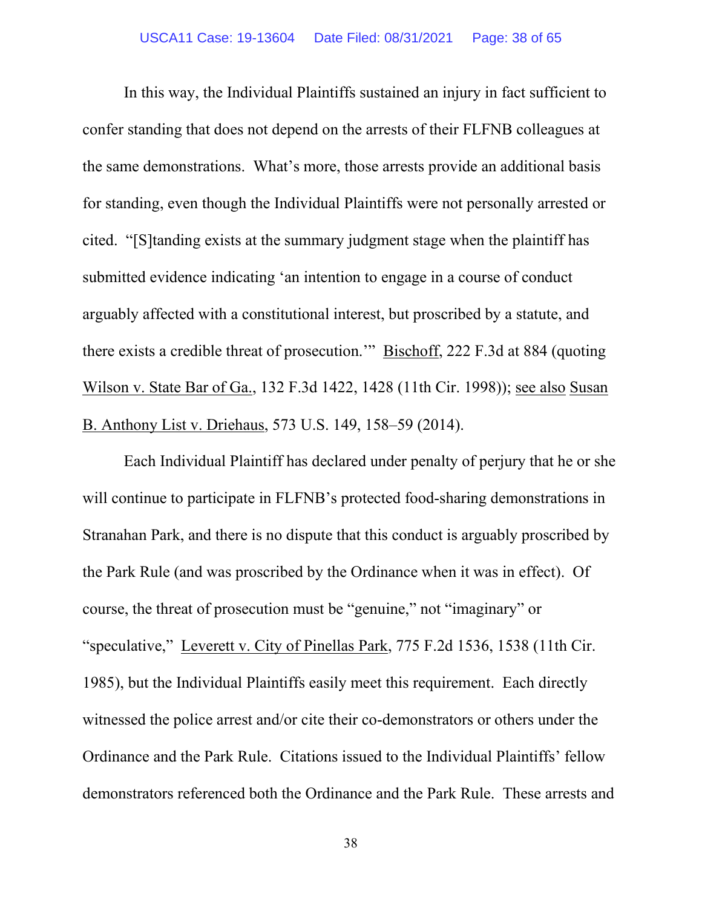In this way, the Individual Plaintiffs sustained an injury in fact sufficient to confer standing that does not depend on the arrests of their FLFNB colleagues at the same demonstrations. What's more, those arrests provide an additional basis for standing, even though the Individual Plaintiffs were not personally arrested or cited. "[S]tanding exists at the summary judgment stage when the plaintiff has submitted evidence indicating 'an intention to engage in a course of conduct arguably affected with a constitutional interest, but proscribed by a statute, and there exists a credible threat of prosecution.'" Bischoff, 222 F.3d at 884 (quoting Wilson v. State Bar of Ga., 132 F.3d 1422, 1428 (11th Cir. 1998)); see also Susan B. Anthony List v. Driehaus, 573 U.S. 149, 158–59 (2014).

Each Individual Plaintiff has declared under penalty of perjury that he or she will continue to participate in FLFNB's protected food-sharing demonstrations in Stranahan Park, and there is no dispute that this conduct is arguably proscribed by the Park Rule (and was proscribed by the Ordinance when it was in effect). Of course, the threat of prosecution must be "genuine," not "imaginary" or "speculative," Leverett v. City of Pinellas Park, 775 F.2d 1536, 1538 (11th Cir. 1985), but the Individual Plaintiffs easily meet this requirement. Each directly witnessed the police arrest and/or cite their co-demonstrators or others under the Ordinance and the Park Rule. Citations issued to the Individual Plaintiffs' fellow demonstrators referenced both the Ordinance and the Park Rule. These arrests and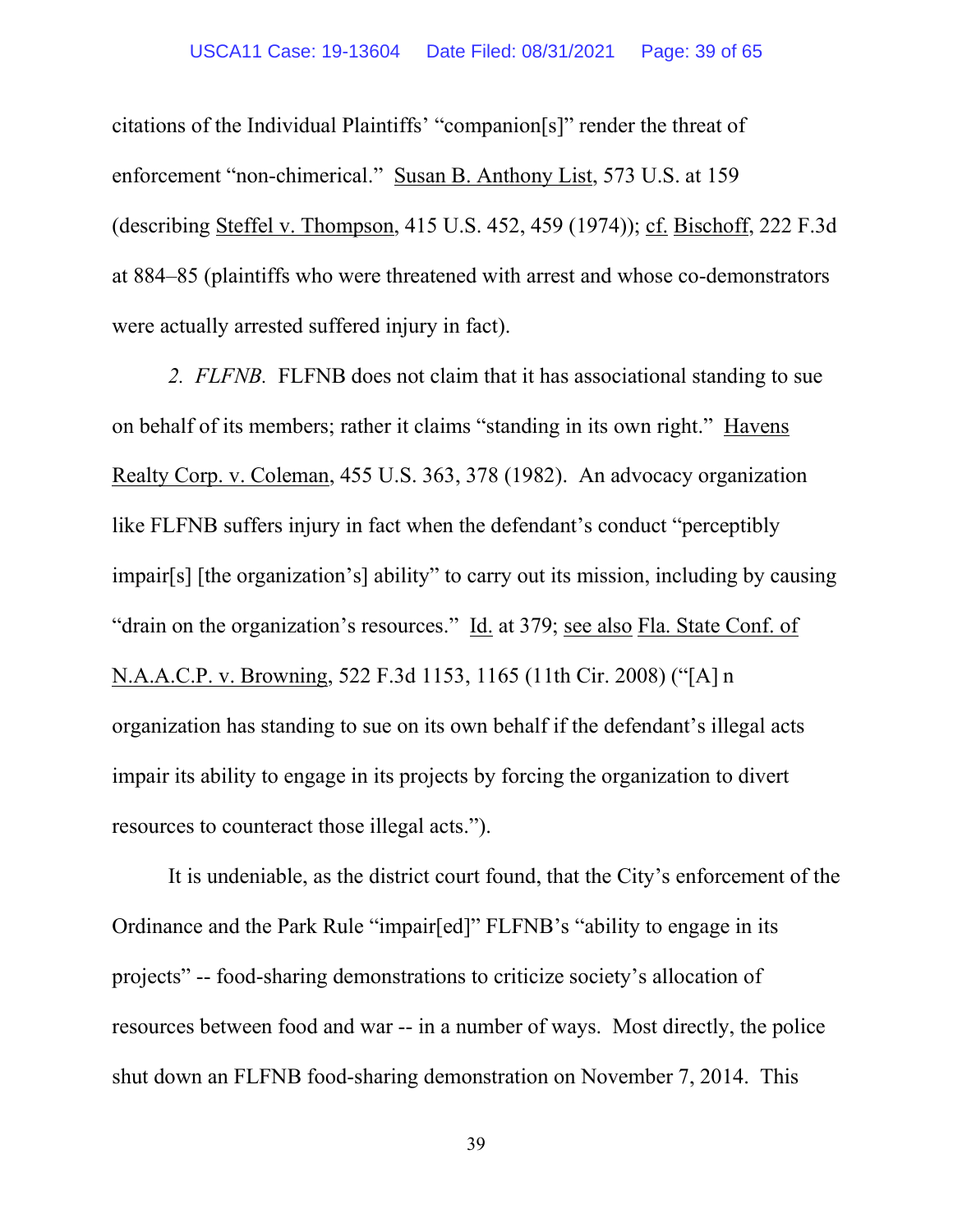citations of the Individual Plaintiffs' "companion[s]" render the threat of enforcement "non-chimerical." Susan B. Anthony List, 573 U.S. at 159 (describing Steffel v. Thompson, 415 U.S. 452, 459 (1974)); cf. Bischoff, 222 F.3d at 884–85 (plaintiffs who were threatened with arrest and whose co-demonstrators were actually arrested suffered injury in fact).

*2. FLFNB.* FLFNB does not claim that it has associational standing to sue on behalf of its members; rather it claims "standing in its own right." Havens Realty Corp. v. Coleman, 455 U.S. 363, 378 (1982). An advocacy organization like FLFNB suffers injury in fact when the defendant's conduct "perceptibly impair[s] [the organization's] ability" to carry out its mission, including by causing "drain on the organization's resources." Id. at 379; see also Fla. State Conf. of N.A.A.C.P. v. Browning, 522 F.3d 1153, 1165 (11th Cir. 2008) ("[A] n organization has standing to sue on its own behalf if the defendant's illegal acts impair its ability to engage in its projects by forcing the organization to divert resources to counteract those illegal acts.").

It is undeniable, as the district court found, that the City's enforcement of the Ordinance and the Park Rule "impair[ed]" FLFNB's "ability to engage in its projects" -- food-sharing demonstrations to criticize society's allocation of resources between food and war -- in a number of ways. Most directly, the police shut down an FLFNB food-sharing demonstration on November 7, 2014. This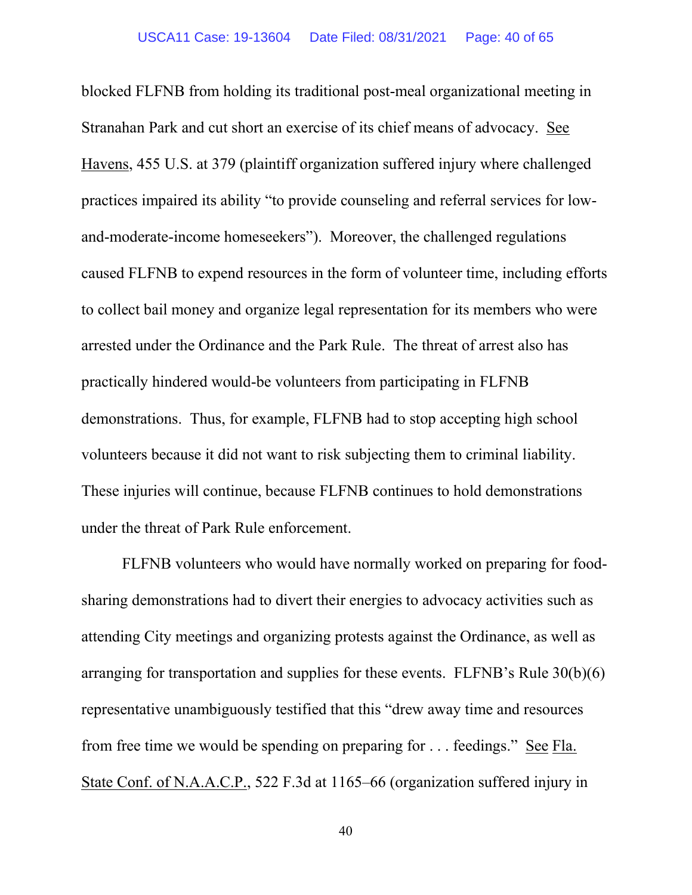blocked FLFNB from holding its traditional post-meal organizational meeting in Stranahan Park and cut short an exercise of its chief means of advocacy. See Havens, 455 U.S. at 379 (plaintiff organization suffered injury where challenged practices impaired its ability "to provide counseling and referral services for low-and-moderate-income homeseekers"). Moreover, the challenged regulations caused FLFNB to expend resources in the form of volunteer time, including efforts to collect bail money and organize legal representation for its members who were arrested under the Ordinance and the Park Rule. The threat of arrest also has practically hindered would-be volunteers from participating in FLFNB demonstrations. Thus, for example, FLFNB had to stop accepting high school volunteers because it did not want to risk subjecting them to criminal liability. These injuries will continue, because FLFNB continues to hold demonstrations under the threat of Park Rule enforcement.

FLFNB volunteers who would have normally worked on preparing for food-sharing demonstrations had to divert their energies to advocacy activities such as attending City meetings and organizing protests against the Ordinance, as well as arranging for transportation and supplies for these events. FLFNB's Rule 30(b)(6) representative unambiguously testified that this "drew away time and resources from free time we would be spending on preparing for . . . feedings." See Fla. State Conf. of N.A.A.C.P., 522 F.3d at 1165–66 (organization suffered injury in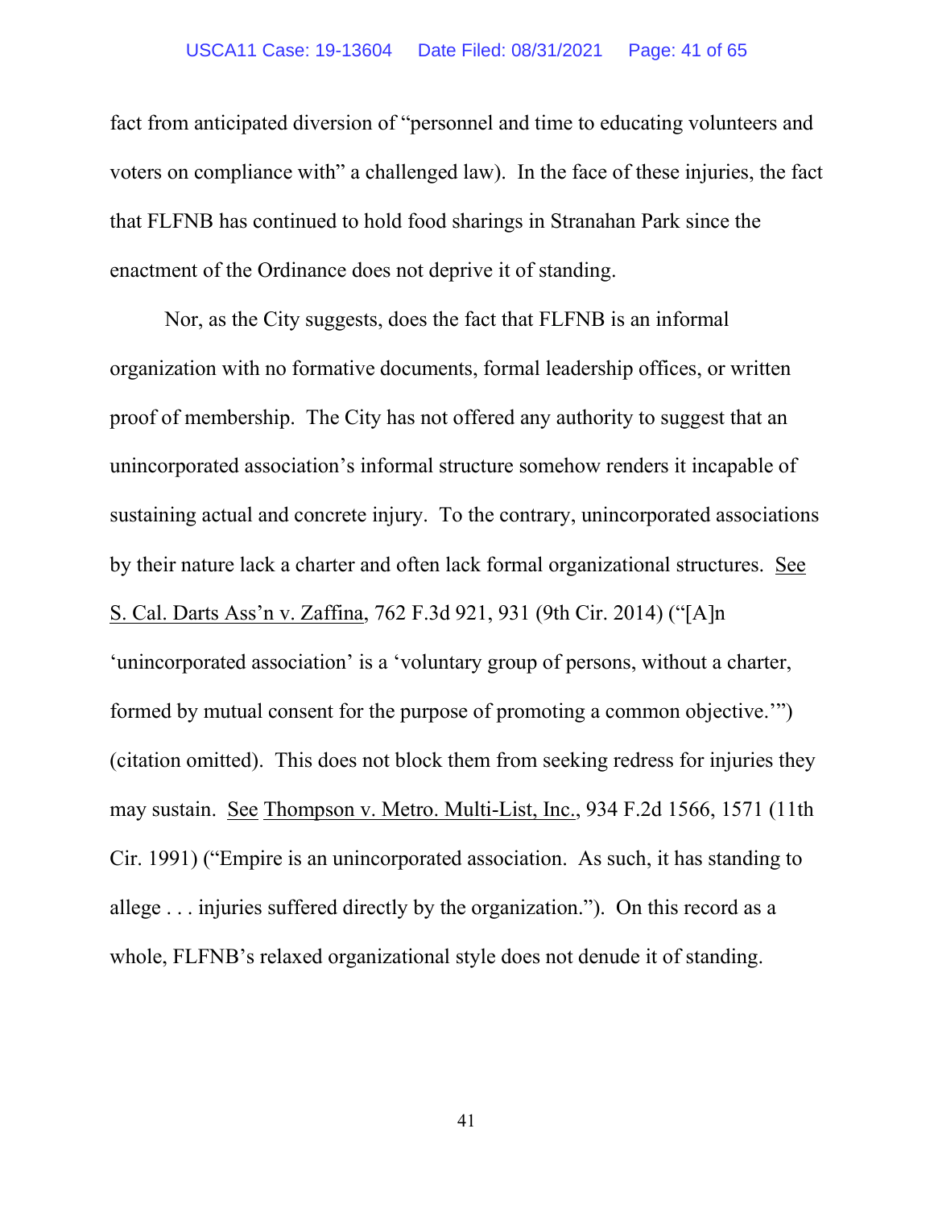fact from anticipated diversion of "personnel and time to educating volunteers and voters on compliance with" a challenged law). In the face of these injuries, the fact that FLFNB has continued to hold food sharings in Stranahan Park since the enactment of the Ordinance does not deprive it of standing.

Nor, as the City suggests, does the fact that FLFNB is an informal organization with no formative documents, formal leadership offices, or written proof of membership. The City has not offered any authority to suggest that an unincorporated association's informal structure somehow renders it incapable of sustaining actual and concrete injury. To the contrary, unincorporated associations by their nature lack a charter and often lack formal organizational structures. See S. Cal. Darts Ass'n v. Zaffina, 762 F.3d 921, 931 (9th Cir. 2014) ("[A]n 'unincorporated association' is a 'voluntary group of persons, without a charter, formed by mutual consent for the purpose of promoting a common objective.'") (citation omitted). This does not block them from seeking redress for injuries they may sustain. See Thompson v. Metro. Multi-List, Inc., 934 F.2d 1566, 1571 (11th Cir. 1991) ("Empire is an unincorporated association. As such, it has standing to allege . . . injuries suffered directly by the organization."). On this record as a whole, FLFNB's relaxed organizational style does not denude it of standing.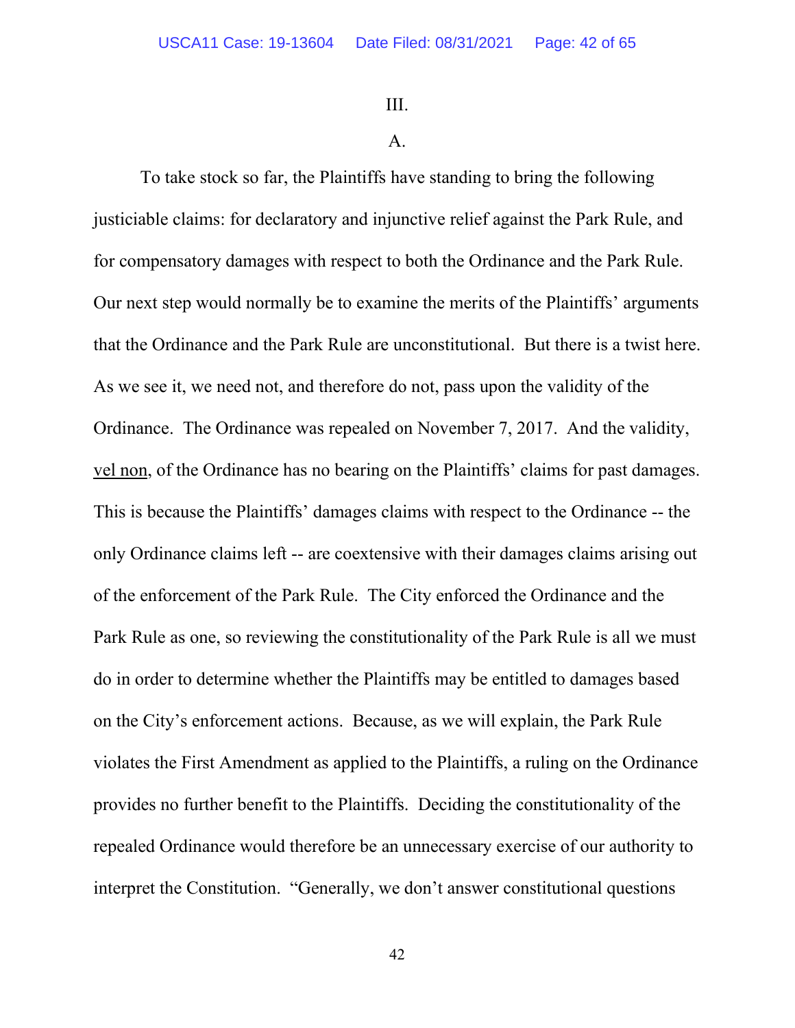III.

A.

To take stock so far, the Plaintiffs have standing to bring the following justiciable claims: for declaratory and injunctive relief against the Park Rule, and for compensatory damages with respect to both the Ordinance and the Park Rule. Our next step would normally be to examine the merits of the Plaintiffs' arguments that the Ordinance and the Park Rule are unconstitutional. But there is a twist here. As we see it, we need not, and therefore do not, pass upon the validity of the Ordinance. The Ordinance was repealed on November 7, 2017. And the validity, vel non, of the Ordinance has no bearing on the Plaintiffs' claims for past damages. This is because the Plaintiffs' damages claims with respect to the Ordinance -- the only Ordinance claims left -- are coextensive with their damages claims arising out of the enforcement of the Park Rule. The City enforced the Ordinance and the Park Rule as one, so reviewing the constitutionality of the Park Rule is all we must do in order to determine whether the Plaintiffs may be entitled to damages based on the City's enforcement actions. Because, as we will explain, the Park Rule violates the First Amendment as applied to the Plaintiffs, a ruling on the Ordinance provides no further benefit to the Plaintiffs. Deciding the constitutionality of the repealed Ordinance would therefore be an unnecessary exercise of our authority to interpret the Constitution. "Generally, we don't answer constitutional questions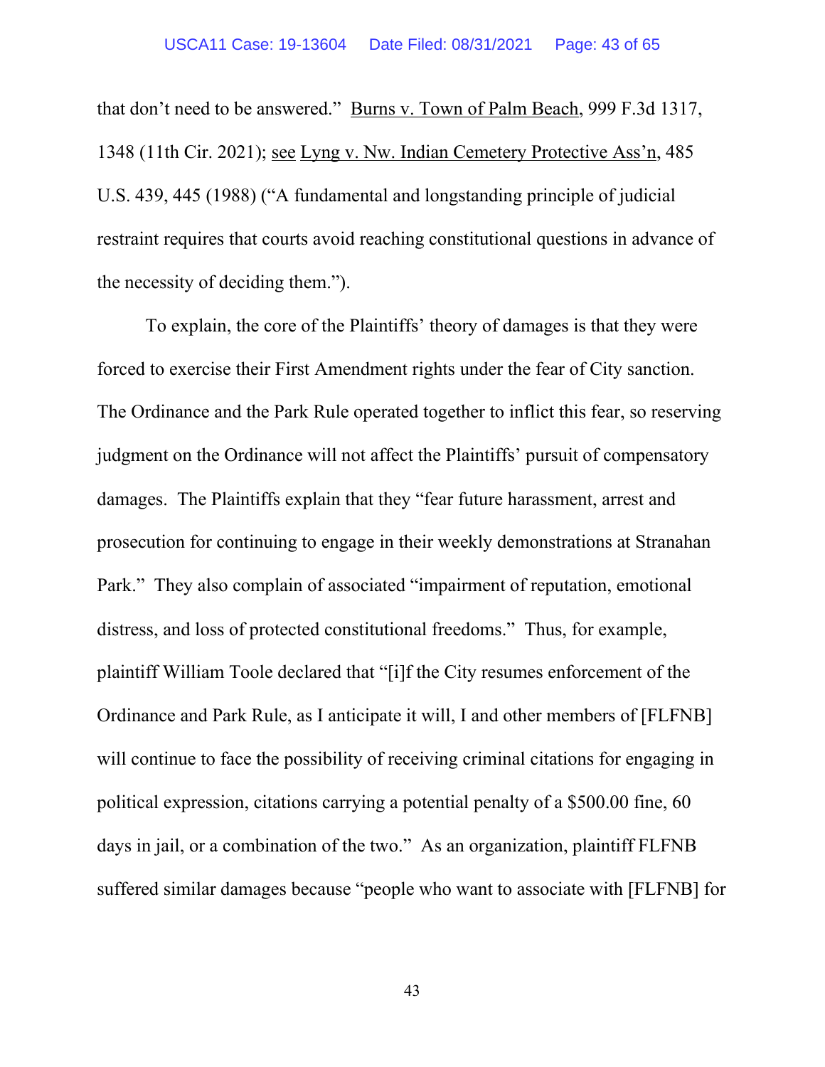that don't need to be answered." Burns v. Town of Palm Beach, 999 F.3d 1317, 1348 (11th Cir. 2021); see Lyng v. Nw. Indian Cemetery Protective Ass'n, 485 U.S. 439, 445 (1988) ("A fundamental and longstanding principle of judicial restraint requires that courts avoid reaching constitutional questions in advance of the necessity of deciding them.").

To explain, the core of the Plaintiffs' theory of damages is that they were forced to exercise their First Amendment rights under the fear of City sanction. The Ordinance and the Park Rule operated together to inflict this fear, so reserving judgment on the Ordinance will not affect the Plaintiffs' pursuit of compensatory damages. The Plaintiffs explain that they "fear future harassment, arrest and prosecution for continuing to engage in their weekly demonstrations at Stranahan Park." They also complain of associated "impairment of reputation, emotional distress, and loss of protected constitutional freedoms." Thus, for example, plaintiff William Toole declared that "[i]f the City resumes enforcement of the Ordinance and Park Rule, as I anticipate it will, I and other members of [FLFNB] will continue to face the possibility of receiving criminal citations for engaging in political expression, citations carrying a potential penalty of a $500.00 fine, 60 days in jail, or a combination of the two." As an organization, plaintiff FLFNB suffered similar damages because "people who want to associate with [FLFNB] for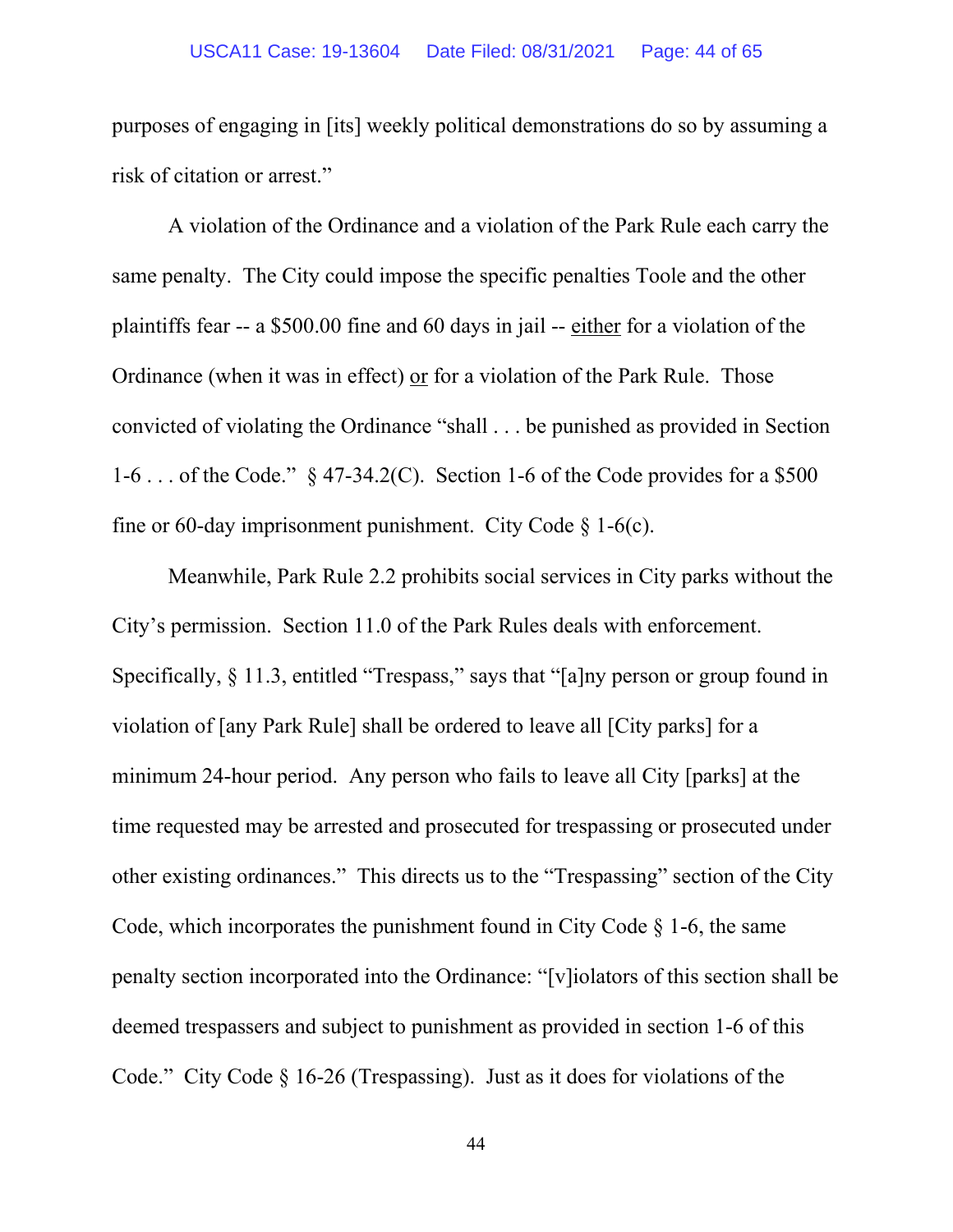purposes of engaging in [its] weekly political demonstrations do so by assuming a risk of citation or arrest."

A violation of the Ordinance and a violation of the Park Rule each carry the same penalty. The City could impose the specific penalties Toole and the other plaintiffs fear -- a $500.00 fine and 60 days in jail -- <u>either</u> for a violation of the Ordinance (when it was in effect) <u>or</u> for a violation of the Park Rule. Those convicted of violating the Ordinance "shall . . . be punished as provided in Section 1-6 . . . of the Code." § 47-34.2(C). Section 1-6 of the Code provides for a $500 fine or 60-day imprisonment punishment. City Code § 1-6(c).

Meanwhile, Park Rule 2.2 prohibits social services in City parks without the City's permission. Section 11.0 of the Park Rules deals with enforcement. Specifically, § 11.3, entitled "Trespass," says that "[a]ny person or group found in violation of [any Park Rule] shall be ordered to leave all [City parks] for a minimum 24-hour period. Any person who fails to leave all City [parks] at the time requested may be arrested and prosecuted for trespassing or prosecuted under other existing ordinances." This directs us to the "Trespassing" section of the City Code, which incorporates the punishment found in City Code § 1-6, the same penalty section incorporated into the Ordinance: "[v]iolators of this section shall be deemed trespassers and subject to punishment as provided in section 1-6 of this Code." City Code § 16-26 (Trespassing). Just as it does for violations of the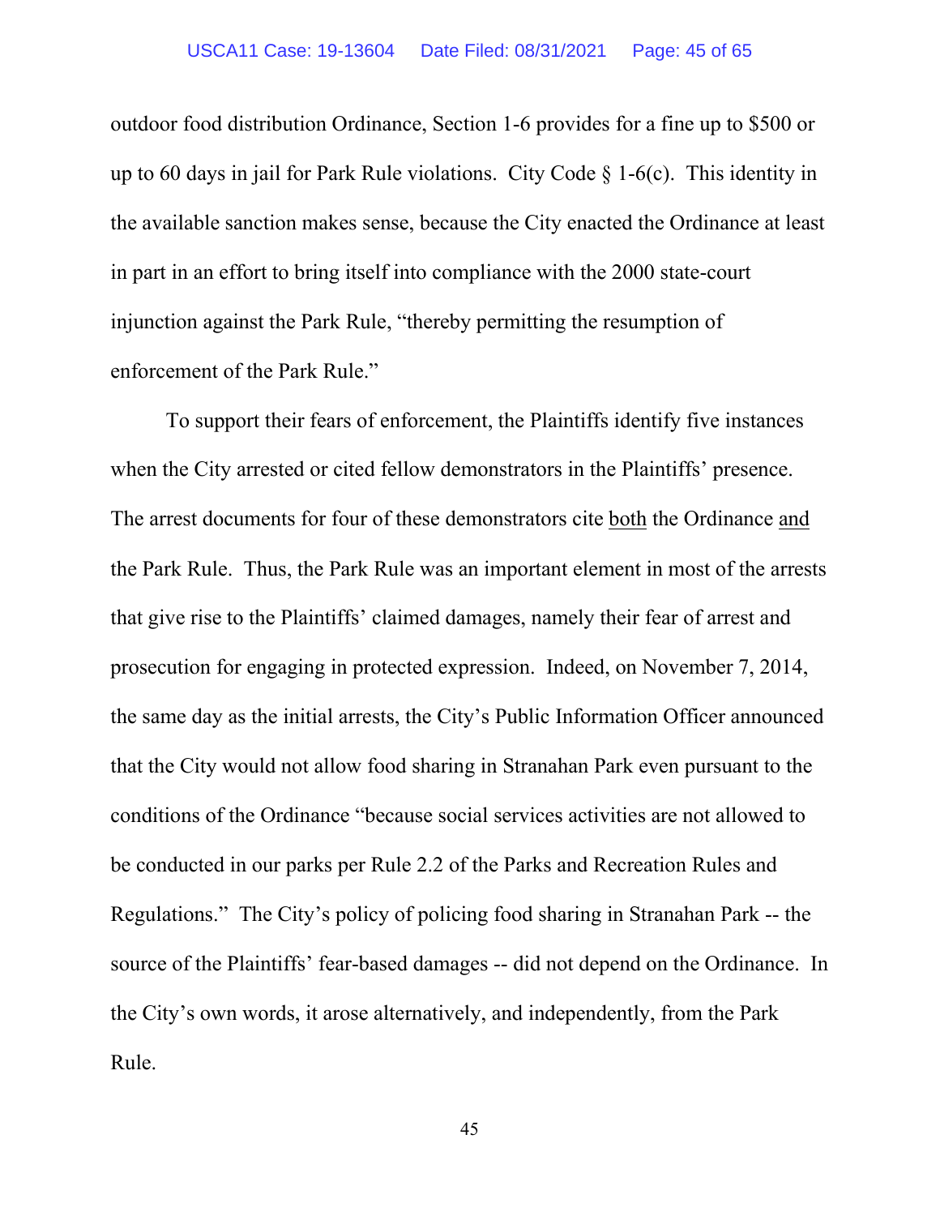outdoor food distribution Ordinance, Section 1-6 provides for a fine up to $500 or up to 60 days in jail for Park Rule violations. City Code § 1-6(c). This identity in the available sanction makes sense, because the City enacted the Ordinance at least in part in an effort to bring itself into compliance with the 2000 state-court injunction against the Park Rule, "thereby permitting the resumption of enforcement of the Park Rule."

To support their fears of enforcement, the Plaintiffs identify five instances when the City arrested or cited fellow demonstrators in the Plaintiffs' presence. The arrest documents for four of these demonstrators cite <u>both</u> the Ordinance <u>and</u> the Park Rule. Thus, the Park Rule was an important element in most of the arrests that give rise to the Plaintiffs' claimed damages, namely their fear of arrest and prosecution for engaging in protected expression. Indeed, on November 7, 2014, the same day as the initial arrests, the City's Public Information Officer announced that the City would not allow food sharing in Stranahan Park even pursuant to the conditions of the Ordinance "because social services activities are not allowed to be conducted in our parks per Rule 2.2 of the Parks and Recreation Rules and Regulations." The City's policy of policing food sharing in Stranahan Park -- the source of the Plaintiffs' fear-based damages -- did not depend on the Ordinance. In the City's own words, it arose alternatively, and independently, from the Park Rule.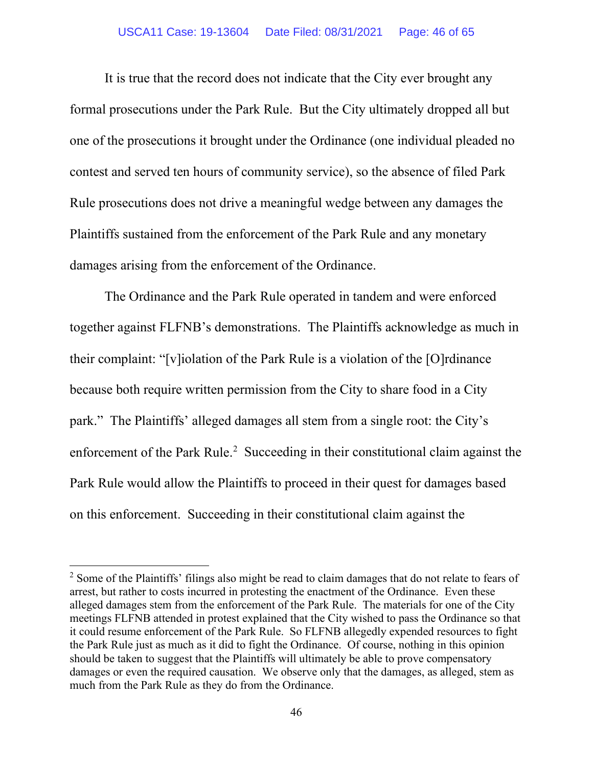It is true that the record does not indicate that the City ever brought any formal prosecutions under the Park Rule. But the City ultimately dropped all but one of the prosecutions it brought under the Ordinance (one individual pleaded no contest and served ten hours of community service), so the absence of filed Park Rule prosecutions does not drive a meaningful wedge between any damages the Plaintiffs sustained from the enforcement of the Park Rule and any monetary damages arising from the enforcement of the Ordinance.

The Ordinance and the Park Rule operated in tandem and were enforced together against FLFNB's demonstrations. The Plaintiffs acknowledge as much in their complaint: "[v]iolation of the Park Rule is a violation of the [O]rdinance because both require written permission from the City to share food in a City park." The Plaintiffs' alleged damages all stem from a single root: the City's enforcement of the Park Rule.[2] Succeeding in their constitutional claim against the Park Rule would allow the Plaintiffs to proceed in their quest for damages based on this enforcement. Succeeding in their constitutional claim against the

[2] Some of the Plaintiffs' filings also might be read to claim damages that do not relate to fears of arrest, but rather to costs incurred in protesting the enactment of the Ordinance. Even these alleged damages stem from the enforcement of the Park Rule. The materials for one of the City meetings FLFNB attended in protest explained that the City wished to pass the Ordinance so that it could resume enforcement of the Park Rule. So FLFNB allegedly expended resources to fight the Park Rule just as much as it did to fight the Ordinance. Of course, nothing in this opinion should be taken to suggest that the Plaintiffs will ultimately be able to prove compensatory damages or even the required causation. We observe only that the damages, as alleged, stem as much from the Park Rule as they do from the Ordinance.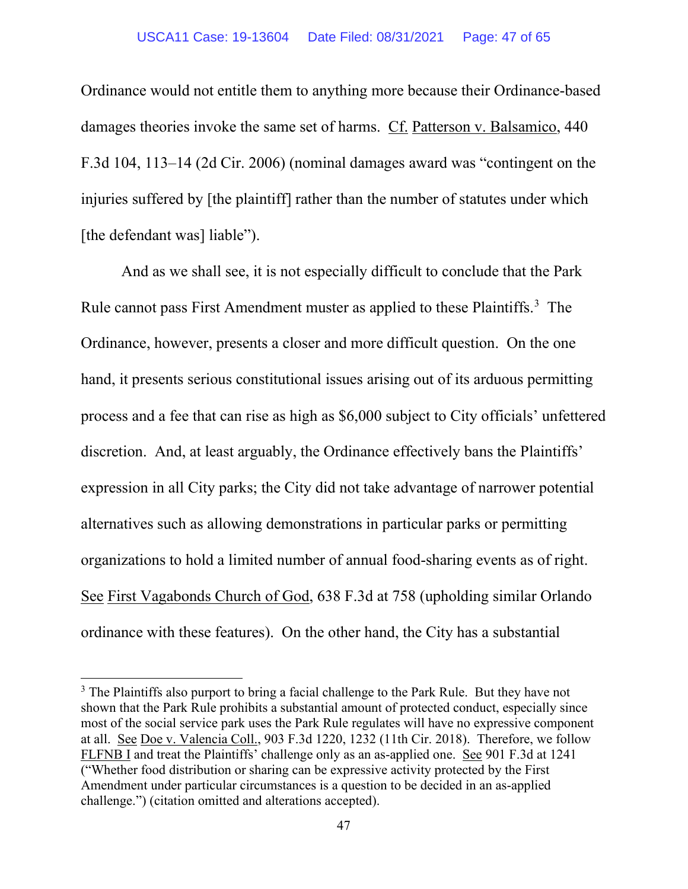Ordinance would not entitle them to anything more because their Ordinance-based damages theories invoke the same set of harms. Cf. Patterson v. Balsamico, 440 F.3d 104, 113–14 (2d Cir. 2006) (nominal damages award was "contingent on the injuries suffered by [the plaintiff] rather than the number of statutes under which [the defendant was] liable").

And as we shall see, it is not especially difficult to conclude that the Park Rule cannot pass First Amendment muster as applied to these Plaintiffs.[3] The Ordinance, however, presents a closer and more difficult question. On the one hand, it presents serious constitutional issues arising out of its arduous permitting process and a fee that can rise as high as $6,000 subject to City officials' unfettered discretion. And, at least arguably, the Ordinance effectively bans the Plaintiffs' expression in all City parks; the City did not take advantage of narrower potential alternatives such as allowing demonstrations in particular parks or permitting organizations to hold a limited number of annual food-sharing events as of right. See First Vagabonds Church of God, 638 F.3d at 758 (upholding similar Orlando ordinance with these features). On the other hand, the City has a substantial

---

[3] The Plaintiffs also purport to bring a facial challenge to the Park Rule. But they have not shown that the Park Rule prohibits a substantial amount of protected conduct, especially since most of the social service park uses the Park Rule regulates will have no expressive component at all. See Doe v. Valencia Coll., 903 F.3d 1220, 1232 (11th Cir. 2018). Therefore, we follow FLFNB I and treat the Plaintiffs' challenge only as an as-applied one. See 901 F.3d at 1241 ("Whether food distribution or sharing can be expressive activity protected by the First Amendment under particular circumstances is a question to be decided in an as-applied challenge.") (citation omitted and alterations accepted).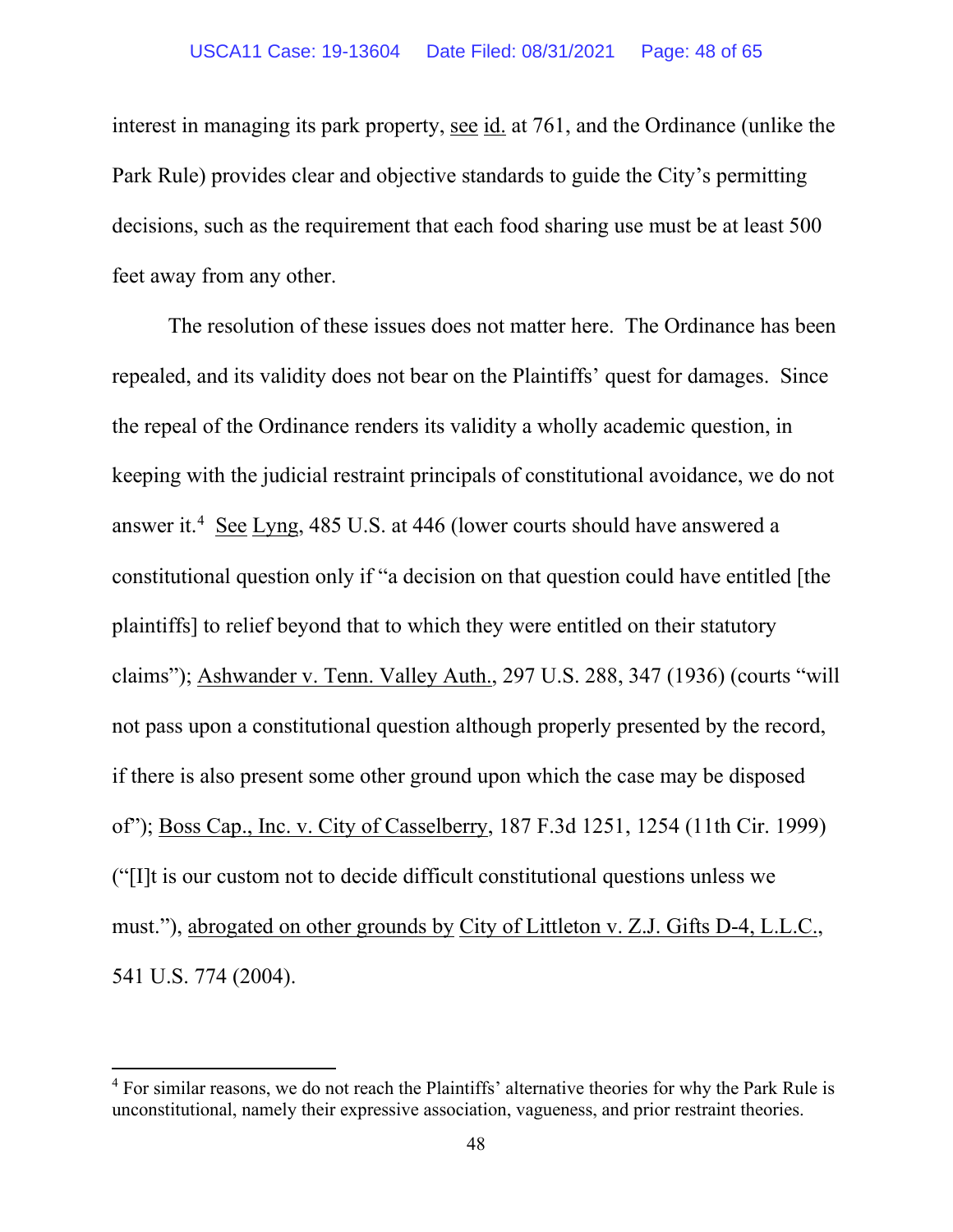interest in managing its park property, see id. at 761, and the Ordinance (unlike the Park Rule) provides clear and objective standards to guide the City's permitting decisions, such as the requirement that each food sharing use must be at least 500 feet away from any other.

The resolution of these issues does not matter here. The Ordinance has been repealed, and its validity does not bear on the Plaintiffs' quest for damages. Since the repeal of the Ordinance renders its validity a wholly academic question, in keeping with the judicial restraint principals of constitutional avoidance, we do not answer it.[4] See Lyng, 485 U.S. at 446 (lower courts should have answered a constitutional question only if "a decision on that question could have entitled [the plaintiffs] to relief beyond that to which they were entitled on their statutory claims"); Ashwander v. Tenn. Valley Auth., 297 U.S. 288, 347 (1936) (courts "will not pass upon a constitutional question although properly presented by the record, if there is also present some other ground upon which the case may be disposed of"); Boss Cap., Inc. v. City of Casselberry, 187 F.3d 1251, 1254 (11th Cir. 1999) ("[I]t is our custom not to decide difficult constitutional questions unless we must."), abrogated on other grounds by City of Littleton v. Z.J. Gifts D-4, L.L.C., 541 U.S. 774 (2004).

[4] For similar reasons, we do not reach the Plaintiffs' alternative theories for why the Park Rule is unconstitutional, namely their expressive association, vagueness, and prior restraint theories.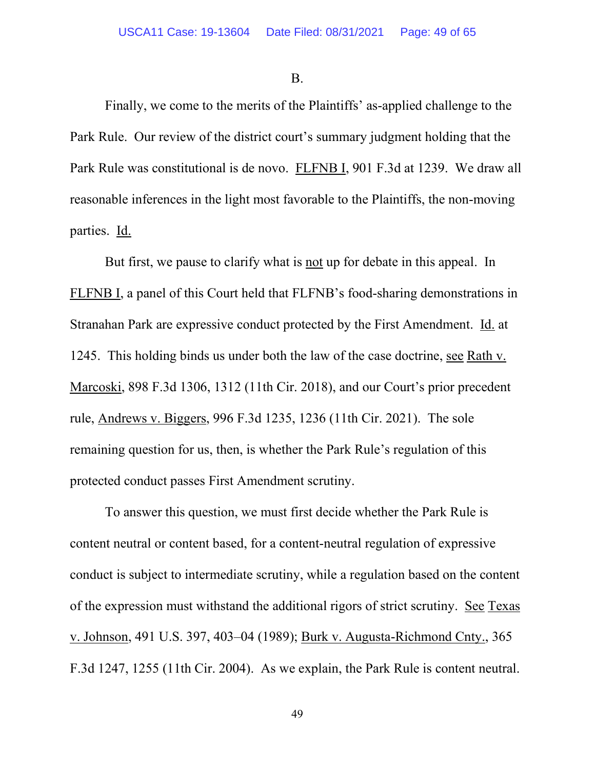B.

Finally, we come to the merits of the Plaintiffs' as-applied challenge to the Park Rule. Our review of the district court's summary judgment holding that the Park Rule was constitutional is de novo. FLFNB I, 901 F.3d at 1239. We draw all reasonable inferences in the light most favorable to the Plaintiffs, the non-moving parties. Id.

But first, we pause to clarify what is not up for debate in this appeal. In FLFNB I, a panel of this Court held that FLFNB's food-sharing demonstrations in Stranahan Park are expressive conduct protected by the First Amendment. Id. at 1245. This holding binds us under both the law of the case doctrine, see Rath v. Marcoski, 898 F.3d 1306, 1312 (11th Cir. 2018), and our Court's prior precedent rule, Andrews v. Biggers, 996 F.3d 1235, 1236 (11th Cir. 2021). The sole remaining question for us, then, is whether the Park Rule's regulation of this protected conduct passes First Amendment scrutiny.

To answer this question, we must first decide whether the Park Rule is content neutral or content based, for a content-neutral regulation of expressive conduct is subject to intermediate scrutiny, while a regulation based on the content of the expression must withstand the additional rigors of strict scrutiny. See Texas v. Johnson, 491 U.S. 397, 403–04 (1989); Burk v. Augusta-Richmond Cnty., 365 F.3d 1247, 1255 (11th Cir. 2004). As we explain, the Park Rule is content neutral.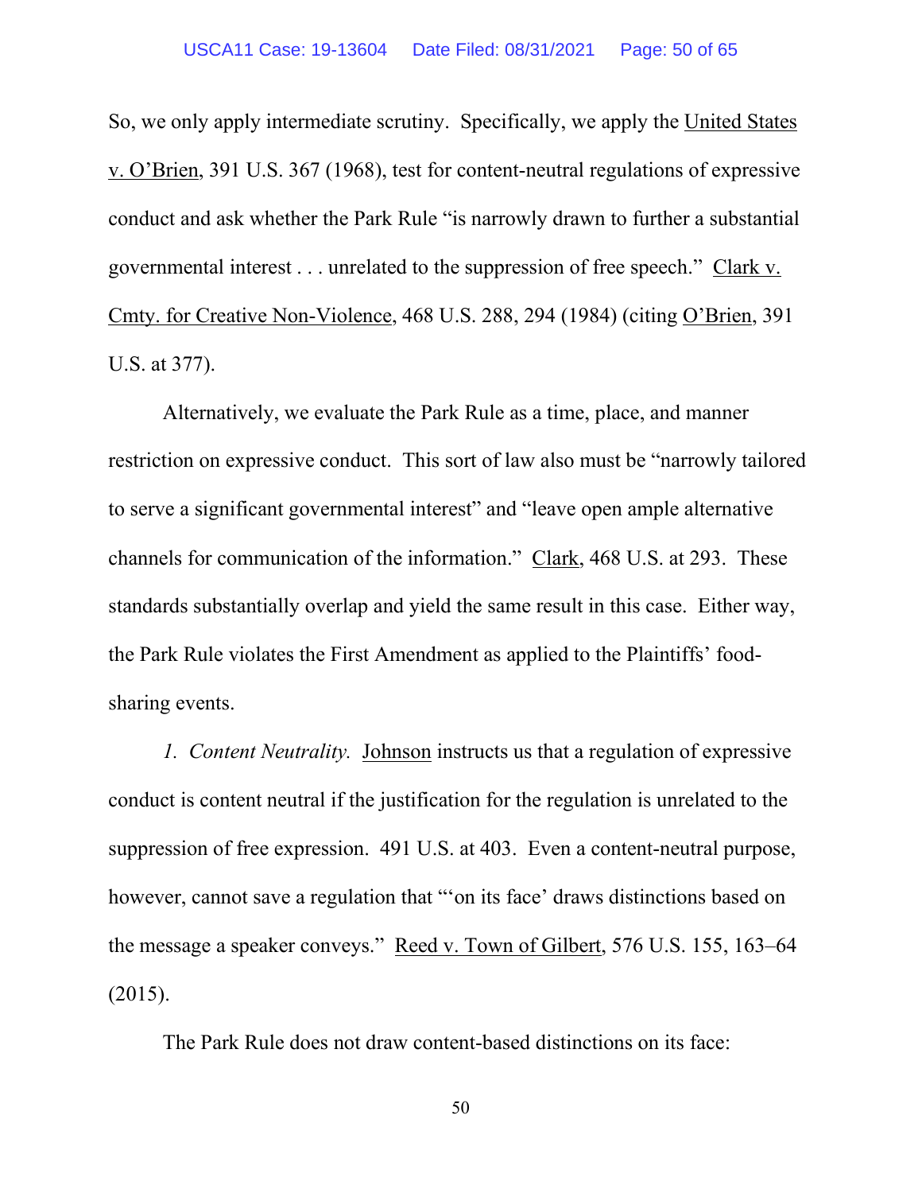So, we only apply intermediate scrutiny. Specifically, we apply the United States v. O'Brien, 391 U.S. 367 (1968), test for content-neutral regulations of expressive conduct and ask whether the Park Rule "is narrowly drawn to further a substantial governmental interest . . . unrelated to the suppression of free speech." Clark v. Cmty. for Creative Non-Violence, 468 U.S. 288, 294 (1984) (citing O'Brien, 391 U.S. at 377).

Alternatively, we evaluate the Park Rule as a time, place, and manner restriction on expressive conduct. This sort of law also must be "narrowly tailored to serve a significant governmental interest" and "leave open ample alternative channels for communication of the information." Clark, 468 U.S. at 293. These standards substantially overlap and yield the same result in this case. Either way, the Park Rule violates the First Amendment as applied to the Plaintiffs' food-sharing events.

*1. Content Neutrality.* Johnson instructs us that a regulation of expressive conduct is content neutral if the justification for the regulation is unrelated to the suppression of free expression. 491 U.S. at 403. Even a content-neutral purpose, however, cannot save a regulation that "'on its face' draws distinctions based on the message a speaker conveys." Reed v. Town of Gilbert, 576 U.S. 155, 163–64 (2015).

The Park Rule does not draw content-based distinctions on its face: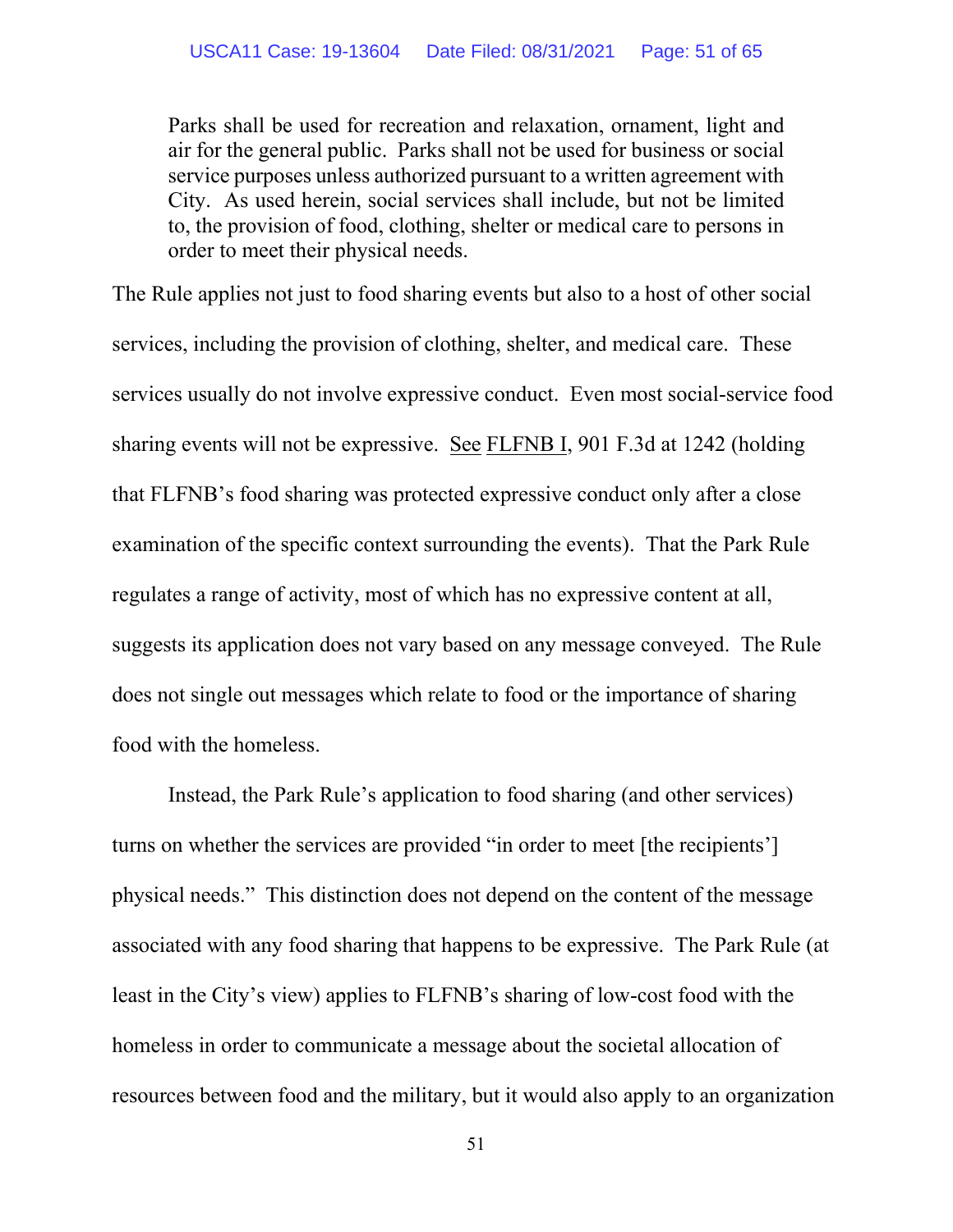> Parks shall be used for recreation and relaxation, ornament, light and air for the general public. Parks shall not be used for business or social service purposes unless authorized pursuant to a written agreement with City. As used herein, social services shall include, but not be limited to, the provision of food, clothing, shelter or medical care to persons in order to meet their physical needs.

The Rule applies not just to food sharing events but also to a host of other social services, including the provision of clothing, shelter, and medical care. These services usually do not involve expressive conduct. Even most social-service food sharing events will not be expressive. See FLFNB I, 901 F.3d at 1242 (holding that FLFNB's food sharing was protected expressive conduct only after a close examination of the specific context surrounding the events). That the Park Rule regulates a range of activity, most of which has no expressive content at all, suggests its application does not vary based on any message conveyed. The Rule does not single out messages which relate to food or the importance of sharing food with the homeless.

Instead, the Park Rule's application to food sharing (and other services) turns on whether the services are provided "in order to meet [the recipients'] physical needs." This distinction does not depend on the content of the message associated with any food sharing that happens to be expressive. The Park Rule (at least in the City's view) applies to FLFNB's sharing of low-cost food with the homeless in order to communicate a message about the societal allocation of resources between food and the military, but it would also apply to an organization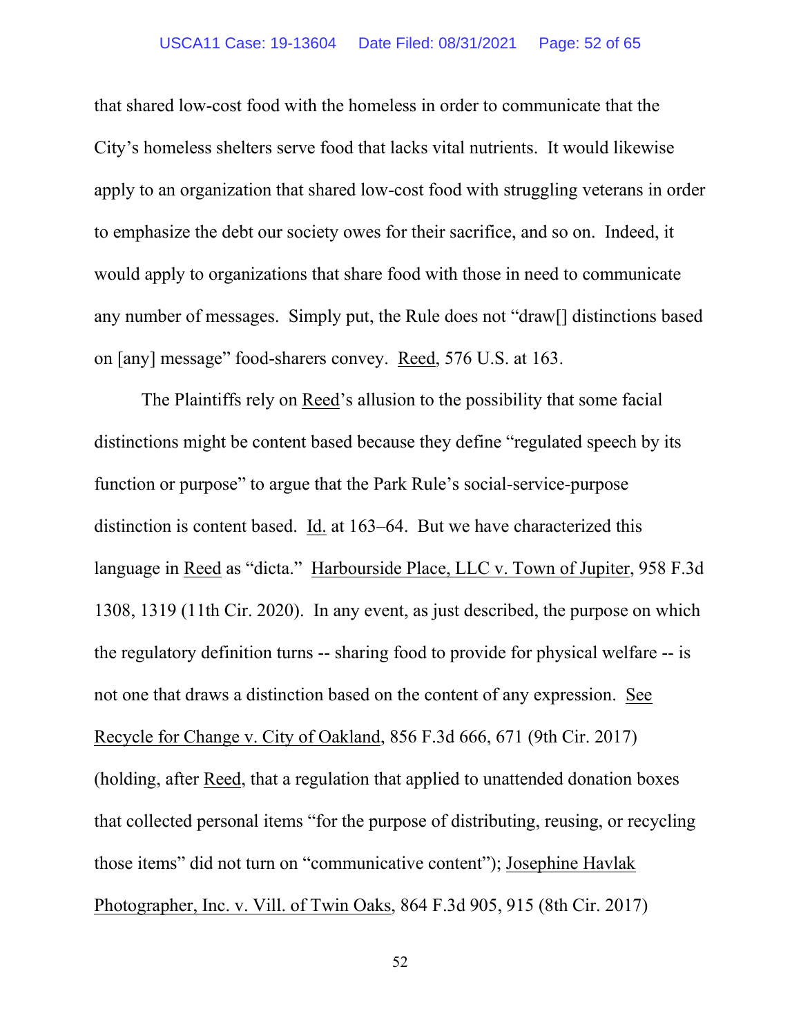that shared low-cost food with the homeless in order to communicate that the City's homeless shelters serve food that lacks vital nutrients. It would likewise apply to an organization that shared low-cost food with struggling veterans in order to emphasize the debt our society owes for their sacrifice, and so on. Indeed, it would apply to organizations that share food with those in need to communicate any number of messages. Simply put, the Rule does not "draw[] distinctions based on [any] message" food-sharers convey. Reed, 576 U.S. at 163.

The Plaintiffs rely on Reed's allusion to the possibility that some facial distinctions might be content based because they define "regulated speech by its function or purpose" to argue that the Park Rule's social-service-purpose distinction is content based. Id. at 163–64. But we have characterized this language in Reed as "dicta." Harbourside Place, LLC v. Town of Jupiter, 958 F.3d 1308, 1319 (11th Cir. 2020). In any event, as just described, the purpose on which the regulatory definition turns -- sharing food to provide for physical welfare -- is not one that draws a distinction based on the content of any expression. See Recycle for Change v. City of Oakland, 856 F.3d 666, 671 (9th Cir. 2017) (holding, after Reed, that a regulation that applied to unattended donation boxes that collected personal items "for the purpose of distributing, reusing, or recycling those items" did not turn on "communicative content"); Josephine Havlak Photographer, Inc. v. Vill. of Twin Oaks, 864 F.3d 905, 915 (8th Cir. 2017)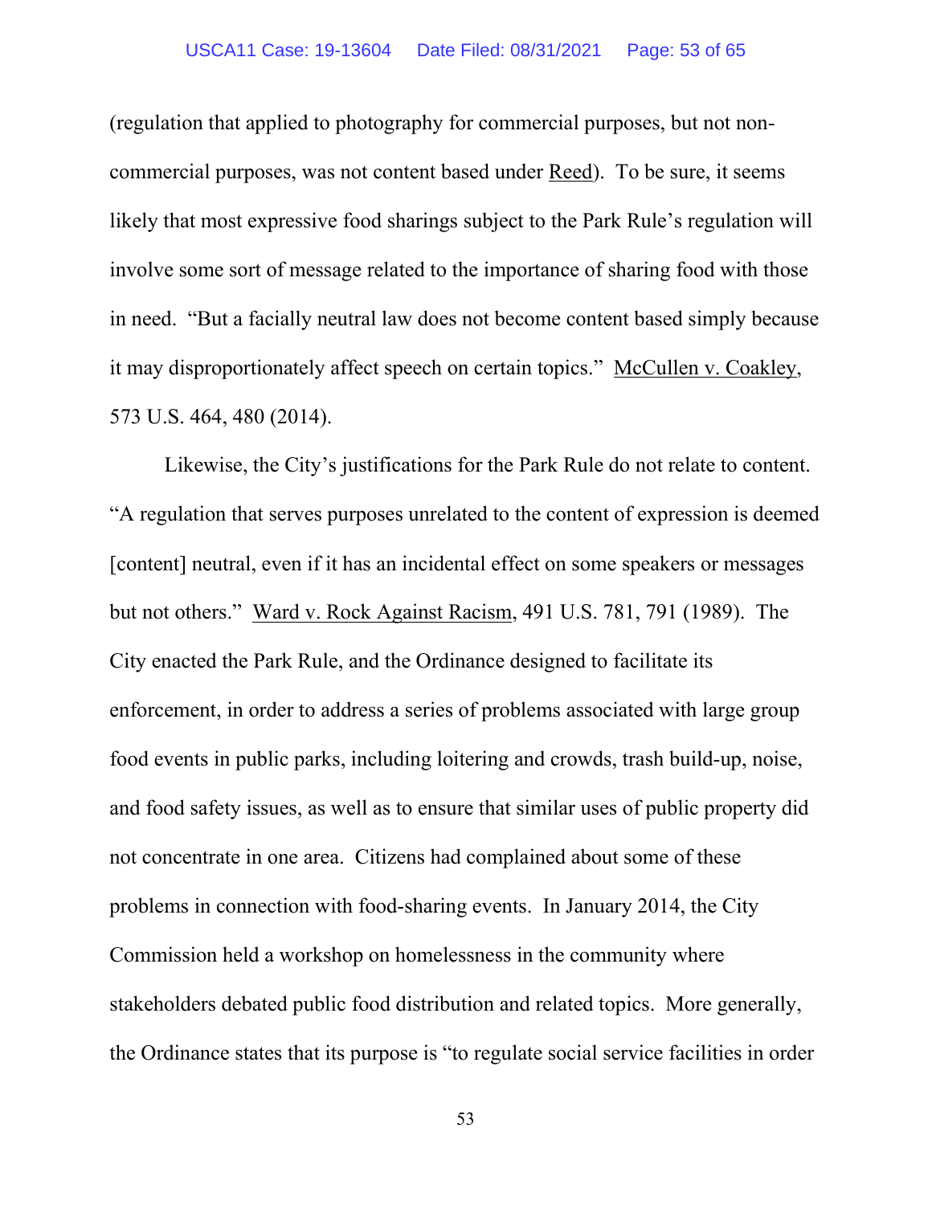(regulation that applied to photography for commercial purposes, but not non-commercial purposes, was not content based under Reed). To be sure, it seems likely that most expressive food sharings subject to the Park Rule's regulation will involve some sort of message related to the importance of sharing food with those in need. "But a facially neutral law does not become content based simply because it may disproportionately affect speech on certain topics." McCullen v. Coakley, 573 U.S. 464, 480 (2014).

Likewise, the City's justifications for the Park Rule do not relate to content. "A regulation that serves purposes unrelated to the content of expression is deemed [content] neutral, even if it has an incidental effect on some speakers or messages but not others." Ward v. Rock Against Racism, 491 U.S. 781, 791 (1989). The City enacted the Park Rule, and the Ordinance designed to facilitate its enforcement, in order to address a series of problems associated with large group food events in public parks, including loitering and crowds, trash build-up, noise, and food safety issues, as well as to ensure that similar uses of public property did not concentrate in one area. Citizens had complained about some of these problems in connection with food-sharing events. In January 2014, the City Commission held a workshop on homelessness in the community where stakeholders debated public food distribution and related topics. More generally, the Ordinance states that its purpose is "to regulate social service facilities in order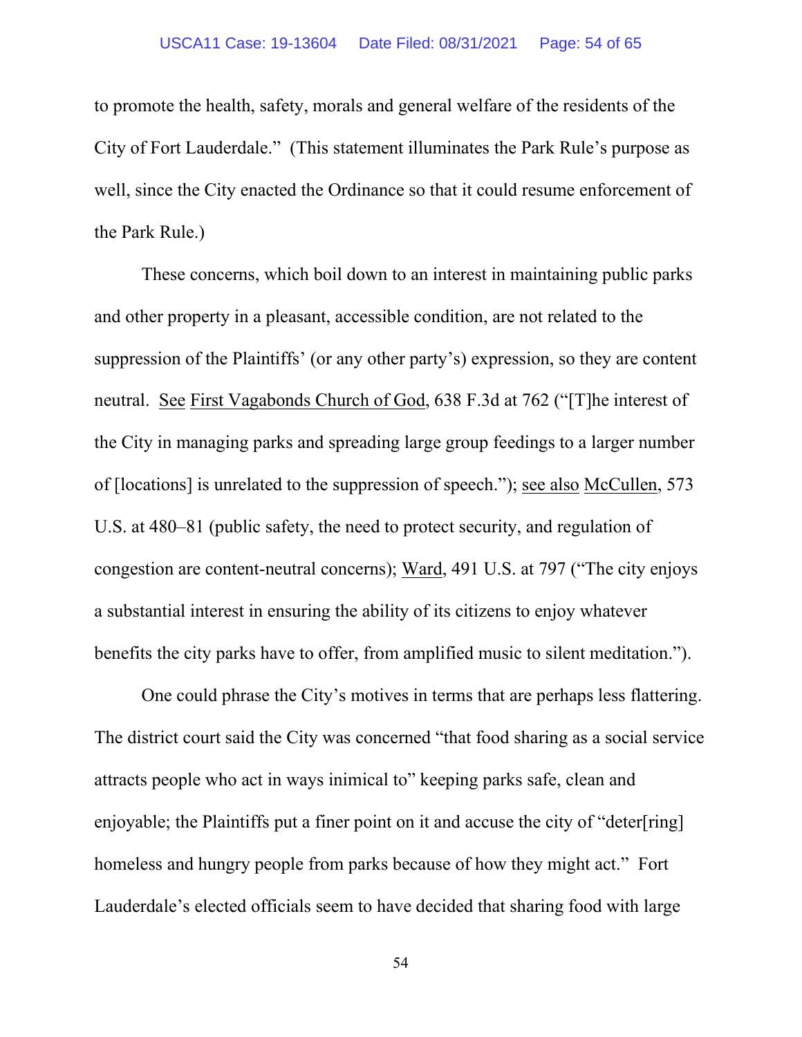to promote the health, safety, morals and general welfare of the residents of the City of Fort Lauderdale." (This statement illuminates the Park Rule's purpose as well, since the City enacted the Ordinance so that it could resume enforcement of the Park Rule.)

These concerns, which boil down to an interest in maintaining public parks and other property in a pleasant, accessible condition, are not related to the suppression of the Plaintiffs' (or any other party's) expression, so they are content neutral. See First Vagabonds Church of God, 638 F.3d at 762 ("[T]he interest of the City in managing parks and spreading large group feedings to a larger number of [locations] is unrelated to the suppression of speech."); see also McCullen, 573 U.S. at 480–81 (public safety, the need to protect security, and regulation of congestion are content-neutral concerns); Ward, 491 U.S. at 797 ("The city enjoys a substantial interest in ensuring the ability of its citizens to enjoy whatever benefits the city parks have to offer, from amplified music to silent meditation.").

One could phrase the City's motives in terms that are perhaps less flattering. The district court said the City was concerned "that food sharing as a social service attracts people who act in ways inimical to" keeping parks safe, clean and enjoyable; the Plaintiffs put a finer point on it and accuse the city of "deter[ring] homeless and hungry people from parks because of how they might act." Fort Lauderdale's elected officials seem to have decided that sharing food with large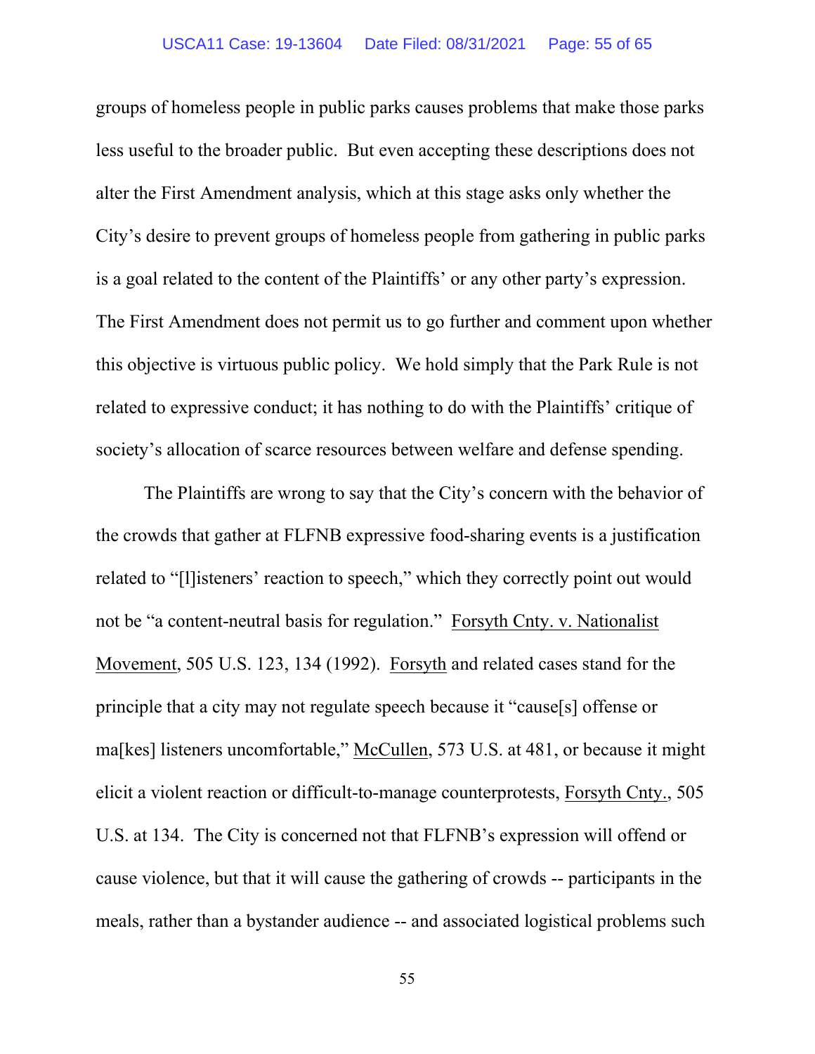groups of homeless people in public parks causes problems that make those parks less useful to the broader public. But even accepting these descriptions does not alter the First Amendment analysis, which at this stage asks only whether the City's desire to prevent groups of homeless people from gathering in public parks is a goal related to the content of the Plaintiffs' or any other party's expression. The First Amendment does not permit us to go further and comment upon whether this objective is virtuous public policy. We hold simply that the Park Rule is not related to expressive conduct; it has nothing to do with the Plaintiffs' critique of society's allocation of scarce resources between welfare and defense spending.

The Plaintiffs are wrong to say that the City's concern with the behavior of the crowds that gather at FLFNB expressive food-sharing events is a justification related to "[l]isteners' reaction to speech," which they correctly point out would not be "a content-neutral basis for regulation." Forsyth Cnty. v. Nationalist Movement, 505 U.S. 123, 134 (1992). Forsyth and related cases stand for the principle that a city may not regulate speech because it "cause[s] offense or ma[kes] listeners uncomfortable," McCullen, 573 U.S. at 481, or because it might elicit a violent reaction or difficult-to-manage counterprotests, Forsyth Cnty., 505 U.S. at 134. The City is concerned not that FLFNB's expression will offend or cause violence, but that it will cause the gathering of crowds -- participants in the meals, rather than a bystander audience -- and associated logistical problems such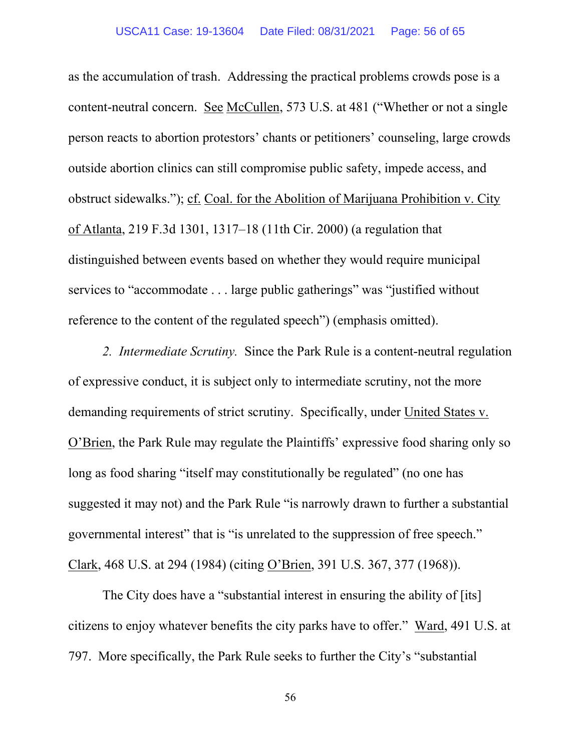as the accumulation of trash. Addressing the practical problems crowds pose is a content-neutral concern. See McCullen, 573 U.S. at 481 ("Whether or not a single person reacts to abortion protestors' chants or petitioners' counseling, large crowds outside abortion clinics can still compromise public safety, impede access, and obstruct sidewalks."); cf. Coal. for the Abolition of Marijuana Prohibition v. City of Atlanta, 219 F.3d 1301, 1317–18 (11th Cir. 2000) (a regulation that distinguished between events based on whether they would require municipal services to "accommodate . . . large public gatherings" was "justified without reference to the content of the regulated speech") (emphasis omitted).

*2. Intermediate Scrutiny.* Since the Park Rule is a content-neutral regulation of expressive conduct, it is subject only to intermediate scrutiny, not the more demanding requirements of strict scrutiny. Specifically, under United States v. O'Brien, the Park Rule may regulate the Plaintiffs' expressive food sharing only so long as food sharing "itself may constitutionally be regulated" (no one has suggested it may not) and the Park Rule "is narrowly drawn to further a substantial governmental interest" that is "is unrelated to the suppression of free speech." Clark, 468 U.S. at 294 (1984) (citing O'Brien, 391 U.S. 367, 377 (1968)).

The City does have a "substantial interest in ensuring the ability of [its] citizens to enjoy whatever benefits the city parks have to offer." Ward, 491 U.S. at 797. More specifically, the Park Rule seeks to further the City's "substantial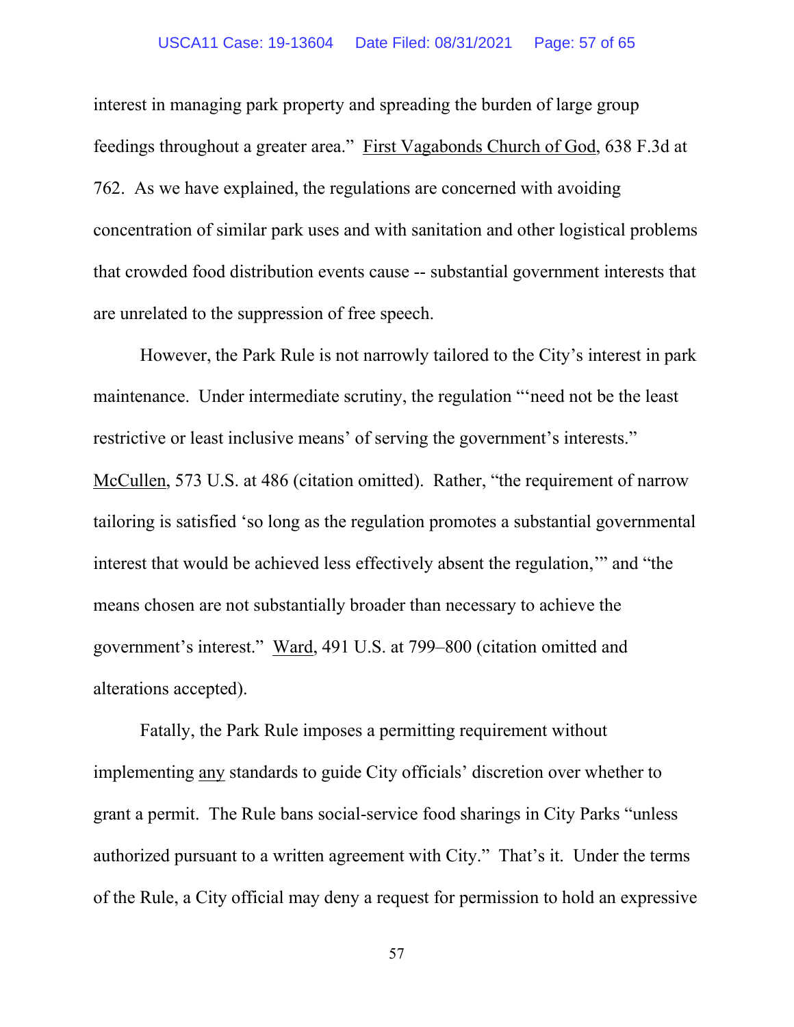interest in managing park property and spreading the burden of large group feedings throughout a greater area." First Vagabonds Church of God, 638 F.3d at 762. As we have explained, the regulations are concerned with avoiding concentration of similar park uses and with sanitation and other logistical problems that crowded food distribution events cause -- substantial government interests that are unrelated to the suppression of free speech.

However, the Park Rule is not narrowly tailored to the City's interest in park maintenance. Under intermediate scrutiny, the regulation "'need not be the least restrictive or least inclusive means' of serving the government's interests." McCullen, 573 U.S. at 486 (citation omitted). Rather, "the requirement of narrow tailoring is satisfied 'so long as the regulation promotes a substantial governmental interest that would be achieved less effectively absent the regulation,'" and "the means chosen are not substantially broader than necessary to achieve the government's interest." Ward, 491 U.S. at 799–800 (citation omitted and alterations accepted).

Fatally, the Park Rule imposes a permitting requirement without implementing any standards to guide City officials' discretion over whether to grant a permit. The Rule bans social-service food sharings in City Parks "unless authorized pursuant to a written agreement with City." That's it. Under the terms of the Rule, a City official may deny a request for permission to hold an expressive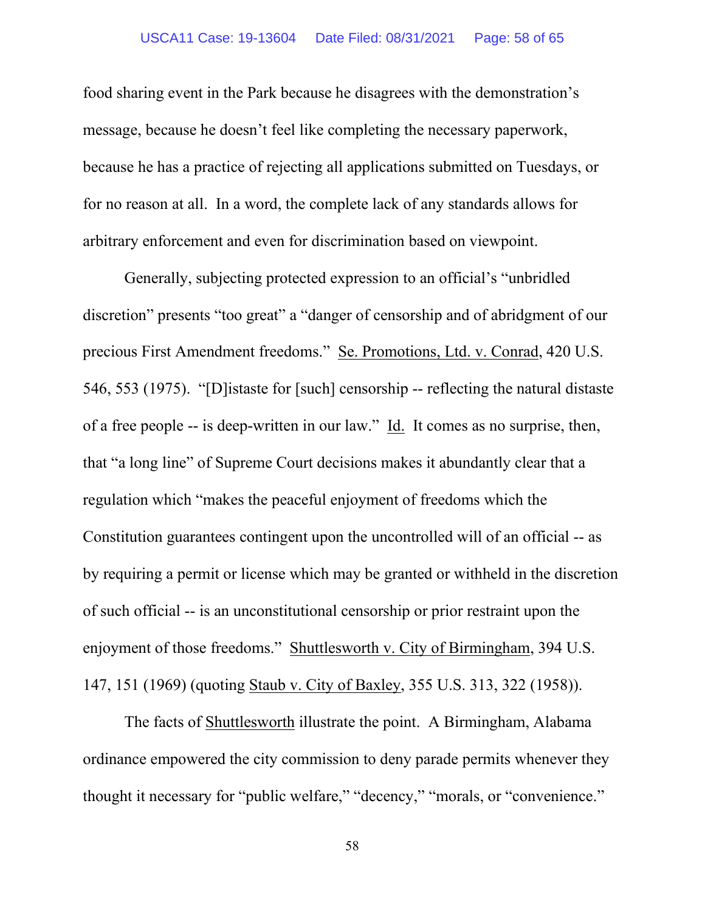food sharing event in the Park because he disagrees with the demonstration's message, because he doesn't feel like completing the necessary paperwork, because he has a practice of rejecting all applications submitted on Tuesdays, or for no reason at all. In a word, the complete lack of any standards allows for arbitrary enforcement and even for discrimination based on viewpoint.

Generally, subjecting protected expression to an official's "unbridled discretion" presents "too great" a "danger of censorship and of abridgment of our precious First Amendment freedoms." Se. Promotions, Ltd. v. Conrad, 420 U.S. 546, 553 (1975). "[D]istaste for [such] censorship -- reflecting the natural distaste of a free people -- is deep-written in our law." Id. It comes as no surprise, then, that "a long line" of Supreme Court decisions makes it abundantly clear that a regulation which "makes the peaceful enjoyment of freedoms which the Constitution guarantees contingent upon the uncontrolled will of an official -- as by requiring a permit or license which may be granted or withheld in the discretion of such official -- is an unconstitutional censorship or prior restraint upon the enjoyment of those freedoms." Shuttlesworth v. City of Birmingham, 394 U.S. 147, 151 (1969) (quoting Staub v. City of Baxley, 355 U.S. 313, 322 (1958)).

The facts of Shuttlesworth illustrate the point. A Birmingham, Alabama ordinance empowered the city commission to deny parade permits whenever they thought it necessary for "public welfare," "decency," "morals, or "convenience."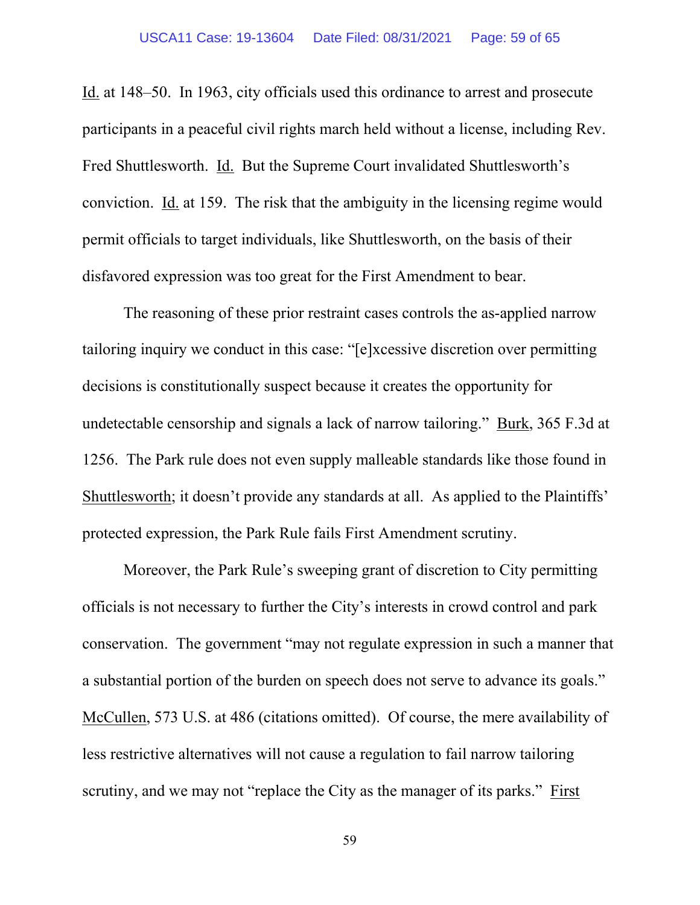Id. at 148–50. In 1963, city officials used this ordinance to arrest and prosecute participants in a peaceful civil rights march held without a license, including Rev. Fred Shuttlesworth. Id. But the Supreme Court invalidated Shuttlesworth's conviction. Id. at 159. The risk that the ambiguity in the licensing regime would permit officials to target individuals, like Shuttlesworth, on the basis of their disfavored expression was too great for the First Amendment to bear.

The reasoning of these prior restraint cases controls the as-applied narrow tailoring inquiry we conduct in this case: "[e]xcessive discretion over permitting decisions is constitutionally suspect because it creates the opportunity for undetectable censorship and signals a lack of narrow tailoring." Burk, 365 F.3d at 1256. The Park rule does not even supply malleable standards like those found in Shuttlesworth; it doesn't provide any standards at all. As applied to the Plaintiffs' protected expression, the Park Rule fails First Amendment scrutiny.

Moreover, the Park Rule's sweeping grant of discretion to City permitting officials is not necessary to further the City's interests in crowd control and park conservation. The government "may not regulate expression in such a manner that a substantial portion of the burden on speech does not serve to advance its goals." McCullen, 573 U.S. at 486 (citations omitted). Of course, the mere availability of less restrictive alternatives will not cause a regulation to fail narrow tailoring scrutiny, and we may not "replace the City as the manager of its parks." First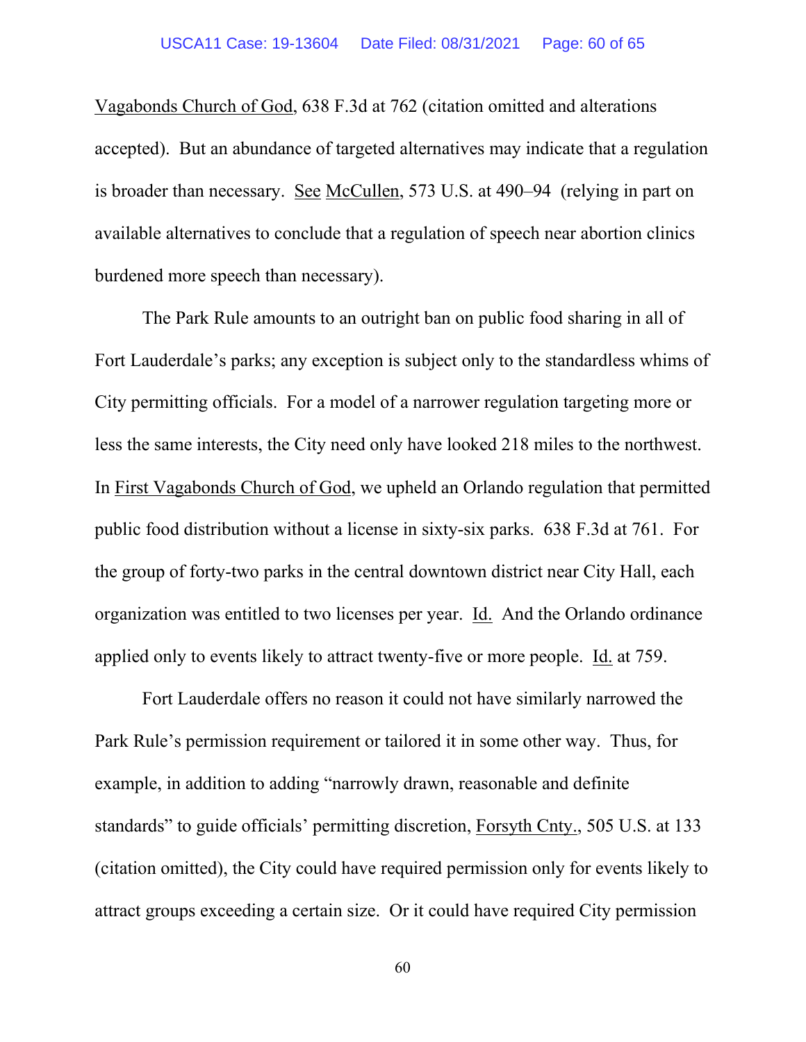Vagabonds Church of God, 638 F.3d at 762 (citation omitted and alterations accepted). But an abundance of targeted alternatives may indicate that a regulation is broader than necessary. See McCullen, 573 U.S. at 490–94 (relying in part on available alternatives to conclude that a regulation of speech near abortion clinics burdened more speech than necessary).

The Park Rule amounts to an outright ban on public food sharing in all of Fort Lauderdale's parks; any exception is subject only to the standardless whims of City permitting officials. For a model of a narrower regulation targeting more or less the same interests, the City need only have looked 218 miles to the northwest. In First Vagabonds Church of God, we upheld an Orlando regulation that permitted public food distribution without a license in sixty-six parks. 638 F.3d at 761. For the group of forty-two parks in the central downtown district near City Hall, each organization was entitled to two licenses per year. Id. And the Orlando ordinance applied only to events likely to attract twenty-five or more people. Id. at 759.

Fort Lauderdale offers no reason it could not have similarly narrowed the Park Rule's permission requirement or tailored it in some other way. Thus, for example, in addition to adding "narrowly drawn, reasonable and definite standards" to guide officials' permitting discretion, Forsyth Cnty., 505 U.S. at 133 (citation omitted), the City could have required permission only for events likely to attract groups exceeding a certain size. Or it could have required City permission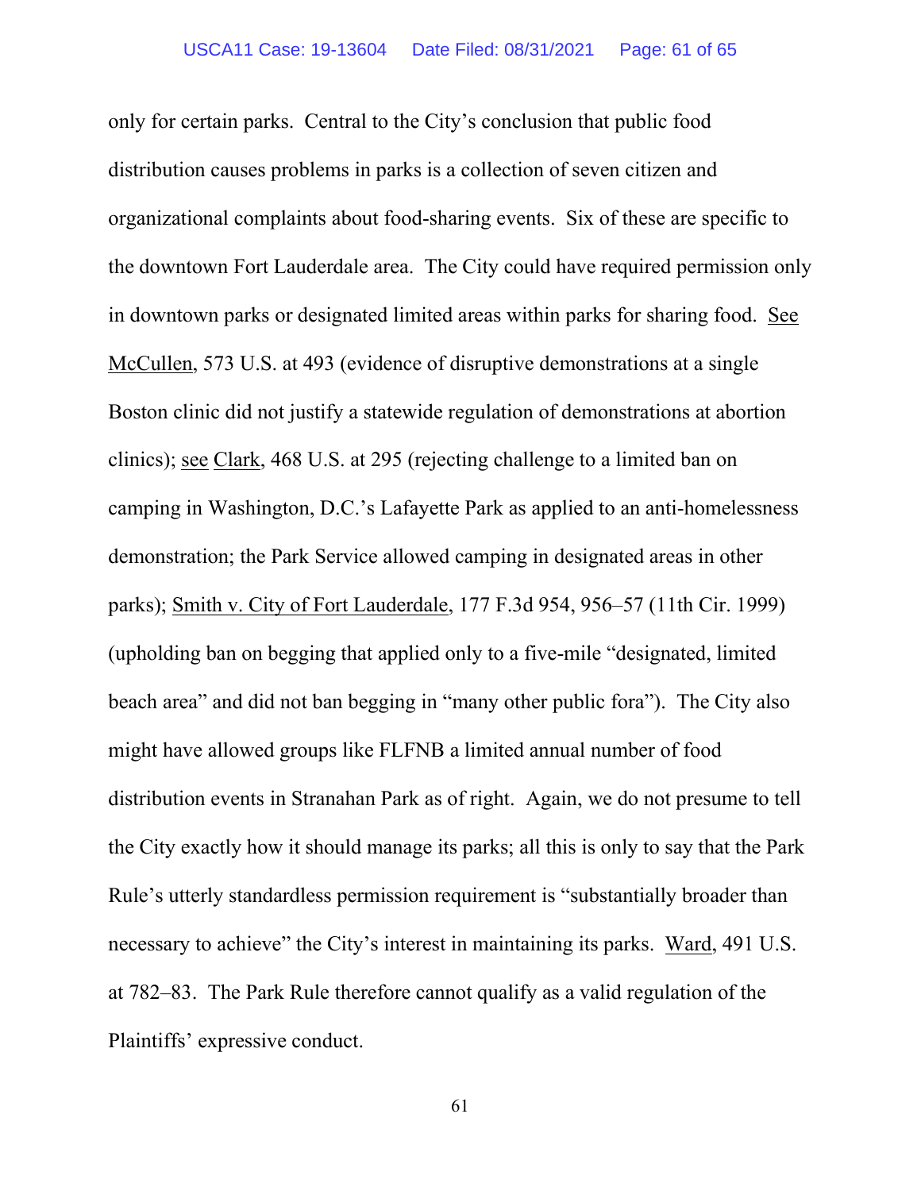only for certain parks. Central to the City's conclusion that public food distribution causes problems in parks is a collection of seven citizen and organizational complaints about food-sharing events. Six of these are specific to the downtown Fort Lauderdale area. The City could have required permission only in downtown parks or designated limited areas within parks for sharing food. See McCullen, 573 U.S. at 493 (evidence of disruptive demonstrations at a single Boston clinic did not justify a statewide regulation of demonstrations at abortion clinics); see Clark, 468 U.S. at 295 (rejecting challenge to a limited ban on camping in Washington, D.C.'s Lafayette Park as applied to an anti-homelessness demonstration; the Park Service allowed camping in designated areas in other parks); Smith v. City of Fort Lauderdale, 177 F.3d 954, 956–57 (11th Cir. 1999) (upholding ban on begging that applied only to a five-mile "designated, limited beach area" and did not ban begging in "many other public fora"). The City also might have allowed groups like FLFNB a limited annual number of food distribution events in Stranahan Park as of right. Again, we do not presume to tell the City exactly how it should manage its parks; all this is only to say that the Park Rule's utterly standardless permission requirement is "substantially broader than necessary to achieve" the City's interest in maintaining its parks. Ward, 491 U.S. at 782–83. The Park Rule therefore cannot qualify as a valid regulation of the Plaintiffs' expressive conduct.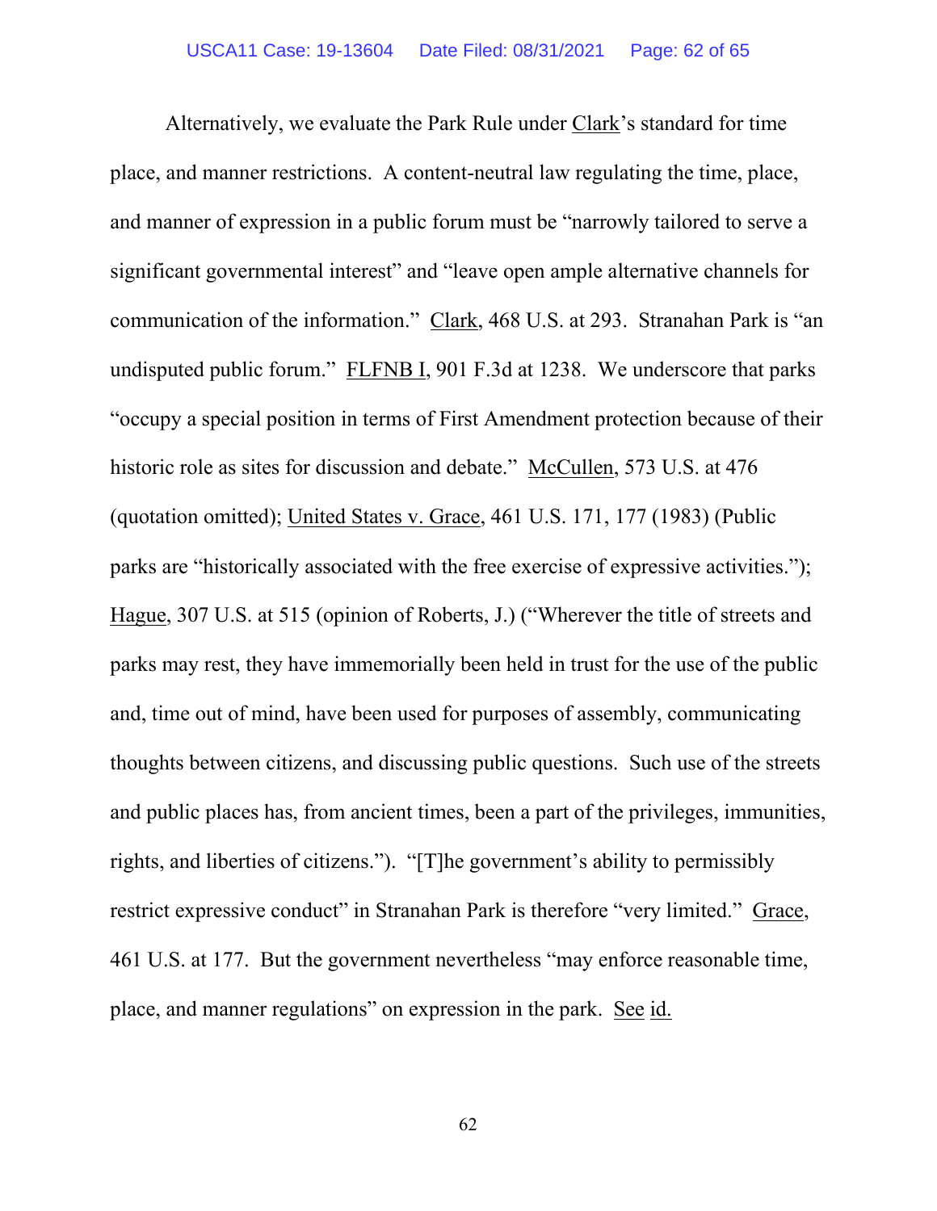Alternatively, we evaluate the Park Rule under Clark's standard for time place, and manner restrictions. A content-neutral law regulating the time, place, and manner of expression in a public forum must be "narrowly tailored to serve a significant governmental interest" and "leave open ample alternative channels for communication of the information." Clark, 468 U.S. at 293. Stranahan Park is "an undisputed public forum." FLFNB I, 901 F.3d at 1238. We underscore that parks "occupy a special position in terms of First Amendment protection because of their historic role as sites for discussion and debate." McCullen, 573 U.S. at 476 (quotation omitted); United States v. Grace, 461 U.S. 171, 177 (1983) (Public parks are "historically associated with the free exercise of expressive activities."); Hague, 307 U.S. at 515 (opinion of Roberts, J.) ("Wherever the title of streets and parks may rest, they have immemorially been held in trust for the use of the public and, time out of mind, have been used for purposes of assembly, communicating thoughts between citizens, and discussing public questions. Such use of the streets and public places has, from ancient times, been a part of the privileges, immunities, rights, and liberties of citizens."). "[T]he government's ability to permissibly restrict expressive conduct" in Stranahan Park is therefore "very limited." Grace, 461 U.S. at 177. But the government nevertheless "may enforce reasonable time, place, and manner regulations" on expression in the park. See id.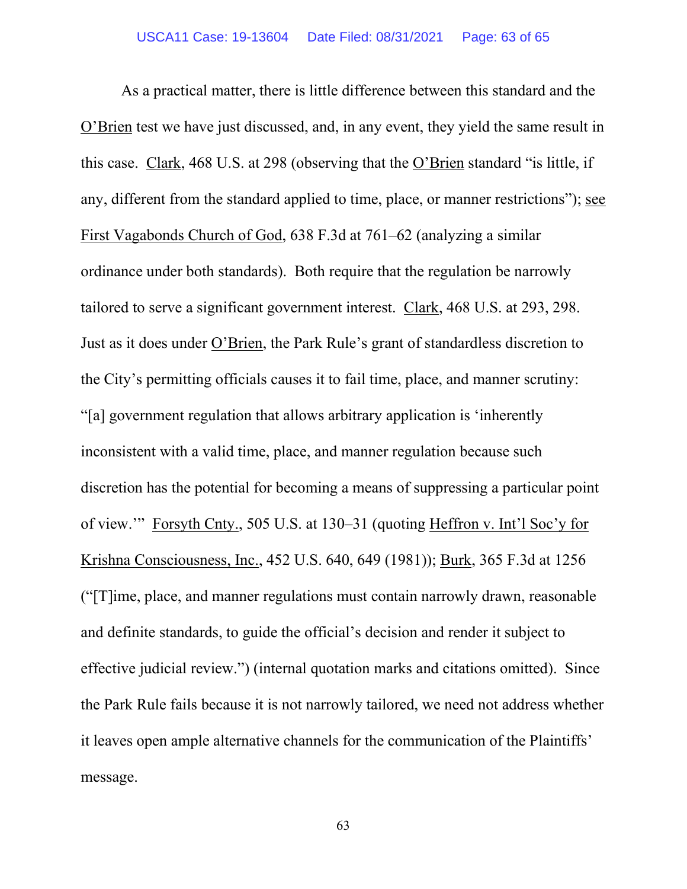As a practical matter, there is little difference between this standard and the O'Brien test we have just discussed, and, in any event, they yield the same result in this case. Clark, 468 U.S. at 298 (observing that the O'Brien standard "is little, if any, different from the standard applied to time, place, or manner restrictions"); see First Vagabonds Church of God, 638 F.3d at 761–62 (analyzing a similar ordinance under both standards). Both require that the regulation be narrowly tailored to serve a significant government interest. Clark, 468 U.S. at 293, 298. Just as it does under O'Brien, the Park Rule's grant of standardless discretion to the City's permitting officials causes it to fail time, place, and manner scrutiny: "[a] government regulation that allows arbitrary application is 'inherently inconsistent with a valid time, place, and manner regulation because such discretion has the potential for becoming a means of suppressing a particular point of view.'" Forsyth Cnty., 505 U.S. at 130–31 (quoting Heffron v. Int'l Soc'y for Krishna Consciousness, Inc., 452 U.S. 640, 649 (1981)); Burk, 365 F.3d at 1256 ("[T]ime, place, and manner regulations must contain narrowly drawn, reasonable and definite standards, to guide the official's decision and render it subject to effective judicial review.") (internal quotation marks and citations omitted). Since the Park Rule fails because it is not narrowly tailored, we need not address whether it leaves open ample alternative channels for the communication of the Plaintiffs' message.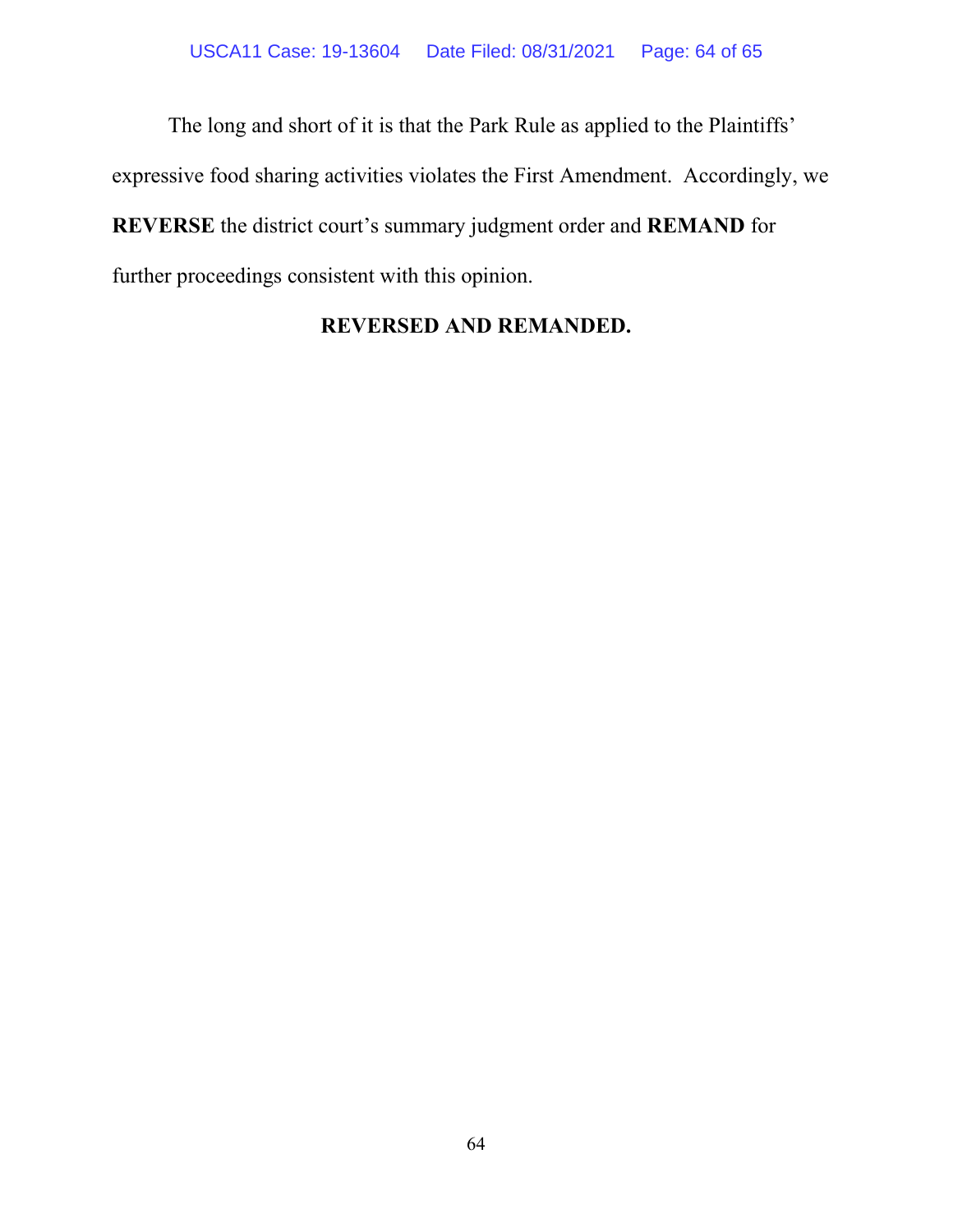The long and short of it is that the Park Rule as applied to the Plaintiffs' expressive food sharing activities violates the First Amendment. Accordingly, we **REVERSE** the district court's summary judgment order and **REMAND** for further proceedings consistent with this opinion.

**REVERSED AND REMANDED.**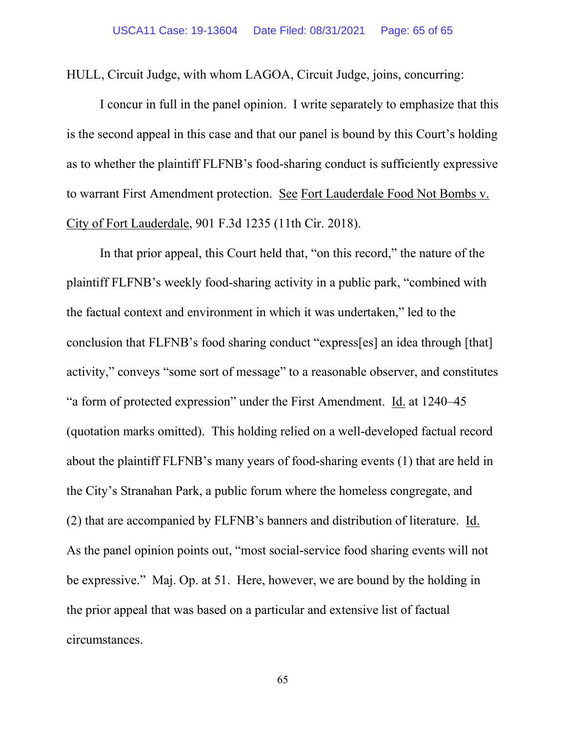HULL, Circuit Judge, with whom LAGOA, Circuit Judge, joins, concurring:

I concur in full in the panel opinion. I write separately to emphasize that this is the second appeal in this case and that our panel is bound by this Court's holding as to whether the plaintiff FLFNB's food-sharing conduct is sufficiently expressive to warrant First Amendment protection. See Fort Lauderdale Food Not Bombs v. City of Fort Lauderdale, 901 F.3d 1235 (11th Cir. 2018).

In that prior appeal, this Court held that, "on this record," the nature of the plaintiff FLFNB's weekly food-sharing activity in a public park, "combined with the factual context and environment in which it was undertaken," led to the conclusion that FLFNB's food sharing conduct "express[es] an idea through [that] activity," conveys "some sort of message" to a reasonable observer, and constitutes "a form of protected expression" under the First Amendment. Id. at 1240–45 (quotation marks omitted). This holding relied on a well-developed factual record about the plaintiff FLFNB's many years of food-sharing events (1) that are held in the City's Stranahan Park, a public forum where the homeless congregate, and (2) that are accompanied by FLFNB's banners and distribution of literature. Id. As the panel opinion points out, "most social-service food sharing events will not be expressive." Maj. Op. at 51. Here, however, we are bound by the holding in the prior appeal that was based on a particular and extensive list of factual circumstances.